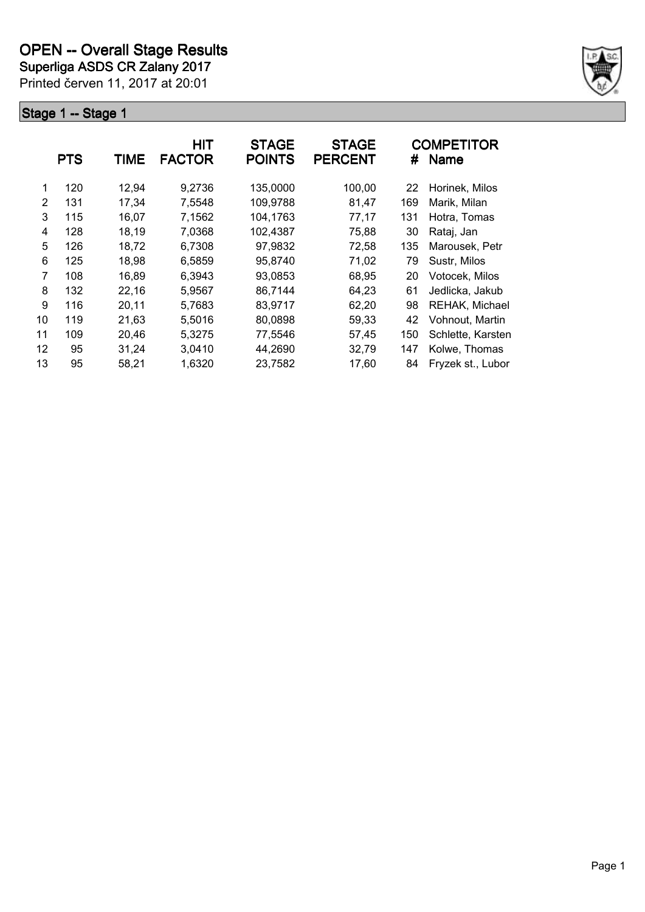# OPEN -- Overall Stage Results

**Superliga ASDS CR Zalany 2017**

Printed červen 11, 2017 at 20:01

## Stage 1 -- Stage 1

| | PTS | TIME | HIT FACTOR | STAGE POINTS | STAGE PERCENT | # | COMPETITOR Name |
|---|---|---|---|---|---|---|---|
| 1 | 120 | 12,94 | 9,2736 | 135,0000 | 100,00 | 22 | Horinek, Milos |
| 2 | 131 | 17,34 | 7,5548 | 109,9788 | 81,47 | 169 | Marik, Milan |
| 3 | 115 | 16,07 | 7,1562 | 104,1763 | 77,17 | 131 | Hotra, Tomas |
| 4 | 128 | 18,19 | 7,0368 | 102,4387 | 75,88 | 30 | Rataj, Jan |
| 5 | 126 | 18,72 | 6,7308 | 97,9832 | 72,58 | 135 | Marousek, Petr |
| 6 | 125 | 18,98 | 6,5859 | 95,8740 | 71,02 | 79 | Sustr, Milos |
| 7 | 108 | 16,89 | 6,3943 | 93,0853 | 68,95 | 20 | Votocek, Milos |
| 8 | 132 | 22,16 | 5,9567 | 86,7144 | 64,23 | 61 | Jedlicka, Jakub |
| 9 | 116 | 20,11 | 5,7683 | 83,9717 | 62,20 | 98 | REHAK, Michael |
| 10 | 119 | 21,63 | 5,5016 | 80,0898 | 59,33 | 42 | Vohnout, Martin |
| 11 | 109 | 20,46 | 5,3275 | 77,5546 | 57,45 | 150 | Schlette, Karsten |
| 12 | 95 | 31,24 | 3,0410 | 44,2690 | 32,79 | 147 | Kolwe, Thomas |
| 13 | 95 | 58,21 | 1,6320 | 23,7582 | 17,60 | 84 | Fryzek st., Lubor |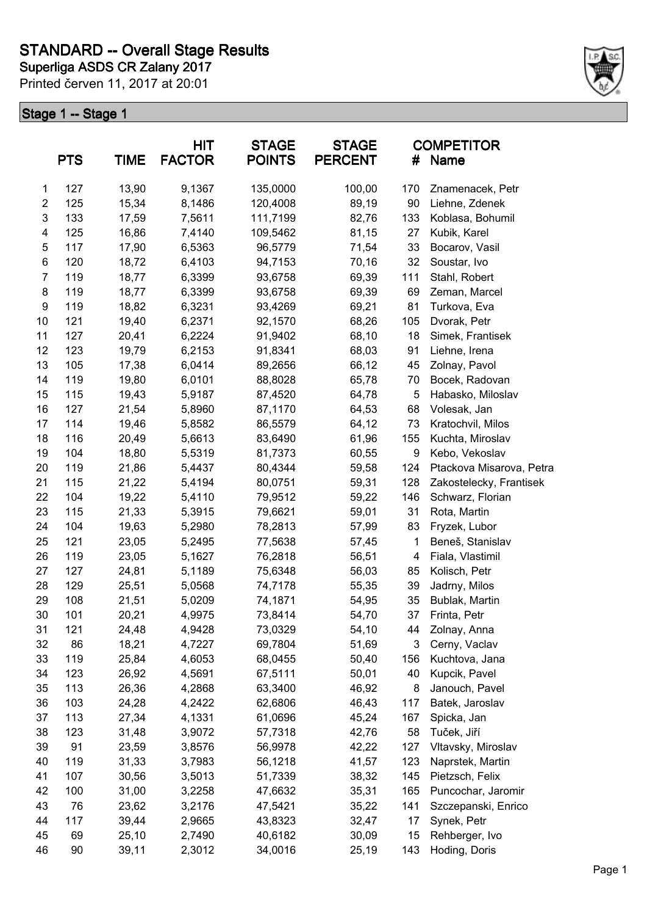# STANDARD -- Overall Stage Results

**Superliga ASDS CR Zalany 2017**

Printed červen 11, 2017 at 20:01

## Stage 1 -- Stage 1

| | PTS | TIME | HIT FACTOR | STAGE POINTS | STAGE PERCENT | # | COMPETITOR Name |
|---|---|---|---|---|---|---|---|
| 1 | 127 | 13,90 | 9,1367 | 135,0000 | 100,00 | 170 | Znamenacek, Petr |
| 2 | 125 | 15,34 | 8,1486 | 120,4008 | 89,19 | 90 | Liehne, Zdenek |
| 3 | 133 | 17,59 | 7,5611 | 111,7199 | 82,76 | 133 | Koblasa, Bohumil |
| 4 | 125 | 16,86 | 7,4140 | 109,5462 | 81,15 | 27 | Kubik, Karel |
| 5 | 117 | 17,90 | 6,5363 | 96,5779 | 71,54 | 33 | Bocarov, Vasil |
| 6 | 120 | 18,72 | 6,4103 | 94,7153 | 70,16 | 32 | Soustar, Ivo |
| 7 | 119 | 18,77 | 6,3399 | 93,6758 | 69,39 | 111 | Stahl, Robert |
| 8 | 119 | 18,77 | 6,3399 | 93,6758 | 69,39 | 69 | Zeman, Marcel |
| 9 | 119 | 18,82 | 6,3231 | 93,4269 | 69,21 | 81 | Turkova, Eva |
| 10 | 121 | 19,40 | 6,2371 | 92,1570 | 68,26 | 105 | Dvorak, Petr |
| 11 | 127 | 20,41 | 6,2224 | 91,9402 | 68,10 | 18 | Simek, Frantisek |
| 12 | 123 | 19,79 | 6,2153 | 91,8341 | 68,03 | 91 | Liehne, Irena |
| 13 | 105 | 17,38 | 6,0414 | 89,2656 | 66,12 | 45 | Zolnay, Pavol |
| 14 | 119 | 19,80 | 6,0101 | 88,8028 | 65,78 | 70 | Bocek, Radovan |
| 15 | 115 | 19,43 | 5,9187 | 87,4520 | 64,78 | 5 | Habasko, Miloslav |
| 16 | 127 | 21,54 | 5,8960 | 87,1170 | 64,53 | 68 | Volesak, Jan |
| 17 | 114 | 19,46 | 5,8582 | 86,5579 | 64,12 | 73 | Kratochvil, Milos |
| 18 | 116 | 20,49 | 5,6613 | 83,6490 | 61,96 | 155 | Kuchta, Miroslav |
| 19 | 104 | 18,80 | 5,5319 | 81,7373 | 60,55 | 9 | Kebo, Vekoslav |
| 20 | 119 | 21,86 | 5,4437 | 80,4344 | 59,58 | 124 | Ptackova Misarova, Petra |
| 21 | 115 | 21,22 | 5,4194 | 80,0751 | 59,31 | 128 | Zakostelecky, Frantisek |
| 22 | 104 | 19,22 | 5,4110 | 79,9512 | 59,22 | 146 | Schwarz, Florian |
| 23 | 115 | 21,33 | 5,3915 | 79,6621 | 59,01 | 31 | Rota, Martin |
| 24 | 104 | 19,63 | 5,2980 | 78,2813 | 57,99 | 83 | Fryzek, Lubor |
| 25 | 121 | 23,05 | 5,2495 | 77,5638 | 57,45 | 1 | Beneš, Stanislav |
| 26 | 119 | 23,05 | 5,1627 | 76,2818 | 56,51 | 4 | Fiala, Vlastimil |
| 27 | 127 | 24,81 | 5,1189 | 75,6348 | 56,03 | 85 | Kolisch, Petr |
| 28 | 129 | 25,51 | 5,0568 | 74,7178 | 55,35 | 39 | Jadrny, Milos |
| 29 | 108 | 21,51 | 5,0209 | 74,1871 | 54,95 | 35 | Bublak, Martin |
| 30 | 101 | 20,21 | 4,9975 | 73,8414 | 54,70 | 37 | Frinta, Petr |
| 31 | 121 | 24,48 | 4,9428 | 73,0329 | 54,10 | 44 | Zolnay, Anna |
| 32 | 86 | 18,21 | 4,7227 | 69,7804 | 51,69 | 3 | Cerny, Vaclav |
| 33 | 119 | 25,84 | 4,6053 | 68,0455 | 50,40 | 156 | Kuchtova, Jana |
| 34 | 123 | 26,92 | 4,5691 | 67,5111 | 50,01 | 40 | Kupcik, Pavel |
| 35 | 113 | 26,36 | 4,2868 | 63,3400 | 46,92 | 8 | Janouch, Pavel |
| 36 | 103 | 24,28 | 4,2422 | 62,6806 | 46,43 | 117 | Batek, Jaroslav |
| 37 | 113 | 27,34 | 4,1331 | 61,0696 | 45,24 | 167 | Spicka, Jan |
| 38 | 123 | 31,48 | 3,9072 | 57,7318 | 42,76 | 58 | Tuček, Jiří |
| 39 | 91 | 23,59 | 3,8576 | 56,9978 | 42,22 | 127 | Vltavsky, Miroslav |
| 40 | 119 | 31,33 | 3,7983 | 56,1218 | 41,57 | 123 | Naprstek, Martin |
| 41 | 107 | 30,56 | 3,5013 | 51,7339 | 38,32 | 145 | Pietzsch, Felix |
| 42 | 100 | 31,00 | 3,2258 | 47,6632 | 35,31 | 165 | Puncochar, Jaromir |
| 43 | 76 | 23,62 | 3,2176 | 47,5421 | 35,22 | 141 | Szczepanski, Enrico |
| 44 | 117 | 39,44 | 2,9665 | 43,8323 | 32,47 | 17 | Synek, Petr |
| 45 | 69 | 25,10 | 2,7490 | 40,6182 | 30,09 | 15 | Rehberger, Ivo |
| 46 | 90 | 39,11 | 2,3012 | 34,0016 | 25,19 | 143 | Hoding, Doris |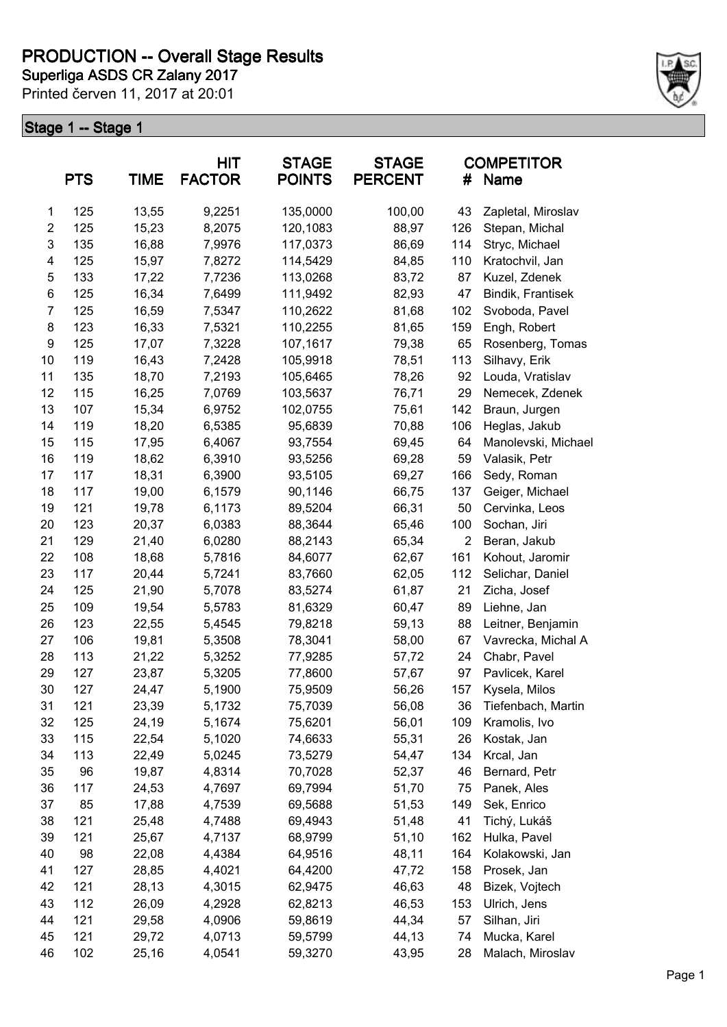# PRODUCTION -- Overall Stage Results

**Superliga ASDS CR Zalany 2017**

Printed červen 11, 2017 at 20:01

## Stage 1 -- Stage 1

| | PTS | TIME | HIT FACTOR | STAGE POINTS | STAGE PERCENT | # | COMPETITOR Name |
|---|---|---|---|---|---|---|---|
| 1 | 125 | 13,55 | 9,2251 | 135,0000 | 100,00 | 43 | Zapletal, Miroslav |
| 2 | 125 | 15,23 | 8,2075 | 120,1083 | 88,97 | 126 | Stepan, Michal |
| 3 | 135 | 16,88 | 7,9976 | 117,0373 | 86,69 | 114 | Stryc, Michael |
| 4 | 125 | 15,97 | 7,8272 | 114,5429 | 84,85 | 110 | Kratochvil, Jan |
| 5 | 133 | 17,22 | 7,7236 | 113,0268 | 83,72 | 87 | Kuzel, Zdenek |
| 6 | 125 | 16,34 | 7,6499 | 111,9492 | 82,93 | 47 | Bindik, Frantisek |
| 7 | 125 | 16,59 | 7,5347 | 110,2622 | 81,68 | 102 | Svoboda, Pavel |
| 8 | 123 | 16,33 | 7,5321 | 110,2255 | 81,65 | 159 | Engh, Robert |
| 9 | 125 | 17,07 | 7,3228 | 107,1617 | 79,38 | 65 | Rosenberg, Tomas |
| 10 | 119 | 16,43 | 7,2428 | 105,9918 | 78,51 | 113 | Silhavy, Erik |
| 11 | 135 | 18,70 | 7,2193 | 105,6465 | 78,26 | 92 | Louda, Vratislav |
| 12 | 115 | 16,25 | 7,0769 | 103,5637 | 76,71 | 29 | Nemecek, Zdenek |
| 13 | 107 | 15,34 | 6,9752 | 102,0755 | 75,61 | 142 | Braun, Jurgen |
| 14 | 119 | 18,20 | 6,5385 | 95,6839 | 70,88 | 106 | Heglas, Jakub |
| 15 | 115 | 17,95 | 6,4067 | 93,7554 | 69,45 | 64 | Manolevski, Michael |
| 16 | 119 | 18,62 | 6,3910 | 93,5256 | 69,28 | 59 | Valasik, Petr |
| 17 | 117 | 18,31 | 6,3900 | 93,5105 | 69,27 | 166 | Sedy, Roman |
| 18 | 117 | 19,00 | 6,1579 | 90,1146 | 66,75 | 137 | Geiger, Michael |
| 19 | 121 | 19,78 | 6,1173 | 89,5204 | 66,31 | 50 | Cervinka, Leos |
| 20 | 123 | 20,37 | 6,0383 | 88,3644 | 65,46 | 100 | Sochan, Jiri |
| 21 | 129 | 21,40 | 6,0280 | 88,2143 | 65,34 | 2 | Beran, Jakub |
| 22 | 108 | 18,68 | 5,7816 | 84,6077 | 62,67 | 161 | Kohout, Jaromir |
| 23 | 117 | 20,44 | 5,7241 | 83,7660 | 62,05 | 112 | Selichar, Daniel |
| 24 | 125 | 21,90 | 5,7078 | 83,5274 | 61,87 | 21 | Zicha, Josef |
| 25 | 109 | 19,54 | 5,5783 | 81,6329 | 60,47 | 89 | Liehne, Jan |
| 26 | 123 | 22,55 | 5,4545 | 79,8218 | 59,13 | 88 | Leitner, Benjamin |
| 27 | 106 | 19,81 | 5,3508 | 78,3041 | 58,00 | 67 | Vavrecka, Michal A |
| 28 | 113 | 21,22 | 5,3252 | 77,9285 | 57,72 | 24 | Chabr, Pavel |
| 29 | 127 | 23,87 | 5,3205 | 77,8600 | 57,67 | 97 | Pavlicek, Karel |
| 30 | 127 | 24,47 | 5,1900 | 75,9509 | 56,26 | 157 | Kysela, Milos |
| 31 | 121 | 23,39 | 5,1732 | 75,7039 | 56,08 | 36 | Tiefenbach, Martin |
| 32 | 125 | 24,19 | 5,1674 | 75,6201 | 56,01 | 109 | Kramolis, Ivo |
| 33 | 115 | 22,54 | 5,1020 | 74,6633 | 55,31 | 26 | Kostak, Jan |
| 34 | 113 | 22,49 | 5,0245 | 73,5279 | 54,47 | 134 | Krcal, Jan |
| 35 | 96 | 19,87 | 4,8314 | 70,7028 | 52,37 | 46 | Bernard, Petr |
| 36 | 117 | 24,53 | 4,7697 | 69,7994 | 51,70 | 75 | Panek, Ales |
| 37 | 85 | 17,88 | 4,7539 | 69,5688 | 51,53 | 149 | Sek, Enrico |
| 38 | 121 | 25,48 | 4,7488 | 69,4943 | 51,48 | 41 | Tichý, Lukáš |
| 39 | 121 | 25,67 | 4,7137 | 68,9799 | 51,10 | 162 | Hulka, Pavel |
| 40 | 98 | 22,08 | 4,4384 | 64,9516 | 48,11 | 164 | Kolakowski, Jan |
| 41 | 127 | 28,85 | 4,4021 | 64,4200 | 47,72 | 158 | Prosek, Jan |
| 42 | 121 | 28,13 | 4,3015 | 62,9475 | 46,63 | 48 | Bizek, Vojtech |
| 43 | 112 | 26,09 | 4,2928 | 62,8213 | 46,53 | 153 | Ulrich, Jens |
| 44 | 121 | 29,58 | 4,0906 | 59,8619 | 44,34 | 57 | Silhan, Jiri |
| 45 | 121 | 29,72 | 4,0713 | 59,5799 | 44,13 | 74 | Mucka, Karel |
| 46 | 102 | 25,16 | 4,0541 | 59,3270 | 43,95 | 28 | Malach, Miroslav |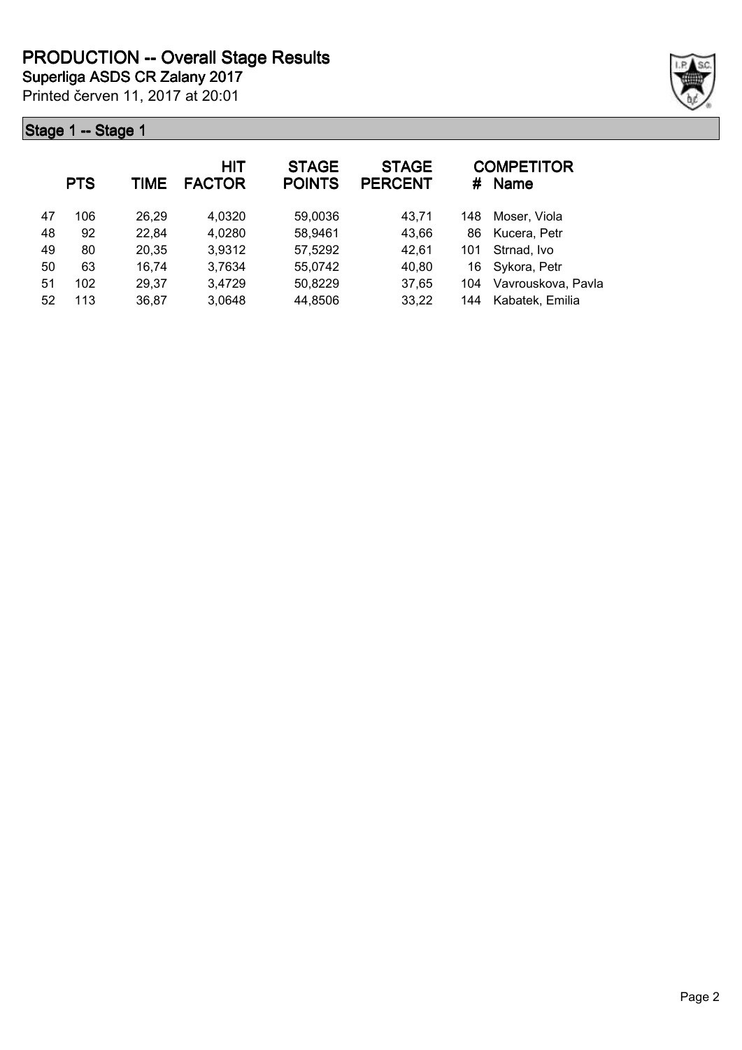# PRODUCTION -- Overall Stage Results

**Superliga ASDS CR Zalany 2017**

Printed červen 11, 2017 at 20:01

## Stage 1 -- Stage 1

| | PTS | TIME | HIT FACTOR | STAGE POINTS | STAGE PERCENT | # | COMPETITOR Name |
|---|---|---|---|---|---|---|---|
| 47 | 106 | 26,29 | 4,0320 | 59,0036 | 43,71 | 148 | Moser, Viola |
| 48 | 92 | 22,84 | 4,0280 | 58,9461 | 43,66 | 86 | Kucera, Petr |
| 49 | 80 | 20,35 | 3,9312 | 57,5292 | 42,61 | 101 | Strnad, Ivo |
| 50 | 63 | 16,74 | 3,7634 | 55,0742 | 40,80 | 16 | Sykora, Petr |
| 51 | 102 | 29,37 | 3,4729 | 50,8229 | 37,65 | 104 | Vavrouskova, Pavla |
| 52 | 113 | 36,87 | 3,0648 | 44,8506 | 33,22 | 144 | Kabatek, Emilia |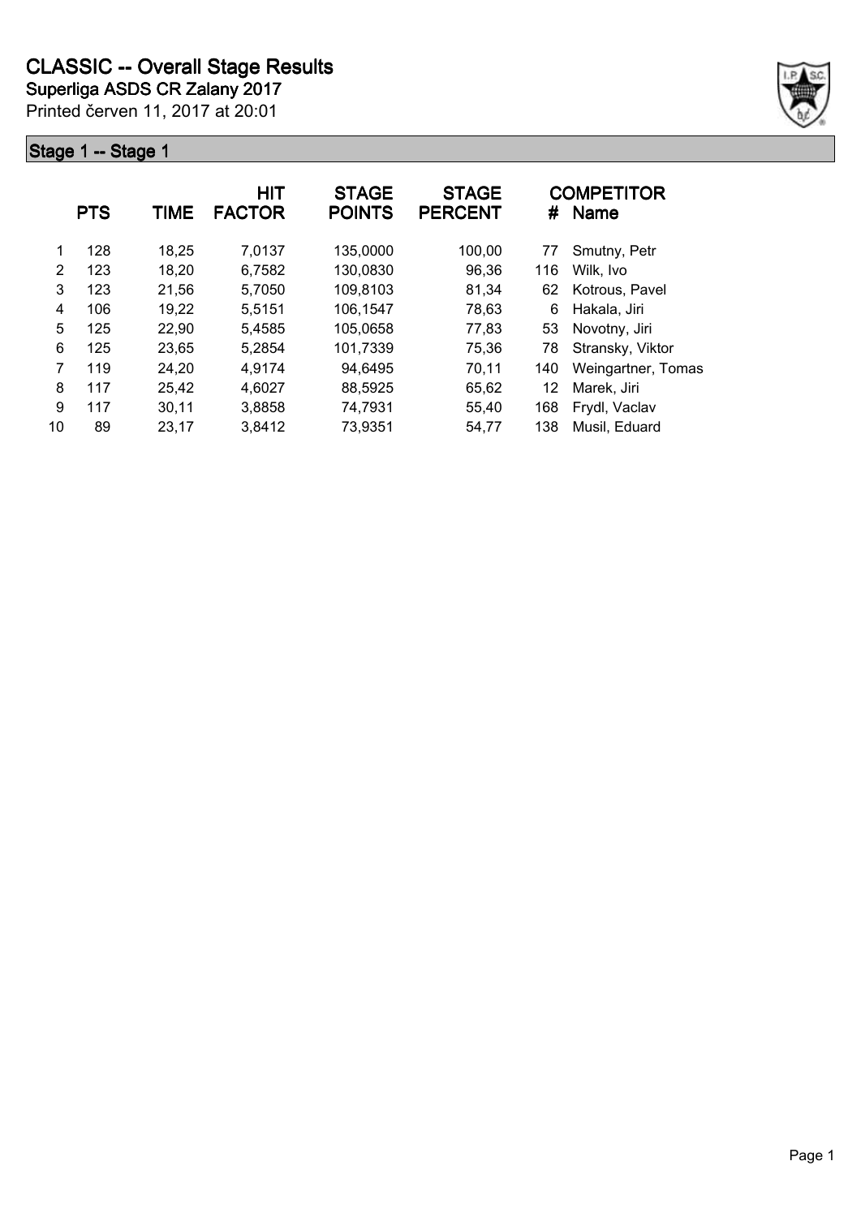# CLASSIC -- Overall Stage Results

**Superliga ASDS CR Zalany 2017**

Printed červen 11, 2017 at 20:01

## Stage 1 -- Stage 1

| | PTS | TIME | HIT FACTOR | STAGE POINTS | STAGE PERCENT | # | COMPETITOR Name |
|---|---|---|---|---|---|---|---|
| 1 | 128 | 18,25 | 7,0137 | 135,0000 | 100,00 | 77 | Smutny, Petr |
| 2 | 123 | 18,20 | 6,7582 | 130,0830 | 96,36 | 116 | Wilk, Ivo |
| 3 | 123 | 21,56 | 5,7050 | 109,8103 | 81,34 | 62 | Kotrous, Pavel |
| 4 | 106 | 19,22 | 5,5151 | 106,1547 | 78,63 | 6 | Hakala, Jiri |
| 5 | 125 | 22,90 | 5,4585 | 105,0658 | 77,83 | 53 | Novotny, Jiri |
| 6 | 125 | 23,65 | 5,2854 | 101,7339 | 75,36 | 78 | Stransky, Viktor |
| 7 | 119 | 24,20 | 4,9174 | 94,6495 | 70,11 | 140 | Weingartner, Tomas |
| 8 | 117 | 25,42 | 4,6027 | 88,5925 | 65,62 | 12 | Marek, Jiri |
| 9 | 117 | 30,11 | 3,8858 | 74,7931 | 55,40 | 168 | Frydl, Vaclav |
| 10 | 89 | 23,17 | 3,8412 | 73,9351 | 54,77 | 138 | Musil, Eduard |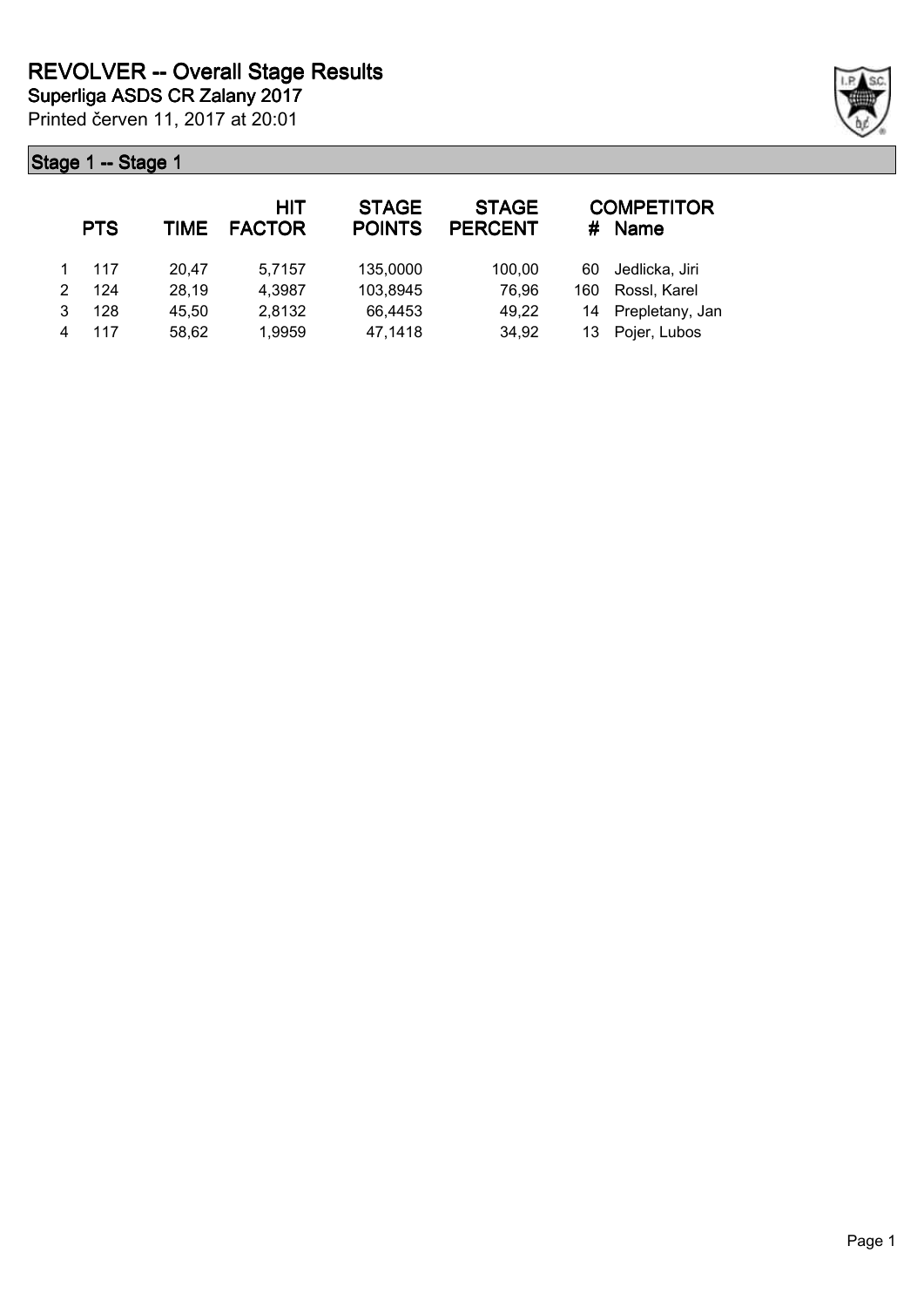# REVOLVER -- Overall Stage Results

**Superliga ASDS CR Zalany 2017**

Printed červen 11, 2017 at 20:01

## Stage 1 -- Stage 1

|  | PTS | TIME | HIT FACTOR | STAGE POINTS | STAGE PERCENT | # | COMPETITOR Name |
|---|---|---|---|---|---|---|---|
| 1 | 117 | 20,47 | 5,7157 | 135,0000 | 100,00 | 60 | Jedlicka, Jiri |
| 2 | 124 | 28,19 | 4,3987 | 103,8945 | 76,96 | 160 | Rossl, Karel |
| 3 | 128 | 45,50 | 2,8132 | 66,4453 | 49,22 | 14 | Prepletany, Jan |
| 4 | 117 | 58,62 | 1,9959 | 47,1418 | 34,92 | 13 | Pojer, Lubos |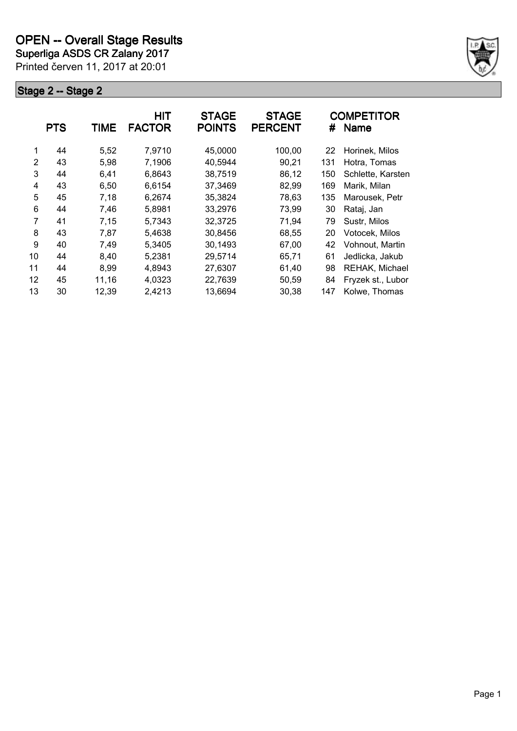# OPEN -- Overall Stage Results

**Superliga ASDS CR Zalany 2017**

Printed červen 11, 2017 at 20:01

## Stage 2 -- Stage 2

| | PTS | TIME | HIT FACTOR | STAGE POINTS | STAGE PERCENT | # | COMPETITOR Name |
|---|---|---|---|---|---|---|---|
| 1 | 44 | 5,52 | 7,9710 | 45,0000 | 100,00 | 22 | Horinek, Milos |
| 2 | 43 | 5,98 | 7,1906 | 40,5944 | 90,21 | 131 | Hotra, Tomas |
| 3 | 44 | 6,41 | 6,8643 | 38,7519 | 86,12 | 150 | Schlette, Karsten |
| 4 | 43 | 6,50 | 6,6154 | 37,3469 | 82,99 | 169 | Marik, Milan |
| 5 | 45 | 7,18 | 6,2674 | 35,3824 | 78,63 | 135 | Marousek, Petr |
| 6 | 44 | 7,46 | 5,8981 | 33,2976 | 73,99 | 30 | Rataj, Jan |
| 7 | 41 | 7,15 | 5,7343 | 32,3725 | 71,94 | 79 | Sustr, Milos |
| 8 | 43 | 7,87 | 5,4638 | 30,8456 | 68,55 | 20 | Votocek, Milos |
| 9 | 40 | 7,49 | 5,3405 | 30,1493 | 67,00 | 42 | Vohnout, Martin |
| 10 | 44 | 8,40 | 5,2381 | 29,5714 | 65,71 | 61 | Jedlicka, Jakub |
| 11 | 44 | 8,99 | 4,8943 | 27,6307 | 61,40 | 98 | REHAK, Michael |
| 12 | 45 | 11,16 | 4,0323 | 22,7639 | 50,59 | 84 | Fryzek st., Lubor |
| 13 | 30 | 12,39 | 2,4213 | 13,6694 | 30,38 | 147 | Kolwe, Thomas |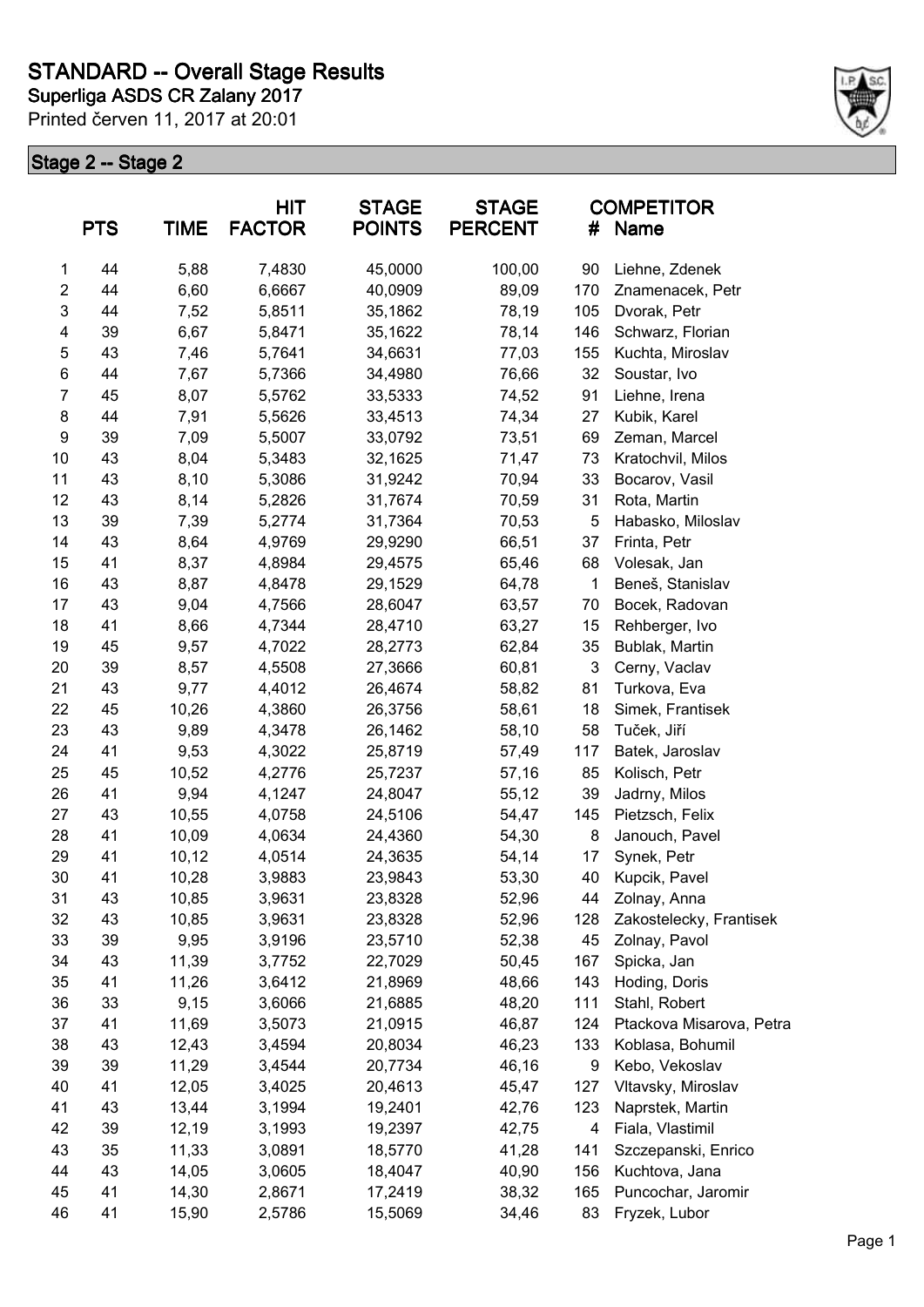# STANDARD -- Overall Stage Results

## Superliga ASDS CR Zalany 2017

Printed červen 11, 2017 at 20:01

### Stage 2 -- Stage 2

| | PTS | TIME | HIT FACTOR | STAGE POINTS | STAGE PERCENT | # | COMPETITOR Name |
|---|---|---|---|---|---|---|---|
| 1 | 44 | 5,88 | 7,4830 | 45,0000 | 100,00 | 90 | Liehne, Zdenek |
| 2 | 44 | 6,60 | 6,6667 | 40,0909 | 89,09 | 170 | Znamenacek, Petr |
| 3 | 44 | 7,52 | 5,8511 | 35,1862 | 78,19 | 105 | Dvorak, Petr |
| 4 | 39 | 6,67 | 5,8471 | 35,1622 | 78,14 | 146 | Schwarz, Florian |
| 5 | 43 | 7,46 | 5,7641 | 34,6631 | 77,03 | 155 | Kuchta, Miroslav |
| 6 | 44 | 7,67 | 5,7366 | 34,4980 | 76,66 | 32 | Soustar, Ivo |
| 7 | 45 | 8,07 | 5,5762 | 33,5333 | 74,52 | 91 | Liehne, Irena |
| 8 | 44 | 7,91 | 5,5626 | 33,4513 | 74,34 | 27 | Kubik, Karel |
| 9 | 39 | 7,09 | 5,5007 | 33,0792 | 73,51 | 69 | Zeman, Marcel |
| 10 | 43 | 8,04 | 5,3483 | 32,1625 | 71,47 | 73 | Kratochvil, Milos |
| 11 | 43 | 8,10 | 5,3086 | 31,9242 | 70,94 | 33 | Bocarov, Vasil |
| 12 | 43 | 8,14 | 5,2826 | 31,7674 | 70,59 | 31 | Rota, Martin |
| 13 | 39 | 7,39 | 5,2774 | 31,7364 | 70,53 | 5 | Habasko, Miloslav |
| 14 | 43 | 8,64 | 4,9769 | 29,9290 | 66,51 | 37 | Frinta, Petr |
| 15 | 41 | 8,37 | 4,8984 | 29,4575 | 65,46 | 68 | Volesak, Jan |
| 16 | 43 | 8,87 | 4,8478 | 29,1529 | 64,78 | 1 | Beneš, Stanislav |
| 17 | 43 | 9,04 | 4,7566 | 28,6047 | 63,57 | 70 | Bocek, Radovan |
| 18 | 41 | 8,66 | 4,7344 | 28,4710 | 63,27 | 15 | Rehberger, Ivo |
| 19 | 45 | 9,57 | 4,7022 | 28,2773 | 62,84 | 35 | Bublak, Martin |
| 20 | 39 | 8,57 | 4,5508 | 27,3666 | 60,81 | 3 | Cerny, Vaclav |
| 21 | 43 | 9,77 | 4,4012 | 26,4674 | 58,82 | 81 | Turkova, Eva |
| 22 | 45 | 10,26 | 4,3860 | 26,3756 | 58,61 | 18 | Simek, Frantisek |
| 23 | 43 | 9,89 | 4,3478 | 26,1462 | 58,10 | 58 | Tuček, Jiří |
| 24 | 41 | 9,53 | 4,3022 | 25,8719 | 57,49 | 117 | Batek, Jaroslav |
| 25 | 45 | 10,52 | 4,2776 | 25,7237 | 57,16 | 85 | Kolisch, Petr |
| 26 | 41 | 9,94 | 4,1247 | 24,8047 | 55,12 | 39 | Jadrny, Milos |
| 27 | 43 | 10,55 | 4,0758 | 24,5106 | 54,47 | 145 | Pietzsch, Felix |
| 28 | 41 | 10,09 | 4,0634 | 24,4360 | 54,30 | 8 | Janouch, Pavel |
| 29 | 41 | 10,12 | 4,0514 | 24,3635 | 54,14 | 17 | Synek, Petr |
| 30 | 41 | 10,28 | 3,9883 | 23,9843 | 53,30 | 40 | Kupcik, Pavel |
| 31 | 43 | 10,85 | 3,9631 | 23,8328 | 52,96 | 44 | Zolnay, Anna |
| 32 | 43 | 10,85 | 3,9631 | 23,8328 | 52,96 | 128 | Zakostelecky, Frantisek |
| 33 | 39 | 9,95 | 3,9196 | 23,5710 | 52,38 | 45 | Zolnay, Pavol |
| 34 | 43 | 11,39 | 3,7752 | 22,7029 | 50,45 | 167 | Spicka, Jan |
| 35 | 41 | 11,26 | 3,6412 | 21,8969 | 48,66 | 143 | Hoding, Doris |
| 36 | 33 | 9,15 | 3,6066 | 21,6885 | 48,20 | 111 | Stahl, Robert |
| 37 | 41 | 11,69 | 3,5073 | 21,0915 | 46,87 | 124 | Ptackova Misarova, Petra |
| 38 | 43 | 12,43 | 3,4594 | 20,8034 | 46,23 | 133 | Koblasa, Bohumil |
| 39 | 39 | 11,29 | 3,4544 | 20,7734 | 46,16 | 9 | Kebo, Vekoslav |
| 40 | 41 | 12,05 | 3,4025 | 20,4613 | 45,47 | 127 | Vltavsky, Miroslav |
| 41 | 43 | 13,44 | 3,1994 | 19,2401 | 42,76 | 123 | Naprstek, Martin |
| 42 | 39 | 12,19 | 3,1993 | 19,2397 | 42,75 | 4 | Fiala, Vlastimil |
| 43 | 35 | 11,33 | 3,0891 | 18,5770 | 41,28 | 141 | Szczepanski, Enrico |
| 44 | 43 | 14,05 | 3,0605 | 18,4047 | 40,90 | 156 | Kuchtova, Jana |
| 45 | 41 | 14,30 | 2,8671 | 17,2419 | 38,32 | 165 | Puncochar, Jaromir |
| 46 | 41 | 15,90 | 2,5786 | 15,5069 | 34,46 | 83 | Fryzek, Lubor |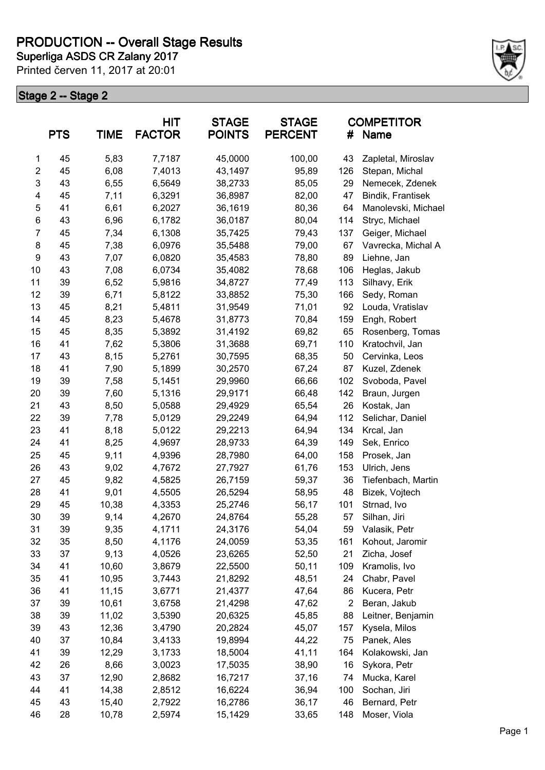# PRODUCTION -- Overall Stage Results

**Superliga ASDS CR Zalany 2017**

Printed červen 11, 2017 at 20:01

## Stage 2 -- Stage 2

| | PTS | TIME | HIT FACTOR | STAGE POINTS | STAGE PERCENT | # | COMPETITOR Name |
|---|---|---|---|---|---|---|---|
| 1 | 45 | 5,83 | 7,7187 | 45,0000 | 100,00 | 43 | Zapletal, Miroslav |
| 2 | 45 | 6,08 | 7,4013 | 43,1497 | 95,89 | 126 | Stepan, Michal |
| 3 | 43 | 6,55 | 6,5649 | 38,2733 | 85,05 | 29 | Nemecek, Zdenek |
| 4 | 45 | 7,11 | 6,3291 | 36,8987 | 82,00 | 47 | Bindik, Frantisek |
| 5 | 41 | 6,61 | 6,2027 | 36,1619 | 80,36 | 64 | Manolevski, Michael |
| 6 | 43 | 6,96 | 6,1782 | 36,0187 | 80,04 | 114 | Stryc, Michael |
| 7 | 45 | 7,34 | 6,1308 | 35,7425 | 79,43 | 137 | Geiger, Michael |
| 8 | 45 | 7,38 | 6,0976 | 35,5488 | 79,00 | 67 | Vavrecka, Michal A |
| 9 | 43 | 7,07 | 6,0820 | 35,4583 | 78,80 | 89 | Liehne, Jan |
| 10 | 43 | 7,08 | 6,0734 | 35,4082 | 78,68 | 106 | Heglas, Jakub |
| 11 | 39 | 6,52 | 5,9816 | 34,8727 | 77,49 | 113 | Silhavy, Erik |
| 12 | 39 | 6,71 | 5,8122 | 33,8852 | 75,30 | 166 | Sedy, Roman |
| 13 | 45 | 8,21 | 5,4811 | 31,9549 | 71,01 | 92 | Louda, Vratislav |
| 14 | 45 | 8,23 | 5,4678 | 31,8773 | 70,84 | 159 | Engh, Robert |
| 15 | 45 | 8,35 | 5,3892 | 31,4192 | 69,82 | 65 | Rosenberg, Tomas |
| 16 | 41 | 7,62 | 5,3806 | 31,3688 | 69,71 | 110 | Kratochvil, Jan |
| 17 | 43 | 8,15 | 5,2761 | 30,7595 | 68,35 | 50 | Cervinka, Leos |
| 18 | 41 | 7,90 | 5,1899 | 30,2570 | 67,24 | 87 | Kuzel, Zdenek |
| 19 | 39 | 7,58 | 5,1451 | 29,9960 | 66,66 | 102 | Svoboda, Pavel |
| 20 | 39 | 7,60 | 5,1316 | 29,9171 | 66,48 | 142 | Braun, Jurgen |
| 21 | 43 | 8,50 | 5,0588 | 29,4929 | 65,54 | 26 | Kostak, Jan |
| 22 | 39 | 7,78 | 5,0129 | 29,2249 | 64,94 | 112 | Selichar, Daniel |
| 23 | 41 | 8,18 | 5,0122 | 29,2213 | 64,94 | 134 | Krcal, Jan |
| 24 | 41 | 8,25 | 4,9697 | 28,9733 | 64,39 | 149 | Sek, Enrico |
| 25 | 45 | 9,11 | 4,9396 | 28,7980 | 64,00 | 158 | Prosek, Jan |
| 26 | 43 | 9,02 | 4,7672 | 27,7927 | 61,76 | 153 | Ulrich, Jens |
| 27 | 45 | 9,82 | 4,5825 | 26,7159 | 59,37 | 36 | Tiefenbach, Martin |
| 28 | 41 | 9,01 | 4,5505 | 26,5294 | 58,95 | 48 | Bizek, Vojtech |
| 29 | 45 | 10,38 | 4,3353 | 25,2746 | 56,17 | 101 | Strnad, Ivo |
| 30 | 39 | 9,14 | 4,2670 | 24,8764 | 55,28 | 57 | Silhan, Jiri |
| 31 | 39 | 9,35 | 4,1711 | 24,3176 | 54,04 | 59 | Valasik, Petr |
| 32 | 35 | 8,50 | 4,1176 | 24,0059 | 53,35 | 161 | Kohout, Jaromir |
| 33 | 37 | 9,13 | 4,0526 | 23,6265 | 52,50 | 21 | Zicha, Josef |
| 34 | 41 | 10,60 | 3,8679 | 22,5500 | 50,11 | 109 | Kramolis, Ivo |
| 35 | 41 | 10,95 | 3,7443 | 21,8292 | 48,51 | 24 | Chabr, Pavel |
| 36 | 41 | 11,15 | 3,6771 | 21,4377 | 47,64 | 86 | Kucera, Petr |
| 37 | 39 | 10,61 | 3,6758 | 21,4298 | 47,62 | 2 | Beran, Jakub |
| 38 | 39 | 11,02 | 3,5390 | 20,6325 | 45,85 | 88 | Leitner, Benjamin |
| 39 | 43 | 12,36 | 3,4790 | 20,2824 | 45,07 | 157 | Kysela, Milos |
| 40 | 37 | 10,84 | 3,4133 | 19,8994 | 44,22 | 75 | Panek, Ales |
| 41 | 39 | 12,29 | 3,1733 | 18,5004 | 41,11 | 164 | Kolakowski, Jan |
| 42 | 26 | 8,66 | 3,0023 | 17,5035 | 38,90 | 16 | Sykora, Petr |
| 43 | 37 | 12,90 | 2,8682 | 16,7217 | 37,16 | 74 | Mucka, Karel |
| 44 | 41 | 14,38 | 2,8512 | 16,6224 | 36,94 | 100 | Sochan, Jiri |
| 45 | 43 | 15,40 | 2,7922 | 16,2786 | 36,17 | 46 | Bernard, Petr |
| 46 | 28 | 10,78 | 2,5974 | 15,1429 | 33,65 | 148 | Moser, Viola |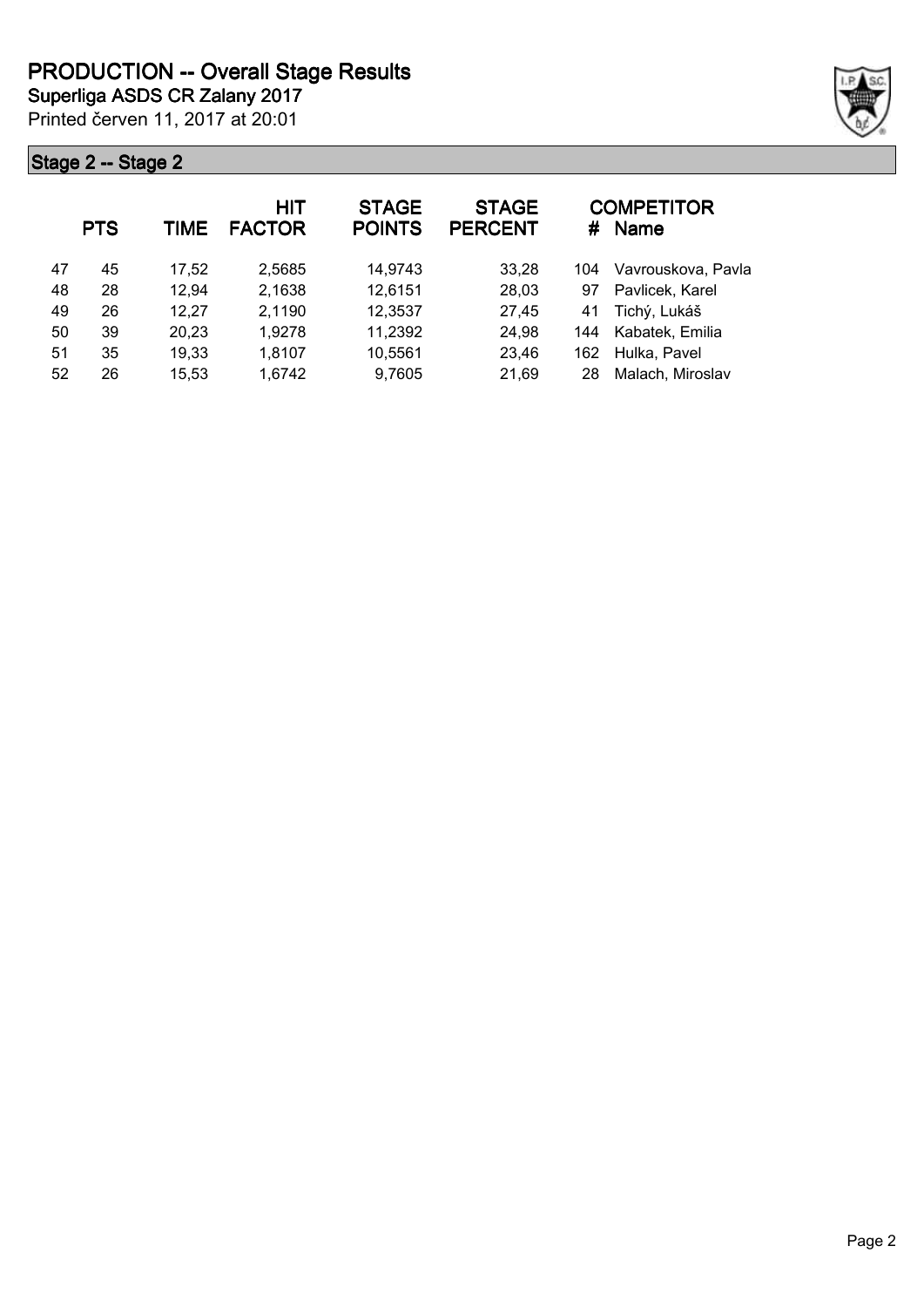# PRODUCTION -- Overall Stage Results

**Superliga ASDS CR Zalany 2017**

Printed červen 11, 2017 at 20:01

## Stage 2 -- Stage 2

| | PTS | TIME | HIT FACTOR | STAGE POINTS | STAGE PERCENT | # | COMPETITOR Name |
|---|---|---|---|---|---|---|---|
| 47 | 45 | 17,52 | 2,5685 | 14,9743 | 33,28 | 104 | Vavrouskova, Pavla |
| 48 | 28 | 12,94 | 2,1638 | 12,6151 | 28,03 | 97 | Pavlicek, Karel |
| 49 | 26 | 12,27 | 2,1190 | 12,3537 | 27,45 | 41 | Tichý, Lukáš |
| 50 | 39 | 20,23 | 1,9278 | 11,2392 | 24,98 | 144 | Kabatek, Emilia |
| 51 | 35 | 19,33 | 1,8107 | 10,5561 | 23,46 | 162 | Hulka, Pavel |
| 52 | 26 | 15,53 | 1,6742 | 9,7605 | 21,69 | 28 | Malach, Miroslav |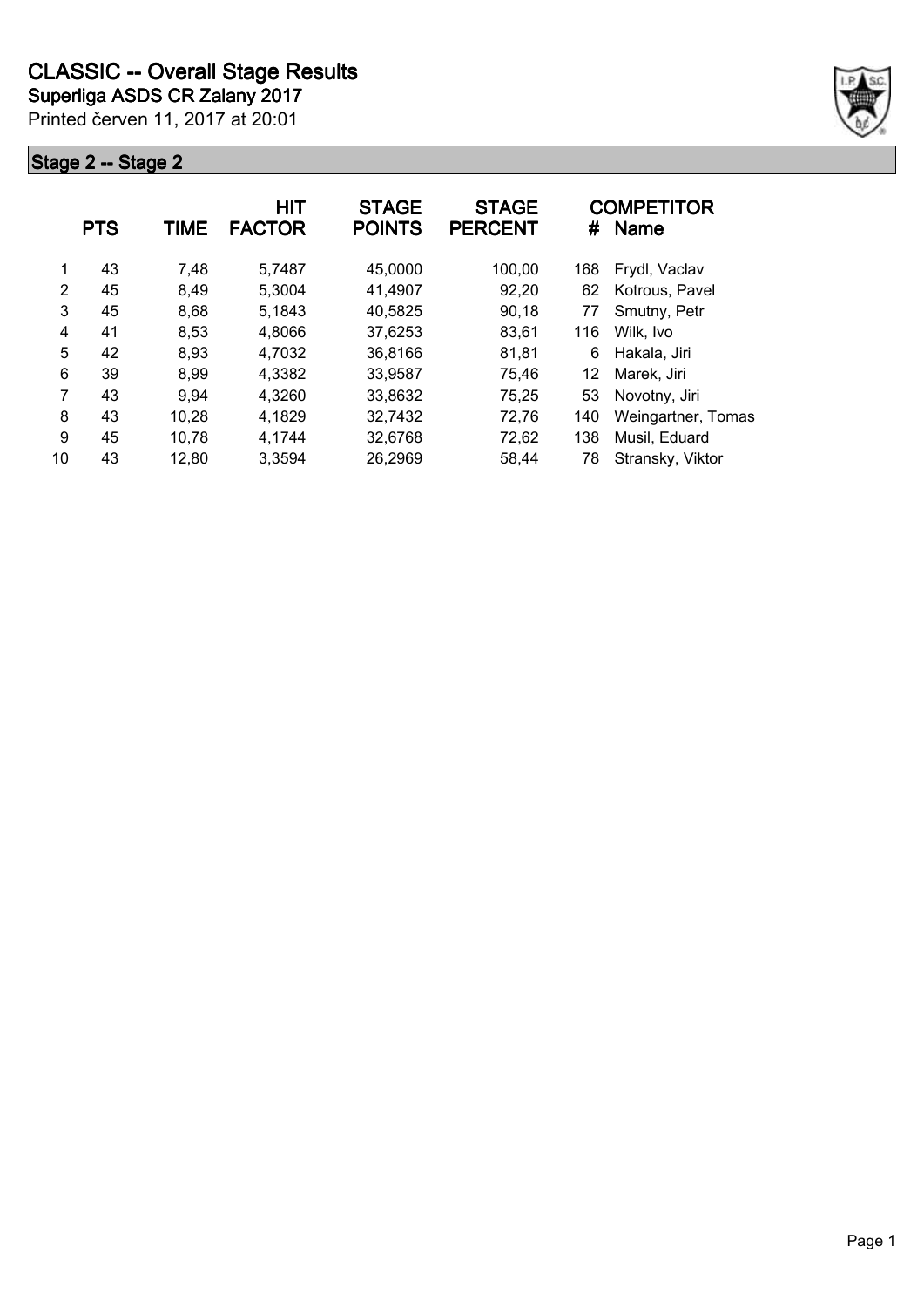# CLASSIC -- Overall Stage Results

**Superliga ASDS CR Zalany 2017**

Printed červen 11, 2017 at 20:01

## Stage 2 -- Stage 2

| | PTS | TIME | HIT FACTOR | STAGE POINTS | STAGE PERCENT | # | COMPETITOR Name |
|---|---|---|---|---|---|---|---|
| 1 | 43 | 7,48 | 5,7487 | 45,0000 | 100,00 | 168 | Frydl, Vaclav |
| 2 | 45 | 8,49 | 5,3004 | 41,4907 | 92,20 | 62 | Kotrous, Pavel |
| 3 | 45 | 8,68 | 5,1843 | 40,5825 | 90,18 | 77 | Smutny, Petr |
| 4 | 41 | 8,53 | 4,8066 | 37,6253 | 83,61 | 116 | Wilk, Ivo |
| 5 | 42 | 8,93 | 4,7032 | 36,8166 | 81,81 | 6 | Hakala, Jiri |
| 6 | 39 | 8,99 | 4,3382 | 33,9587 | 75,46 | 12 | Marek, Jiri |
| 7 | 43 | 9,94 | 4,3260 | 33,8632 | 75,25 | 53 | Novotny, Jiri |
| 8 | 43 | 10,28 | 4,1829 | 32,7432 | 72,76 | 140 | Weingartner, Tomas |
| 9 | 45 | 10,78 | 4,1744 | 32,6768 | 72,62 | 138 | Musil, Eduard |
| 10 | 43 | 12,80 | 3,3594 | 26,2969 | 58,44 | 78 | Stransky, Viktor |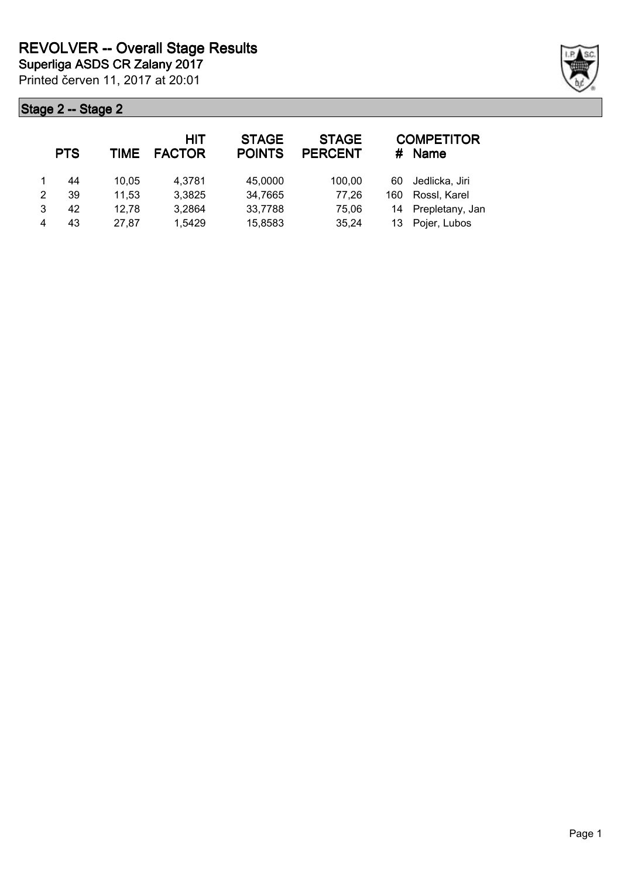# REVOLVER -- Overall Stage Results

**Superliga ASDS CR Zalany 2017**

Printed červen 11, 2017 at 20:01

## Stage 2 -- Stage 2

| | PTS | TIME | HIT FACTOR | STAGE POINTS | STAGE PERCENT | # | COMPETITOR Name |
|---|---|---|---|---|---|---|---|
| 1 | 44 | 10,05 | 4,3781 | 45,0000 | 100,00 | 60 | Jedlicka, Jiri |
| 2 | 39 | 11,53 | 3,3825 | 34,7665 | 77,26 | 160 | Rossl, Karel |
| 3 | 42 | 12,78 | 3,2864 | 33,7788 | 75,06 | 14 | Prepletany, Jan |
| 4 | 43 | 27,87 | 1,5429 | 15,8583 | 35,24 | 13 | Pojer, Lubos |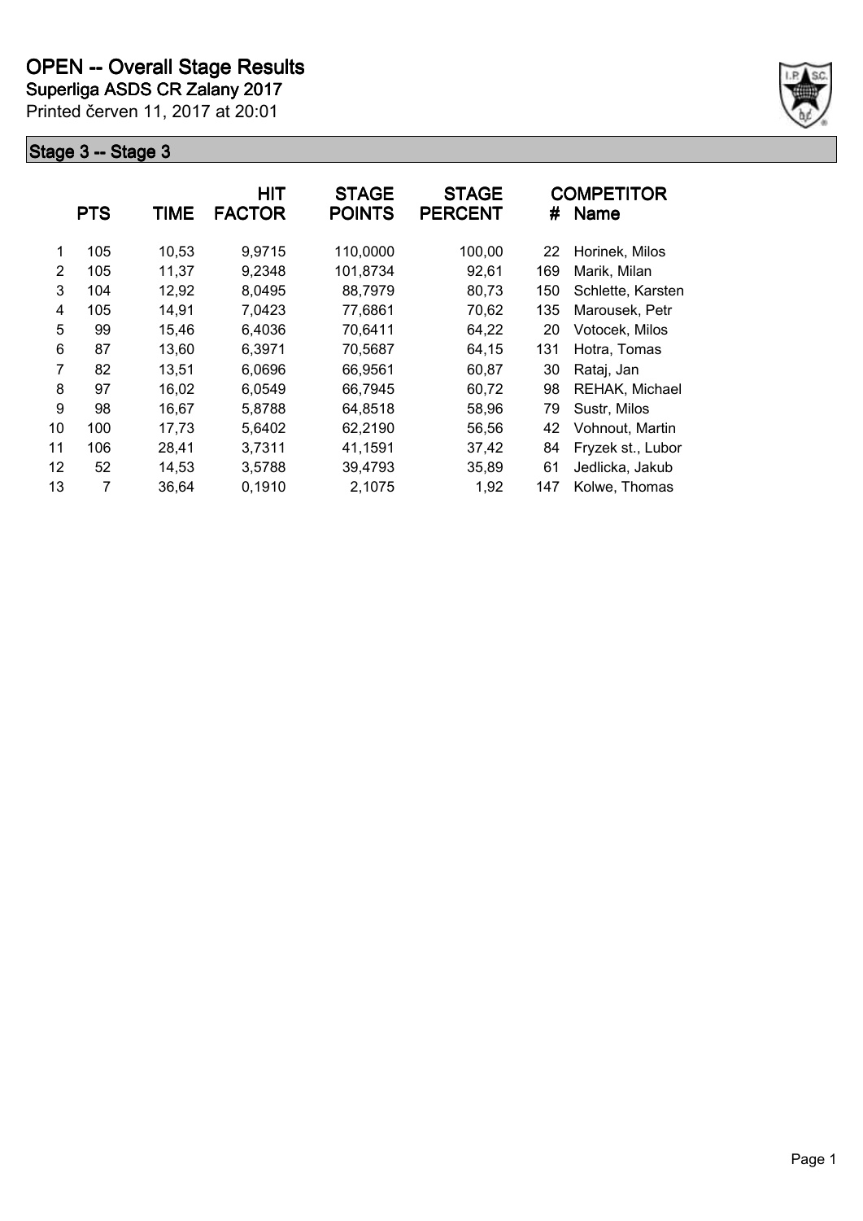# OPEN -- Overall Stage Results

**Superliga ASDS CR Zalany 2017**

Printed červen 11, 2017 at 20:01

## Stage 3 -- Stage 3

| | PTS | TIME | HIT FACTOR | STAGE POINTS | STAGE PERCENT | # | COMPETITOR Name |
|---|---|---|---|---|---|---|---|
| 1 | 105 | 10,53 | 9,9715 | 110,0000 | 100,00 | 22 | Horinek, Milos |
| 2 | 105 | 11,37 | 9,2348 | 101,8734 | 92,61 | 169 | Marik, Milan |
| 3 | 104 | 12,92 | 8,0495 | 88,7979 | 80,73 | 150 | Schlette, Karsten |
| 4 | 105 | 14,91 | 7,0423 | 77,6861 | 70,62 | 135 | Marousek, Petr |
| 5 | 99 | 15,46 | 6,4036 | 70,6411 | 64,22 | 20 | Votocek, Milos |
| 6 | 87 | 13,60 | 6,3971 | 70,5687 | 64,15 | 131 | Hotra, Tomas |
| 7 | 82 | 13,51 | 6,0696 | 66,9561 | 60,87 | 30 | Rataj, Jan |
| 8 | 97 | 16,02 | 6,0549 | 66,7945 | 60,72 | 98 | REHAK, Michael |
| 9 | 98 | 16,67 | 5,8788 | 64,8518 | 58,96 | 79 | Sustr, Milos |
| 10 | 100 | 17,73 | 5,6402 | 62,2190 | 56,56 | 42 | Vohnout, Martin |
| 11 | 106 | 28,41 | 3,7311 | 41,1591 | 37,42 | 84 | Fryzek st., Lubor |
| 12 | 52 | 14,53 | 3,5788 | 39,4793 | 35,89 | 61 | Jedlicka, Jakub |
| 13 | 7 | 36,64 | 0,1910 | 2,1075 | 1,92 | 147 | Kolwe, Thomas |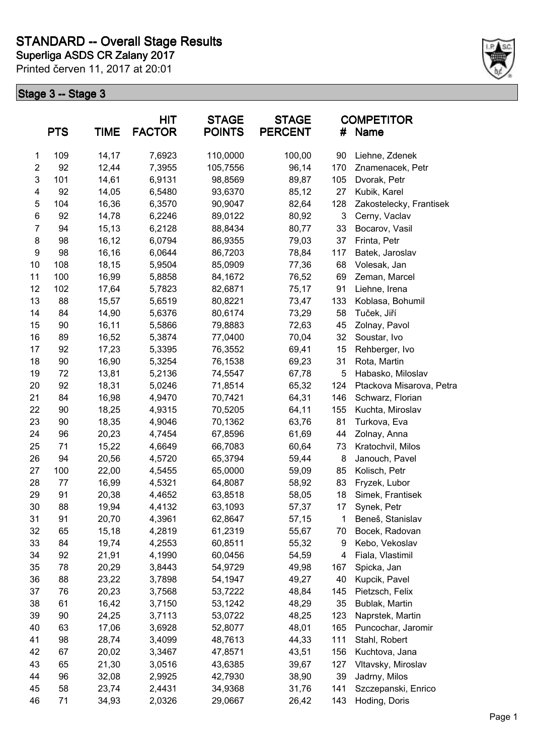# STANDARD -- Overall Stage Results

## Superliga ASDS CR Zalany 2017

Printed červen 11, 2017 at 20:01

### Stage 3 -- Stage 3

| | PTS | TIME | HIT FACTOR | STAGE POINTS | STAGE PERCENT | # | COMPETITOR Name |
|---|---|---|---|---|---|---|---|
| 1 | 109 | 14,17 | 7,6923 | 110,0000 | 100,00 | 90 | Liehne, Zdenek |
| 2 | 92 | 12,44 | 7,3955 | 105,7556 | 96,14 | 170 | Znamenacek, Petr |
| 3 | 101 | 14,61 | 6,9131 | 98,8569 | 89,87 | 105 | Dvorak, Petr |
| 4 | 92 | 14,05 | 6,5480 | 93,6370 | 85,12 | 27 | Kubik, Karel |
| 5 | 104 | 16,36 | 6,3570 | 90,9047 | 82,64 | 128 | Zakostelecky, Frantisek |
| 6 | 92 | 14,78 | 6,2246 | 89,0122 | 80,92 | 3 | Cerny, Vaclav |
| 7 | 94 | 15,13 | 6,2128 | 88,8434 | 80,77 | 33 | Bocarov, Vasil |
| 8 | 98 | 16,12 | 6,0794 | 86,9355 | 79,03 | 37 | Frinta, Petr |
| 9 | 98 | 16,16 | 6,0644 | 86,7203 | 78,84 | 117 | Batek, Jaroslav |
| 10 | 108 | 18,15 | 5,9504 | 85,0909 | 77,36 | 68 | Volesak, Jan |
| 11 | 100 | 16,99 | 5,8858 | 84,1672 | 76,52 | 69 | Zeman, Marcel |
| 12 | 102 | 17,64 | 5,7823 | 82,6871 | 75,17 | 91 | Liehne, Irena |
| 13 | 88 | 15,57 | 5,6519 | 80,8221 | 73,47 | 133 | Koblasa, Bohumil |
| 14 | 84 | 14,90 | 5,6376 | 80,6174 | 73,29 | 58 | Tuček, Jiří |
| 15 | 90 | 16,11 | 5,5866 | 79,8883 | 72,63 | 45 | Zolnay, Pavol |
| 16 | 89 | 16,52 | 5,3874 | 77,0400 | 70,04 | 32 | Soustar, Ivo |
| 17 | 92 | 17,23 | 5,3395 | 76,3552 | 69,41 | 15 | Rehberger, Ivo |
| 18 | 90 | 16,90 | 5,3254 | 76,1538 | 69,23 | 31 | Rota, Martin |
| 19 | 72 | 13,81 | 5,2136 | 74,5547 | 67,78 | 5 | Habasko, Miloslav |
| 20 | 92 | 18,31 | 5,0246 | 71,8514 | 65,32 | 124 | Ptackova Misarova, Petra |
| 21 | 84 | 16,98 | 4,9470 | 70,7421 | 64,31 | 146 | Schwarz, Florian |
| 22 | 90 | 18,25 | 4,9315 | 70,5205 | 64,11 | 155 | Kuchta, Miroslav |
| 23 | 90 | 18,35 | 4,9046 | 70,1362 | 63,76 | 81 | Turkova, Eva |
| 24 | 96 | 20,23 | 4,7454 | 67,8596 | 61,69 | 44 | Zolnay, Anna |
| 25 | 71 | 15,22 | 4,6649 | 66,7083 | 60,64 | 73 | Kratochvil, Milos |
| 26 | 94 | 20,56 | 4,5720 | 65,3794 | 59,44 | 8 | Janouch, Pavel |
| 27 | 100 | 22,00 | 4,5455 | 65,0000 | 59,09 | 85 | Kolisch, Petr |
| 28 | 77 | 16,99 | 4,5321 | 64,8087 | 58,92 | 83 | Fryzek, Lubor |
| 29 | 91 | 20,38 | 4,4652 | 63,8518 | 58,05 | 18 | Simek, Frantisek |
| 30 | 88 | 19,94 | 4,4132 | 63,1093 | 57,37 | 17 | Synek, Petr |
| 31 | 91 | 20,70 | 4,3961 | 62,8647 | 57,15 | 1 | Beneš, Stanislav |
| 32 | 65 | 15,18 | 4,2819 | 61,2319 | 55,67 | 70 | Bocek, Radovan |
| 33 | 84 | 19,74 | 4,2553 | 60,8511 | 55,32 | 9 | Kebo, Vekoslav |
| 34 | 92 | 21,91 | 4,1990 | 60,0456 | 54,59 | 4 | Fiala, Vlastimil |
| 35 | 78 | 20,29 | 3,8443 | 54,9729 | 49,98 | 167 | Spicka, Jan |
| 36 | 88 | 23,22 | 3,7898 | 54,1947 | 49,27 | 40 | Kupcik, Pavel |
| 37 | 76 | 20,23 | 3,7568 | 53,7222 | 48,84 | 145 | Pietzsch, Felix |
| 38 | 61 | 16,42 | 3,7150 | 53,1242 | 48,29 | 35 | Bublak, Martin |
| 39 | 90 | 24,25 | 3,7113 | 53,0722 | 48,25 | 123 | Naprstek, Martin |
| 40 | 63 | 17,06 | 3,6928 | 52,8077 | 48,01 | 165 | Puncochar, Jaromir |
| 41 | 98 | 28,74 | 3,4099 | 48,7613 | 44,33 | 111 | Stahl, Robert |
| 42 | 67 | 20,02 | 3,3467 | 47,8571 | 43,51 | 156 | Kuchtova, Jana |
| 43 | 65 | 21,30 | 3,0516 | 43,6385 | 39,67 | 127 | Vltavsky, Miroslav |
| 44 | 96 | 32,08 | 2,9925 | 42,7930 | 38,90 | 39 | Jadrny, Milos |
| 45 | 58 | 23,74 | 2,4431 | 34,9368 | 31,76 | 141 | Szczepanski, Enrico |
| 46 | 71 | 34,93 | 2,0326 | 29,0667 | 26,42 | 143 | Hoding, Doris |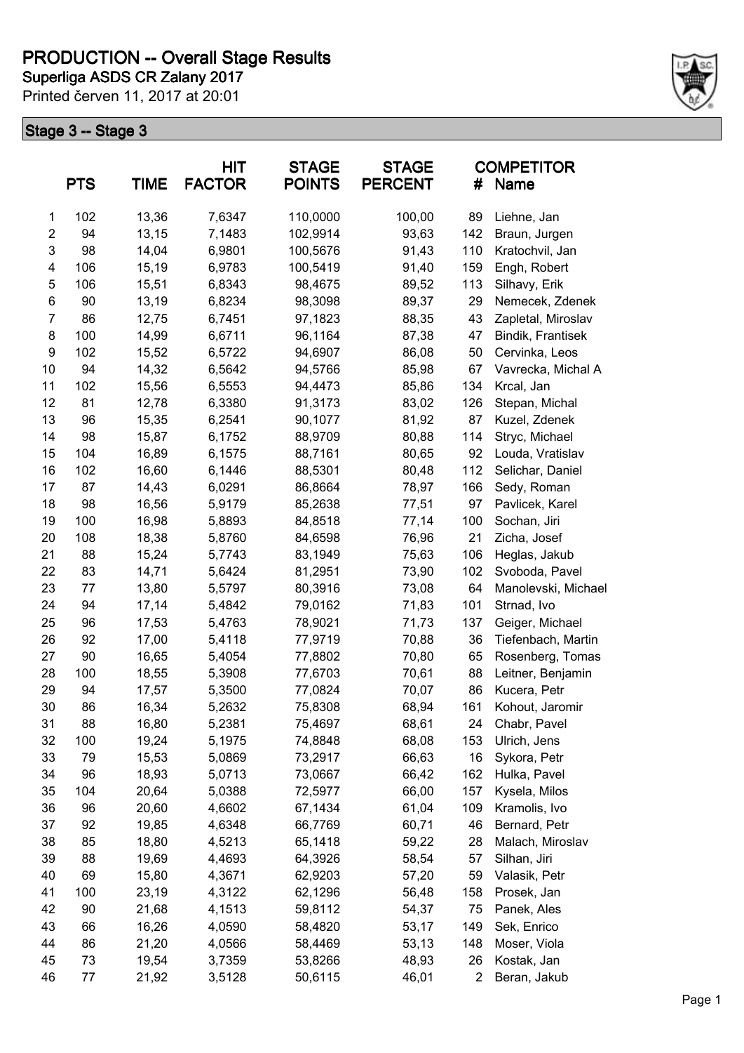# PRODUCTION -- Overall Stage Results

**Superliga ASDS CR Zalany 2017**

Printed červen 11, 2017 at 20:01

## Stage 3 -- Stage 3

| | PTS | TIME | HIT FACTOR | STAGE POINTS | STAGE PERCENT | # | COMPETITOR Name |
|---|---|---|---|---|---|---|---|
| 1 | 102 | 13,36 | 7,6347 | 110,0000 | 100,00 | 89 | Liehne, Jan |
| 2 | 94 | 13,15 | 7,1483 | 102,9914 | 93,63 | 142 | Braun, Jurgen |
| 3 | 98 | 14,04 | 6,9801 | 100,5676 | 91,43 | 110 | Kratochvil, Jan |
| 4 | 106 | 15,19 | 6,9783 | 100,5419 | 91,40 | 159 | Engh, Robert |
| 5 | 106 | 15,51 | 6,8343 | 98,4675 | 89,52 | 113 | Silhavy, Erik |
| 6 | 90 | 13,19 | 6,8234 | 98,3098 | 89,37 | 29 | Nemecek, Zdenek |
| 7 | 86 | 12,75 | 6,7451 | 97,1823 | 88,35 | 43 | Zapletal, Miroslav |
| 8 | 100 | 14,99 | 6,6711 | 96,1164 | 87,38 | 47 | Bindik, Frantisek |
| 9 | 102 | 15,52 | 6,5722 | 94,6907 | 86,08 | 50 | Cervinka, Leos |
| 10 | 94 | 14,32 | 6,5642 | 94,5766 | 85,98 | 67 | Vavrecka, Michal A |
| 11 | 102 | 15,56 | 6,5553 | 94,4473 | 85,86 | 134 | Krcal, Jan |
| 12 | 81 | 12,78 | 6,3380 | 91,3173 | 83,02 | 126 | Stepan, Michal |
| 13 | 96 | 15,35 | 6,2541 | 90,1077 | 81,92 | 87 | Kuzel, Zdenek |
| 14 | 98 | 15,87 | 6,1752 | 88,9709 | 80,88 | 114 | Stryc, Michael |
| 15 | 104 | 16,89 | 6,1575 | 88,7161 | 80,65 | 92 | Louda, Vratislav |
| 16 | 102 | 16,60 | 6,1446 | 88,5301 | 80,48 | 112 | Selichar, Daniel |
| 17 | 87 | 14,43 | 6,0291 | 86,8664 | 78,97 | 166 | Sedy, Roman |
| 18 | 98 | 16,56 | 5,9179 | 85,2638 | 77,51 | 97 | Pavlicek, Karel |
| 19 | 100 | 16,98 | 5,8893 | 84,8518 | 77,14 | 100 | Sochan, Jiri |
| 20 | 108 | 18,38 | 5,8760 | 84,6598 | 76,96 | 21 | Zicha, Josef |
| 21 | 88 | 15,24 | 5,7743 | 83,1949 | 75,63 | 106 | Heglas, Jakub |
| 22 | 83 | 14,71 | 5,6424 | 81,2951 | 73,90 | 102 | Svoboda, Pavel |
| 23 | 77 | 13,80 | 5,5797 | 80,3916 | 73,08 | 64 | Manolevski, Michael |
| 24 | 94 | 17,14 | 5,4842 | 79,0162 | 71,83 | 101 | Strnad, Ivo |
| 25 | 96 | 17,53 | 5,4763 | 78,9021 | 71,73 | 137 | Geiger, Michael |
| 26 | 92 | 17,00 | 5,4118 | 77,9719 | 70,88 | 36 | Tiefenbach, Martin |
| 27 | 90 | 16,65 | 5,4054 | 77,8802 | 70,80 | 65 | Rosenberg, Tomas |
| 28 | 100 | 18,55 | 5,3908 | 77,6703 | 70,61 | 88 | Leitner, Benjamin |
| 29 | 94 | 17,57 | 5,3500 | 77,0824 | 70,07 | 86 | Kucera, Petr |
| 30 | 86 | 16,34 | 5,2632 | 75,8308 | 68,94 | 161 | Kohout, Jaromir |
| 31 | 88 | 16,80 | 5,2381 | 75,4697 | 68,61 | 24 | Chabr, Pavel |
| 32 | 100 | 19,24 | 5,1975 | 74,8848 | 68,08 | 153 | Ulrich, Jens |
| 33 | 79 | 15,53 | 5,0869 | 73,2917 | 66,63 | 16 | Sykora, Petr |
| 34 | 96 | 18,93 | 5,0713 | 73,0667 | 66,42 | 162 | Hulka, Pavel |
| 35 | 104 | 20,64 | 5,0388 | 72,5977 | 66,00 | 157 | Kysela, Milos |
| 36 | 96 | 20,60 | 4,6602 | 67,1434 | 61,04 | 109 | Kramolis, Ivo |
| 37 | 92 | 19,85 | 4,6348 | 66,7769 | 60,71 | 46 | Bernard, Petr |
| 38 | 85 | 18,80 | 4,5213 | 65,1418 | 59,22 | 28 | Malach, Miroslav |
| 39 | 88 | 19,69 | 4,4693 | 64,3926 | 58,54 | 57 | Silhan, Jiri |
| 40 | 69 | 15,80 | 4,3671 | 62,9203 | 57,20 | 59 | Valasik, Petr |
| 41 | 100 | 23,19 | 4,3122 | 62,1296 | 56,48 | 158 | Prosek, Jan |
| 42 | 90 | 21,68 | 4,1513 | 59,8112 | 54,37 | 75 | Panek, Ales |
| 43 | 66 | 16,26 | 4,0590 | 58,4820 | 53,17 | 149 | Sek, Enrico |
| 44 | 86 | 21,20 | 4,0566 | 58,4469 | 53,13 | 148 | Moser, Viola |
| 45 | 73 | 19,54 | 3,7359 | 53,8266 | 48,93 | 26 | Kostak, Jan |
| 46 | 77 | 21,92 | 3,5128 | 50,6115 | 46,01 | 2 | Beran, Jakub |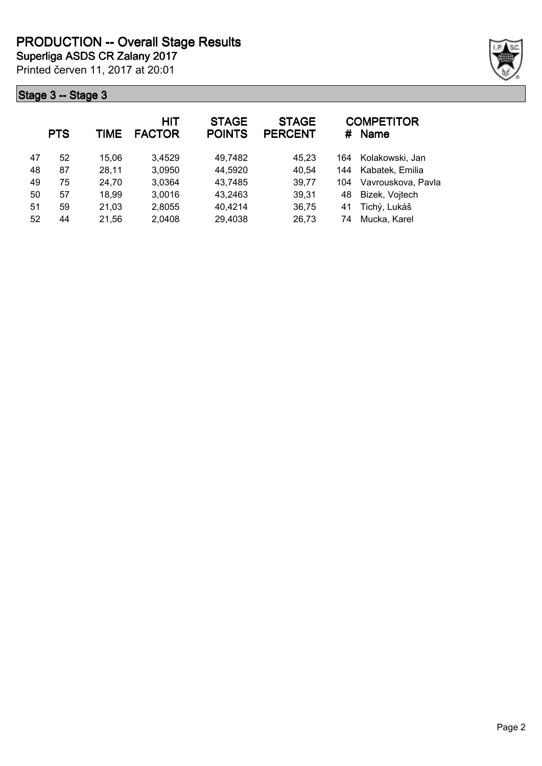# PRODUCTION -- Overall Stage Results

**Superliga ASDS CR Zalany 2017**

Printed červen 11, 2017 at 20:01

## Stage 3 -- Stage 3

| | PTS | TIME | HIT FACTOR | STAGE POINTS | STAGE PERCENT | # | COMPETITOR Name |
|---|---|---|---|---|---|---|---|
| 47 | 52 | 15,06 | 3,4529 | 49,7482 | 45,23 | 164 | Kolakowski, Jan |
| 48 | 87 | 28,11 | 3,0950 | 44,5920 | 40,54 | 144 | Kabatek, Emilia |
| 49 | 75 | 24,70 | 3,0364 | 43,7485 | 39,77 | 104 | Vavrouskova, Pavla |
| 50 | 57 | 18,99 | 3,0016 | 43,2463 | 39,31 | 48 | Bizek, Vojtech |
| 51 | 59 | 21,03 | 2,8055 | 40,4214 | 36,75 | 41 | Tichý, Lukáš |
| 52 | 44 | 21,56 | 2,0408 | 29,4038 | 26,73 | 74 | Mucka, Karel |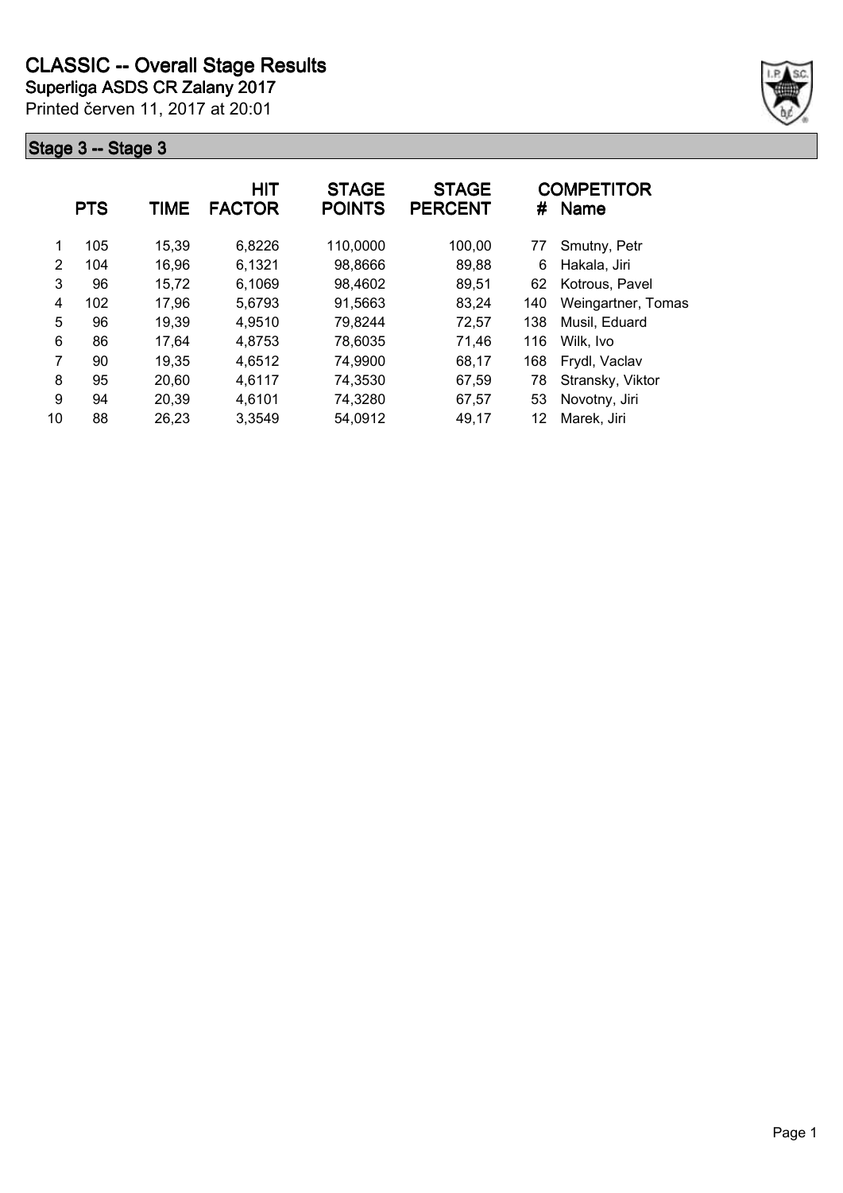# CLASSIC -- Overall Stage Results

## Superliga ASDS CR Zalany 2017

Printed červen 11, 2017 at 20:01

### Stage 3 -- Stage 3

| | PTS | TIME | HIT FACTOR | STAGE POINTS | STAGE PERCENT | # | COMPETITOR Name |
|---|---|---|---|---|---|---|---|
| 1 | 105 | 15,39 | 6,8226 | 110,0000 | 100,00 | 77 | Smutny, Petr |
| 2 | 104 | 16,96 | 6,1321 | 98,8666 | 89,88 | 6 | Hakala, Jiri |
| 3 | 96 | 15,72 | 6,1069 | 98,4602 | 89,51 | 62 | Kotrous, Pavel |
| 4 | 102 | 17,96 | 5,6793 | 91,5663 | 83,24 | 140 | Weingartner, Tomas |
| 5 | 96 | 19,39 | 4,9510 | 79,8244 | 72,57 | 138 | Musil, Eduard |
| 6 | 86 | 17,64 | 4,8753 | 78,6035 | 71,46 | 116 | Wilk, Ivo |
| 7 | 90 | 19,35 | 4,6512 | 74,9900 | 68,17 | 168 | Frydl, Vaclav |
| 8 | 95 | 20,60 | 4,6117 | 74,3530 | 67,59 | 78 | Stransky, Viktor |
| 9 | 94 | 20,39 | 4,6101 | 74,3280 | 67,57 | 53 | Novotny, Jiri |
| 10 | 88 | 26,23 | 3,3549 | 54,0912 | 49,17 | 12 | Marek, Jiri |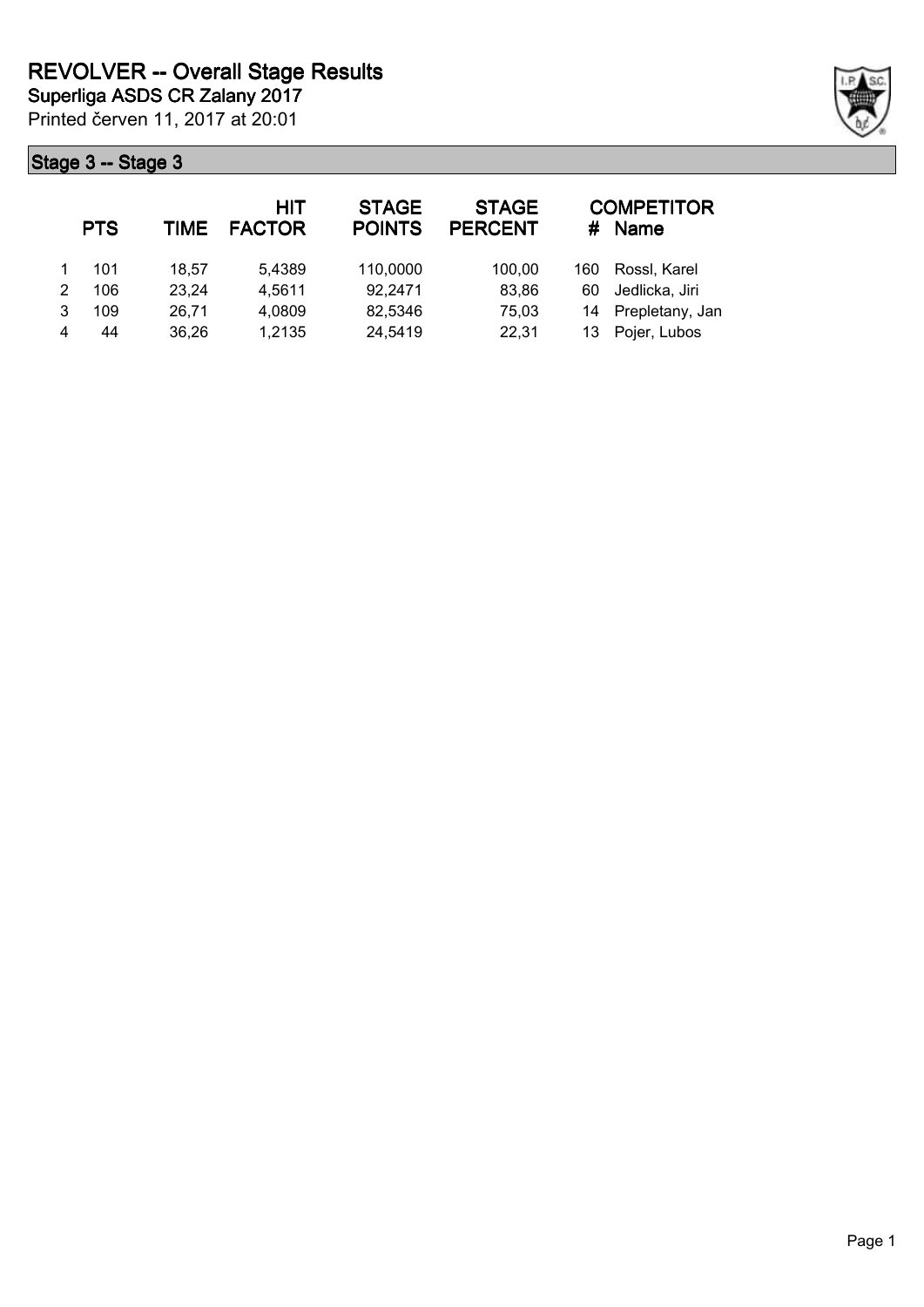# REVOLVER -- Overall Stage Results

**Superliga ASDS CR Zalany 2017**

Printed červen 11, 2017 at 20:01

## Stage 3 -- Stage 3

| | PTS | TIME | HIT FACTOR | STAGE POINTS | STAGE PERCENT | # | COMPETITOR Name |
|---|---|---|---|---|---|---|---|
| 1 | 101 | 18,57 | 5,4389 | 110,0000 | 100,00 | 160 | Rossl, Karel |
| 2 | 106 | 23,24 | 4,5611 | 92,2471 | 83,86 | 60 | Jedlicka, Jiri |
| 3 | 109 | 26,71 | 4,0809 | 82,5346 | 75,03 | 14 | Prepletany, Jan |
| 4 | 44 | 36,26 | 1,2135 | 24,5419 | 22,31 | 13 | Pojer, Lubos |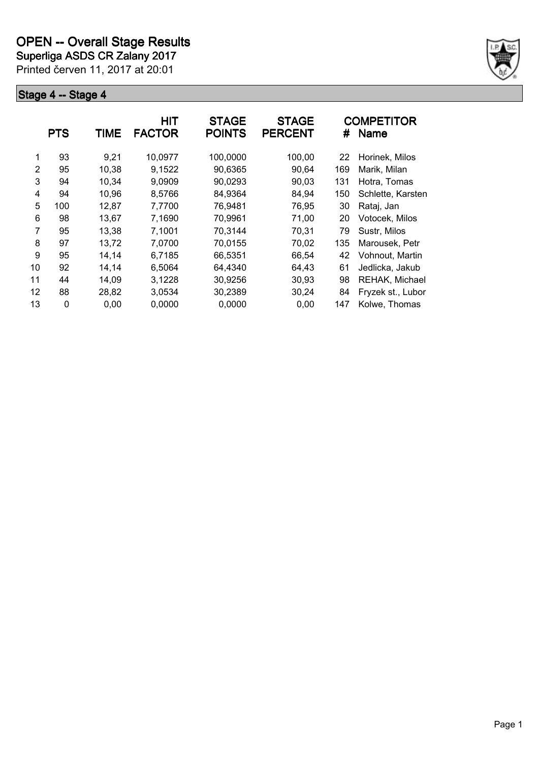# OPEN -- Overall Stage Results

**Superliga ASDS CR Zalany 2017**

Printed červen 11, 2017 at 20:01

## Stage 4 -- Stage 4

| | PTS | TIME | HIT FACTOR | STAGE POINTS | STAGE PERCENT | # | COMPETITOR Name |
|---|---|---|---|---|---|---|---|
| 1 | 93 | 9,21 | 10,0977 | 100,0000 | 100,00 | 22 | Horinek, Milos |
| 2 | 95 | 10,38 | 9,1522 | 90,6365 | 90,64 | 169 | Marik, Milan |
| 3 | 94 | 10,34 | 9,0909 | 90,0293 | 90,03 | 131 | Hotra, Tomas |
| 4 | 94 | 10,96 | 8,5766 | 84,9364 | 84,94 | 150 | Schlette, Karsten |
| 5 | 100 | 12,87 | 7,7700 | 76,9481 | 76,95 | 30 | Rataj, Jan |
| 6 | 98 | 13,67 | 7,1690 | 70,9961 | 71,00 | 20 | Votocek, Milos |
| 7 | 95 | 13,38 | 7,1001 | 70,3144 | 70,31 | 79 | Sustr, Milos |
| 8 | 97 | 13,72 | 7,0700 | 70,0155 | 70,02 | 135 | Marousek, Petr |
| 9 | 95 | 14,14 | 6,7185 | 66,5351 | 66,54 | 42 | Vohnout, Martin |
| 10 | 92 | 14,14 | 6,5064 | 64,4340 | 64,43 | 61 | Jedlicka, Jakub |
| 11 | 44 | 14,09 | 3,1228 | 30,9256 | 30,93 | 98 | REHAK, Michael |
| 12 | 88 | 28,82 | 3,0534 | 30,2389 | 30,24 | 84 | Fryzek st., Lubor |
| 13 | 0 | 0,00 | 0,0000 | 0,0000 | 0,00 | 147 | Kolwe, Thomas |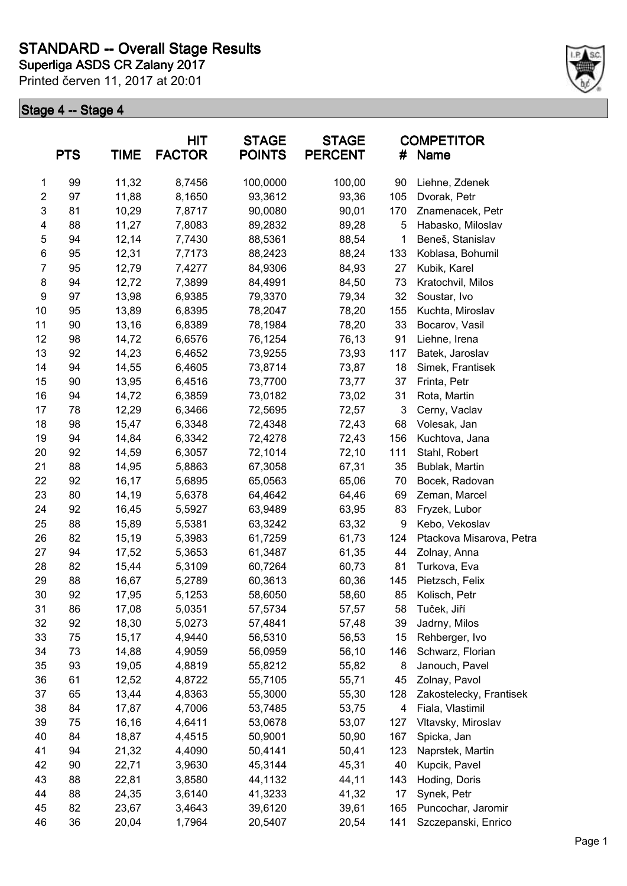# STANDARD -- Overall Stage Results

## Superliga ASDS CR Zalany 2017

Printed červen 11, 2017 at 20:01

### Stage 4 -- Stage 4

| | PTS | TIME | HIT FACTOR | STAGE POINTS | STAGE PERCENT | # | COMPETITOR Name |
|---|---|---|---|---|---|---|---|
| 1 | 99 | 11,32 | 8,7456 | 100,0000 | 100,00 | 90 | Liehne, Zdenek |
| 2 | 97 | 11,88 | 8,1650 | 93,3612 | 93,36 | 105 | Dvorak, Petr |
| 3 | 81 | 10,29 | 7,8717 | 90,0080 | 90,01 | 170 | Znamenacek, Petr |
| 4 | 88 | 11,27 | 7,8083 | 89,2832 | 89,28 | 5 | Habasko, Miloslav |
| 5 | 94 | 12,14 | 7,7430 | 88,5361 | 88,54 | 1 | Beneš, Stanislav |
| 6 | 95 | 12,31 | 7,7173 | 88,2423 | 88,24 | 133 | Koblasa, Bohumil |
| 7 | 95 | 12,79 | 7,4277 | 84,9306 | 84,93 | 27 | Kubik, Karel |
| 8 | 94 | 12,72 | 7,3899 | 84,4991 | 84,50 | 73 | Kratochvil, Milos |
| 9 | 97 | 13,98 | 6,9385 | 79,3370 | 79,34 | 32 | Soustar, Ivo |
| 10 | 95 | 13,89 | 6,8395 | 78,2047 | 78,20 | 155 | Kuchta, Miroslav |
| 11 | 90 | 13,16 | 6,8389 | 78,1984 | 78,20 | 33 | Bocarov, Vasil |
| 12 | 98 | 14,72 | 6,6576 | 76,1254 | 76,13 | 91 | Liehne, Irena |
| 13 | 92 | 14,23 | 6,4652 | 73,9255 | 73,93 | 117 | Batek, Jaroslav |
| 14 | 94 | 14,55 | 6,4605 | 73,8714 | 73,87 | 18 | Simek, Frantisek |
| 15 | 90 | 13,95 | 6,4516 | 73,7700 | 73,77 | 37 | Frinta, Petr |
| 16 | 94 | 14,72 | 6,3859 | 73,0182 | 73,02 | 31 | Rota, Martin |
| 17 | 78 | 12,29 | 6,3466 | 72,5695 | 72,57 | 3 | Cerny, Vaclav |
| 18 | 98 | 15,47 | 6,3348 | 72,4348 | 72,43 | 68 | Volesak, Jan |
| 19 | 94 | 14,84 | 6,3342 | 72,4278 | 72,43 | 156 | Kuchtova, Jana |
| 20 | 92 | 14,59 | 6,3057 | 72,1014 | 72,10 | 111 | Stahl, Robert |
| 21 | 88 | 14,95 | 5,8863 | 67,3058 | 67,31 | 35 | Bublak, Martin |
| 22 | 92 | 16,17 | 5,6895 | 65,0563 | 65,06 | 70 | Bocek, Radovan |
| 23 | 80 | 14,19 | 5,6378 | 64,4642 | 64,46 | 69 | Zeman, Marcel |
| 24 | 92 | 16,45 | 5,5927 | 63,9489 | 63,95 | 83 | Fryzek, Lubor |
| 25 | 88 | 15,89 | 5,5381 | 63,3242 | 63,32 | 9 | Kebo, Vekoslav |
| 26 | 82 | 15,19 | 5,3983 | 61,7259 | 61,73 | 124 | Ptackova Misarova, Petra |
| 27 | 94 | 17,52 | 5,3653 | 61,3487 | 61,35 | 44 | Zolnay, Anna |
| 28 | 82 | 15,44 | 5,3109 | 60,7264 | 60,73 | 81 | Turkova, Eva |
| 29 | 88 | 16,67 | 5,2789 | 60,3613 | 60,36 | 145 | Pietzsch, Felix |
| 30 | 92 | 17,95 | 5,1253 | 58,6050 | 58,60 | 85 | Kolisch, Petr |
| 31 | 86 | 17,08 | 5,0351 | 57,5734 | 57,57 | 58 | Tuček, Jiří |
| 32 | 92 | 18,30 | 5,0273 | 57,4841 | 57,48 | 39 | Jadrny, Milos |
| 33 | 75 | 15,17 | 4,9440 | 56,5310 | 56,53 | 15 | Rehberger, Ivo |
| 34 | 73 | 14,88 | 4,9059 | 56,0959 | 56,10 | 146 | Schwarz, Florian |
| 35 | 93 | 19,05 | 4,8819 | 55,8212 | 55,82 | 8 | Janouch, Pavel |
| 36 | 61 | 12,52 | 4,8722 | 55,7105 | 55,71 | 45 | Zolnay, Pavol |
| 37 | 65 | 13,44 | 4,8363 | 55,3000 | 55,30 | 128 | Zakostelecky, Frantisek |
| 38 | 84 | 17,87 | 4,7006 | 53,7485 | 53,75 | 4 | Fiala, Vlastimil |
| 39 | 75 | 16,16 | 4,6411 | 53,0678 | 53,07 | 127 | Vltavsky, Miroslav |
| 40 | 84 | 18,87 | 4,4515 | 50,9001 | 50,90 | 167 | Spicka, Jan |
| 41 | 94 | 21,32 | 4,4090 | 50,4141 | 50,41 | 123 | Naprstek, Martin |
| 42 | 90 | 22,71 | 3,9630 | 45,3144 | 45,31 | 40 | Kupcik, Pavel |
| 43 | 88 | 22,81 | 3,8580 | 44,1132 | 44,11 | 143 | Hoding, Doris |
| 44 | 88 | 24,35 | 3,6140 | 41,3233 | 41,32 | 17 | Synek, Petr |
| 45 | 82 | 23,67 | 3,4643 | 39,6120 | 39,61 | 165 | Puncochar, Jaromir |
| 46 | 36 | 20,04 | 1,7964 | 20,5407 | 20,54 | 141 | Szczepanski, Enrico |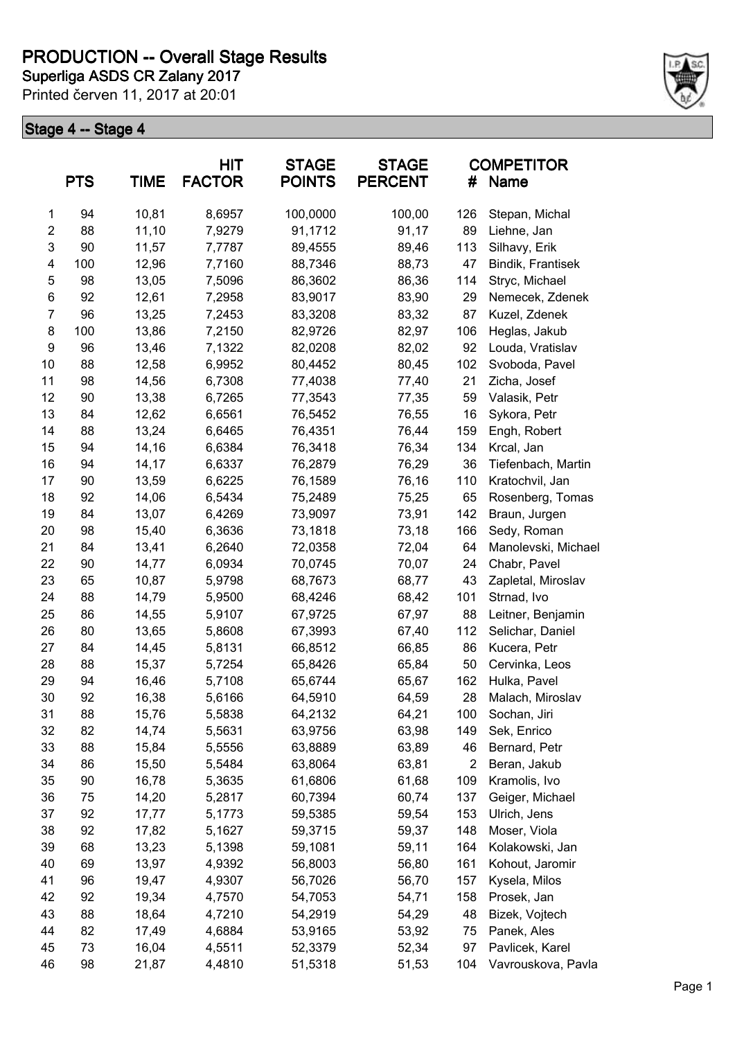# PRODUCTION -- Overall Stage Results

**Superliga ASDS CR Zalany 2017**

Printed červen 11, 2017 at 20:01

## Stage 4 -- Stage 4

| | PTS | TIME | HIT FACTOR | STAGE POINTS | STAGE PERCENT | # | COMPETITOR Name |
|---|---|---|---|---|---|---|---|
| 1 | 94 | 10,81 | 8,6957 | 100,0000 | 100,00 | 126 | Stepan, Michal |
| 2 | 88 | 11,10 | 7,9279 | 91,1712 | 91,17 | 89 | Liehne, Jan |
| 3 | 90 | 11,57 | 7,7787 | 89,4555 | 89,46 | 113 | Silhavy, Erik |
| 4 | 100 | 12,96 | 7,7160 | 88,7346 | 88,73 | 47 | Bindik, Frantisek |
| 5 | 98 | 13,05 | 7,5096 | 86,3602 | 86,36 | 114 | Stryc, Michael |
| 6 | 92 | 12,61 | 7,2958 | 83,9017 | 83,90 | 29 | Nemecek, Zdenek |
| 7 | 96 | 13,25 | 7,2453 | 83,3208 | 83,32 | 87 | Kuzel, Zdenek |
| 8 | 100 | 13,86 | 7,2150 | 82,9726 | 82,97 | 106 | Heglas, Jakub |
| 9 | 96 | 13,46 | 7,1322 | 82,0208 | 82,02 | 92 | Louda, Vratislav |
| 10 | 88 | 12,58 | 6,9952 | 80,4452 | 80,45 | 102 | Svoboda, Pavel |
| 11 | 98 | 14,56 | 6,7308 | 77,4038 | 77,40 | 21 | Zicha, Josef |
| 12 | 90 | 13,38 | 6,7265 | 77,3543 | 77,35 | 59 | Valasik, Petr |
| 13 | 84 | 12,62 | 6,6561 | 76,5452 | 76,55 | 16 | Sykora, Petr |
| 14 | 88 | 13,24 | 6,6465 | 76,4351 | 76,44 | 159 | Engh, Robert |
| 15 | 94 | 14,16 | 6,6384 | 76,3418 | 76,34 | 134 | Krcal, Jan |
| 16 | 94 | 14,17 | 6,6337 | 76,2879 | 76,29 | 36 | Tiefenbach, Martin |
| 17 | 90 | 13,59 | 6,6225 | 76,1589 | 76,16 | 110 | Kratochvil, Jan |
| 18 | 92 | 14,06 | 6,5434 | 75,2489 | 75,25 | 65 | Rosenberg, Tomas |
| 19 | 84 | 13,07 | 6,4269 | 73,9097 | 73,91 | 142 | Braun, Jurgen |
| 20 | 98 | 15,40 | 6,3636 | 73,1818 | 73,18 | 166 | Sedy, Roman |
| 21 | 84 | 13,41 | 6,2640 | 72,0358 | 72,04 | 64 | Manolevski, Michael |
| 22 | 90 | 14,77 | 6,0934 | 70,0745 | 70,07 | 24 | Chabr, Pavel |
| 23 | 65 | 10,87 | 5,9798 | 68,7673 | 68,77 | 43 | Zapletal, Miroslav |
| 24 | 88 | 14,79 | 5,9500 | 68,4246 | 68,42 | 101 | Strnad, Ivo |
| 25 | 86 | 14,55 | 5,9107 | 67,9725 | 67,97 | 88 | Leitner, Benjamin |
| 26 | 80 | 13,65 | 5,8608 | 67,3993 | 67,40 | 112 | Selichar, Daniel |
| 27 | 84 | 14,45 | 5,8131 | 66,8512 | 66,85 | 86 | Kucera, Petr |
| 28 | 88 | 15,37 | 5,7254 | 65,8426 | 65,84 | 50 | Cervinka, Leos |
| 29 | 94 | 16,46 | 5,7108 | 65,6744 | 65,67 | 162 | Hulka, Pavel |
| 30 | 92 | 16,38 | 5,6166 | 64,5910 | 64,59 | 28 | Malach, Miroslav |
| 31 | 88 | 15,76 | 5,5838 | 64,2132 | 64,21 | 100 | Sochan, Jiri |
| 32 | 82 | 14,74 | 5,5631 | 63,9756 | 63,98 | 149 | Sek, Enrico |
| 33 | 88 | 15,84 | 5,5556 | 63,8889 | 63,89 | 46 | Bernard, Petr |
| 34 | 86 | 15,50 | 5,5484 | 63,8064 | 63,81 | 2 | Beran, Jakub |
| 35 | 90 | 16,78 | 5,3635 | 61,6806 | 61,68 | 109 | Kramolis, Ivo |
| 36 | 75 | 14,20 | 5,2817 | 60,7394 | 60,74 | 137 | Geiger, Michael |
| 37 | 92 | 17,77 | 5,1773 | 59,5385 | 59,54 | 153 | Ulrich, Jens |
| 38 | 92 | 17,82 | 5,1627 | 59,3715 | 59,37 | 148 | Moser, Viola |
| 39 | 68 | 13,23 | 5,1398 | 59,1081 | 59,11 | 164 | Kolakowski, Jan |
| 40 | 69 | 13,97 | 4,9392 | 56,8003 | 56,80 | 161 | Kohout, Jaromir |
| 41 | 96 | 19,47 | 4,9307 | 56,7026 | 56,70 | 157 | Kysela, Milos |
| 42 | 92 | 19,34 | 4,7570 | 54,7053 | 54,71 | 158 | Prosek, Jan |
| 43 | 88 | 18,64 | 4,7210 | 54,2919 | 54,29 | 48 | Bizek, Vojtech |
| 44 | 82 | 17,49 | 4,6884 | 53,9165 | 53,92 | 75 | Panek, Ales |
| 45 | 73 | 16,04 | 4,5511 | 52,3379 | 52,34 | 97 | Pavlicek, Karel |
| 46 | 98 | 21,87 | 4,4810 | 51,5318 | 51,53 | 104 | Vavrouskova, Pavla |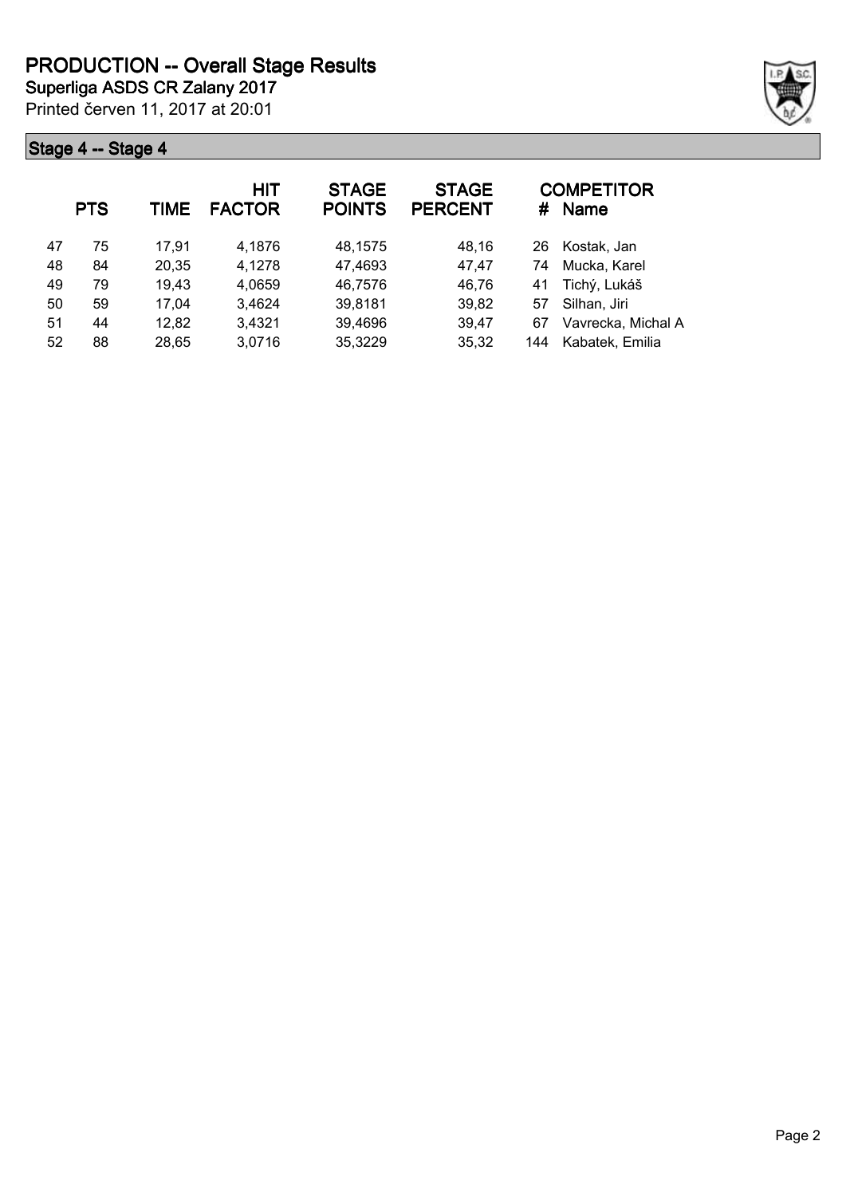# PRODUCTION -- Overall Stage Results

**Superliga ASDS CR Zalany 2017**

Printed červen 11, 2017 at 20:01

## Stage 4 -- Stage 4

|  | PTS | TIME | HIT FACTOR | STAGE POINTS | STAGE PERCENT | # | COMPETITOR Name |
|---|---|---|---|---|---|---|---|
| 47 | 75 | 17,91 | 4,1876 | 48,1575 | 48,16 | 26 | Kostak, Jan |
| 48 | 84 | 20,35 | 4,1278 | 47,4693 | 47,47 | 74 | Mucka, Karel |
| 49 | 79 | 19,43 | 4,0659 | 46,7576 | 46,76 | 41 | Tichý, Lukáš |
| 50 | 59 | 17,04 | 3,4624 | 39,8181 | 39,82 | 57 | Silhan, Jiri |
| 51 | 44 | 12,82 | 3,4321 | 39,4696 | 39,47 | 67 | Vavrecka, Michal A |
| 52 | 88 | 28,65 | 3,0716 | 35,3229 | 35,32 | 144 | Kabatek, Emilia |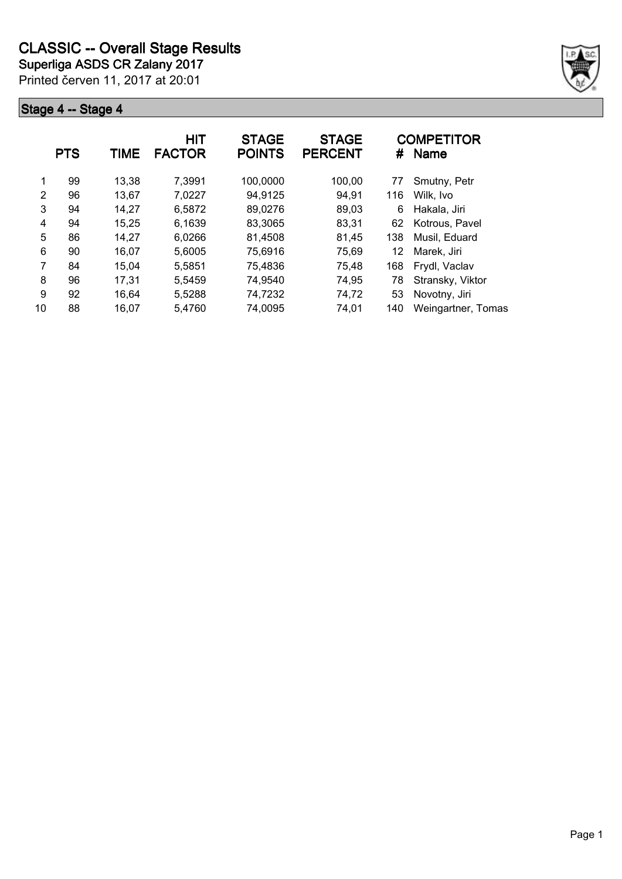# CLASSIC -- Overall Stage Results

**Superliga ASDS CR Zalany 2017**

Printed červen 11, 2017 at 20:01

## Stage 4 -- Stage 4

| | PTS | TIME | HIT FACTOR | STAGE POINTS | STAGE PERCENT | # | COMPETITOR Name |
|---|---|---|---|---|---|---|---|
| 1 | 99 | 13,38 | 7,3991 | 100,0000 | 100,00 | 77 | Smutny, Petr |
| 2 | 96 | 13,67 | 7,0227 | 94,9125 | 94,91 | 116 | Wilk, Ivo |
| 3 | 94 | 14,27 | 6,5872 | 89,0276 | 89,03 | 6 | Hakala, Jiri |
| 4 | 94 | 15,25 | 6,1639 | 83,3065 | 83,31 | 62 | Kotrous, Pavel |
| 5 | 86 | 14,27 | 6,0266 | 81,4508 | 81,45 | 138 | Musil, Eduard |
| 6 | 90 | 16,07 | 5,6005 | 75,6916 | 75,69 | 12 | Marek, Jiri |
| 7 | 84 | 15,04 | 5,5851 | 75,4836 | 75,48 | 168 | Frydl, Vaclav |
| 8 | 96 | 17,31 | 5,5459 | 74,9540 | 74,95 | 78 | Stransky, Viktor |
| 9 | 92 | 16,64 | 5,5288 | 74,7232 | 74,72 | 53 | Novotny, Jiri |
| 10 | 88 | 16,07 | 5,4760 | 74,0095 | 74,01 | 140 | Weingartner, Tomas |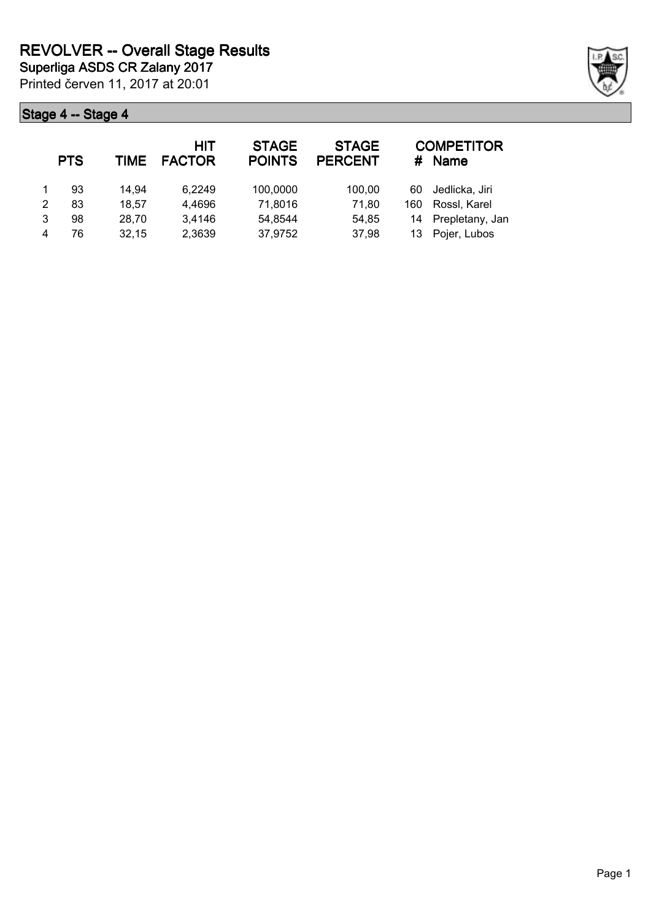# REVOLVER -- Overall Stage Results

**Superliga ASDS CR Zalany 2017**

Printed červen 11, 2017 at 20:01

## Stage 4 -- Stage 4

| | PTS | TIME | HIT FACTOR | STAGE POINTS | STAGE PERCENT | # | COMPETITOR Name |
|---|---|---|---|---|---|---|---|
| 1 | 93 | 14,94 | 6,2249 | 100,0000 | 100,00 | 60 | Jedlicka, Jiri |
| 2 | 83 | 18,57 | 4,4696 | 71,8016 | 71,80 | 160 | Rossl, Karel |
| 3 | 98 | 28,70 | 3,4146 | 54,8544 | 54,85 | 14 | Prepletany, Jan |
| 4 | 76 | 32,15 | 2,3639 | 37,9752 | 37,98 | 13 | Pojer, Lubos |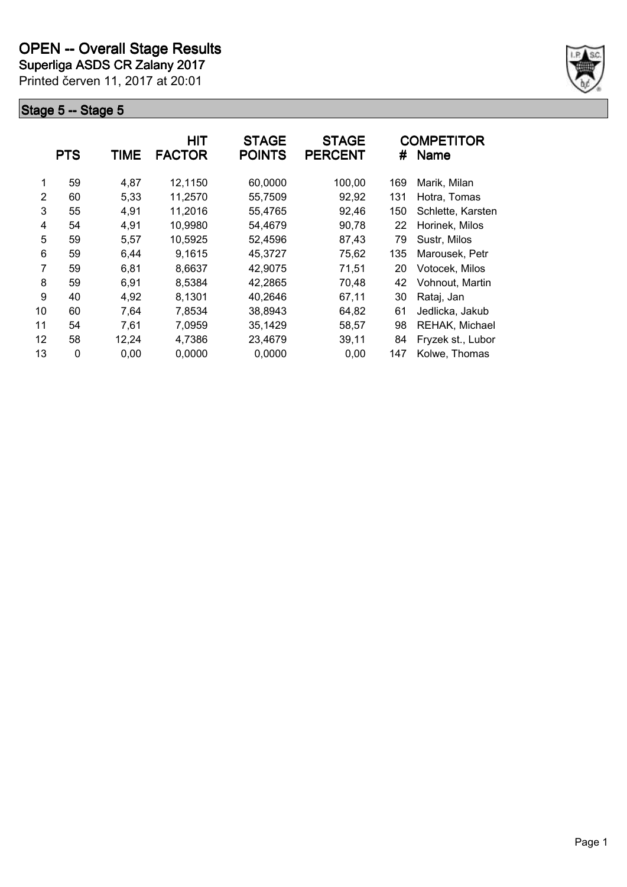# OPEN -- Overall Stage Results

**Superliga ASDS CR Zalany 2017**

Printed červen 11, 2017 at 20:01

## Stage 5 -- Stage 5

| | PTS | TIME | HIT FACTOR | STAGE POINTS | STAGE PERCENT | # | COMPETITOR Name |
|---|---|---|---|---|---|---|---|
| 1 | 59 | 4,87 | 12,1150 | 60,0000 | 100,00 | 169 | Marik, Milan |
| 2 | 60 | 5,33 | 11,2570 | 55,7509 | 92,92 | 131 | Hotra, Tomas |
| 3 | 55 | 4,91 | 11,2016 | 55,4765 | 92,46 | 150 | Schlette, Karsten |
| 4 | 54 | 4,91 | 10,9980 | 54,4679 | 90,78 | 22 | Horinek, Milos |
| 5 | 59 | 5,57 | 10,5925 | 52,4596 | 87,43 | 79 | Sustr, Milos |
| 6 | 59 | 6,44 | 9,1615 | 45,3727 | 75,62 | 135 | Marousek, Petr |
| 7 | 59 | 6,81 | 8,6637 | 42,9075 | 71,51 | 20 | Votocek, Milos |
| 8 | 59 | 6,91 | 8,5384 | 42,2865 | 70,48 | 42 | Vohnout, Martin |
| 9 | 40 | 4,92 | 8,1301 | 40,2646 | 67,11 | 30 | Rataj, Jan |
| 10 | 60 | 7,64 | 7,8534 | 38,8943 | 64,82 | 61 | Jedlicka, Jakub |
| 11 | 54 | 7,61 | 7,0959 | 35,1429 | 58,57 | 98 | REHAK, Michael |
| 12 | 58 | 12,24 | 4,7386 | 23,4679 | 39,11 | 84 | Fryzek st., Lubor |
| 13 | 0 | 0,00 | 0,0000 | 0,0000 | 0,00 | 147 | Kolwe, Thomas |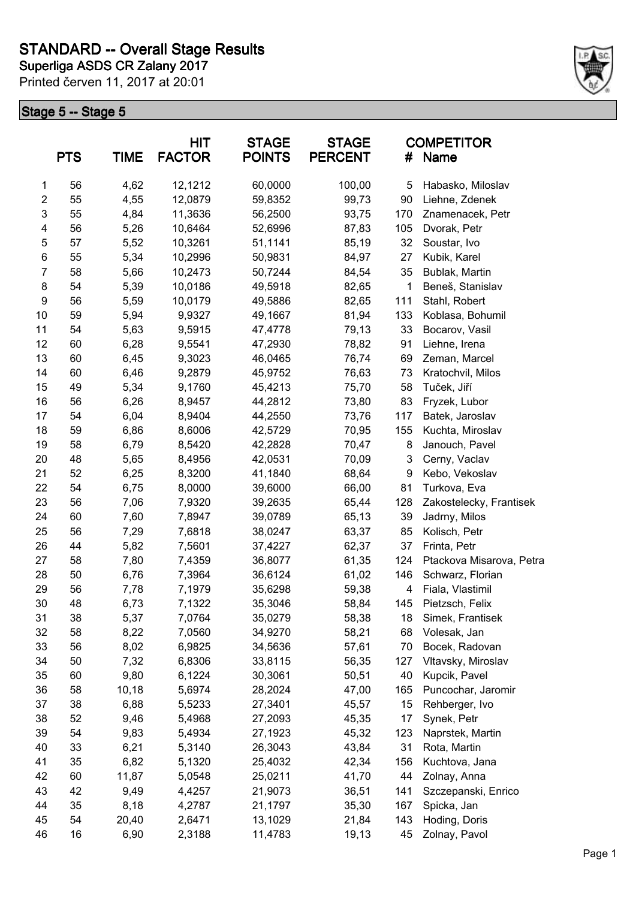# STANDARD -- Overall Stage Results

## Superliga ASDS CR Zalany 2017

Printed červen 11, 2017 at 20:01

### Stage 5 -- Stage 5

| | PTS | TIME | HIT FACTOR | STAGE POINTS | STAGE PERCENT | # | COMPETITOR Name |
|---|---|---|---|---|---|---|---|
| 1 | 56 | 4,62 | 12,1212 | 60,0000 | 100,00 | 5 | Habasko, Miloslav |
| 2 | 55 | 4,55 | 12,0879 | 59,8352 | 99,73 | 90 | Liehne, Zdenek |
| 3 | 55 | 4,84 | 11,3636 | 56,2500 | 93,75 | 170 | Znamenacek, Petr |
| 4 | 56 | 5,26 | 10,6464 | 52,6996 | 87,83 | 105 | Dvorak, Petr |
| 5 | 57 | 5,52 | 10,3261 | 51,1141 | 85,19 | 32 | Soustar, Ivo |
| 6 | 55 | 5,34 | 10,2996 | 50,9831 | 84,97 | 27 | Kubik, Karel |
| 7 | 58 | 5,66 | 10,2473 | 50,7244 | 84,54 | 35 | Bublak, Martin |
| 8 | 54 | 5,39 | 10,0186 | 49,5918 | 82,65 | 1 | Beneš, Stanislav |
| 9 | 56 | 5,59 | 10,0179 | 49,5886 | 82,65 | 111 | Stahl, Robert |
| 10 | 59 | 5,94 | 9,9327 | 49,1667 | 81,94 | 133 | Koblasa, Bohumil |
| 11 | 54 | 5,63 | 9,5915 | 47,4778 | 79,13 | 33 | Bocarov, Vasil |
| 12 | 60 | 6,28 | 9,5541 | 47,2930 | 78,82 | 91 | Liehne, Irena |
| 13 | 60 | 6,45 | 9,3023 | 46,0465 | 76,74 | 69 | Zeman, Marcel |
| 14 | 60 | 6,46 | 9,2879 | 45,9752 | 76,63 | 73 | Kratochvil, Milos |
| 15 | 49 | 5,34 | 9,1760 | 45,4213 | 75,70 | 58 | Tuček, Jiří |
| 16 | 56 | 6,26 | 8,9457 | 44,2812 | 73,80 | 83 | Fryzek, Lubor |
| 17 | 54 | 6,04 | 8,9404 | 44,2550 | 73,76 | 117 | Batek, Jaroslav |
| 18 | 59 | 6,86 | 8,6006 | 42,5729 | 70,95 | 155 | Kuchta, Miroslav |
| 19 | 58 | 6,79 | 8,5420 | 42,2828 | 70,47 | 8 | Janouch, Pavel |
| 20 | 48 | 5,65 | 8,4956 | 42,0531 | 70,09 | 3 | Cerny, Vaclav |
| 21 | 52 | 6,25 | 8,3200 | 41,1840 | 68,64 | 9 | Kebo, Vekoslav |
| 22 | 54 | 6,75 | 8,0000 | 39,6000 | 66,00 | 81 | Turkova, Eva |
| 23 | 56 | 7,06 | 7,9320 | 39,2635 | 65,44 | 128 | Zakostelecky, Frantisek |
| 24 | 60 | 7,60 | 7,8947 | 39,0789 | 65,13 | 39 | Jadrny, Milos |
| 25 | 56 | 7,29 | 7,6818 | 38,0247 | 63,37 | 85 | Kolisch, Petr |
| 26 | 44 | 5,82 | 7,5601 | 37,4227 | 62,37 | 37 | Frinta, Petr |
| 27 | 58 | 7,80 | 7,4359 | 36,8077 | 61,35 | 124 | Ptackova Misarova, Petra |
| 28 | 50 | 6,76 | 7,3964 | 36,6124 | 61,02 | 146 | Schwarz, Florian |
| 29 | 56 | 7,78 | 7,1979 | 35,6298 | 59,38 | 4 | Fiala, Vlastimil |
| 30 | 48 | 6,73 | 7,1322 | 35,3046 | 58,84 | 145 | Pietzsch, Felix |
| 31 | 38 | 5,37 | 7,0764 | 35,0279 | 58,38 | 18 | Simek, Frantisek |
| 32 | 58 | 8,22 | 7,0560 | 34,9270 | 58,21 | 68 | Volesak, Jan |
| 33 | 56 | 8,02 | 6,9825 | 34,5636 | 57,61 | 70 | Bocek, Radovan |
| 34 | 50 | 7,32 | 6,8306 | 33,8115 | 56,35 | 127 | Vltavsky, Miroslav |
| 35 | 60 | 9,80 | 6,1224 | 30,3061 | 50,51 | 40 | Kupcik, Pavel |
| 36 | 58 | 10,18 | 5,6974 | 28,2024 | 47,00 | 165 | Puncochar, Jaromir |
| 37 | 38 | 6,88 | 5,5233 | 27,3401 | 45,57 | 15 | Rehberger, Ivo |
| 38 | 52 | 9,46 | 5,4968 | 27,2093 | 45,35 | 17 | Synek, Petr |
| 39 | 54 | 9,83 | 5,4934 | 27,1923 | 45,32 | 123 | Naprstek, Martin |
| 40 | 33 | 6,21 | 5,3140 | 26,3043 | 43,84 | 31 | Rota, Martin |
| 41 | 35 | 6,82 | 5,1320 | 25,4032 | 42,34 | 156 | Kuchtova, Jana |
| 42 | 60 | 11,87 | 5,0548 | 25,0211 | 41,70 | 44 | Zolnay, Anna |
| 43 | 42 | 9,49 | 4,4257 | 21,9073 | 36,51 | 141 | Szczepanski, Enrico |
| 44 | 35 | 8,18 | 4,2787 | 21,1797 | 35,30 | 167 | Spicka, Jan |
| 45 | 54 | 20,40 | 2,6471 | 13,1029 | 21,84 | 143 | Hoding, Doris |
| 46 | 16 | 6,90 | 2,3188 | 11,4783 | 19,13 | 45 | Zolnay, Pavol |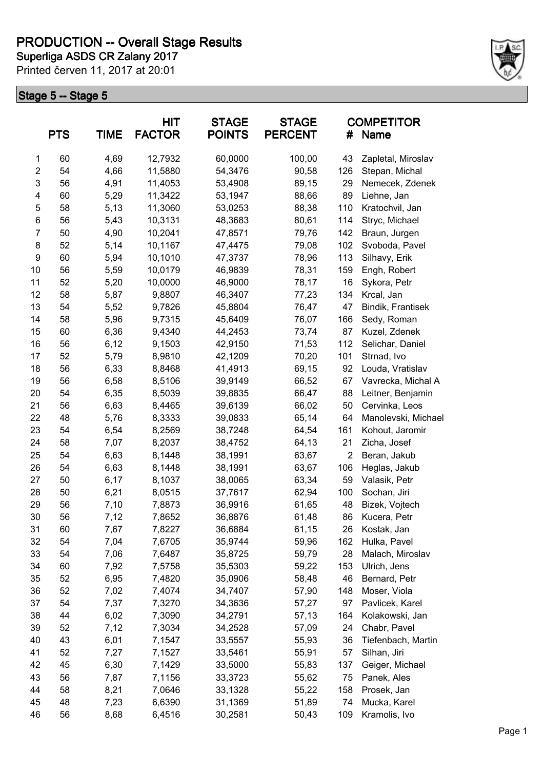# PRODUCTION -- Overall Stage Results

**Superliga ASDS CR Zalany 2017**

Printed červen 11, 2017 at 20:01

## Stage 5 -- Stage 5

| | PTS | TIME | HIT FACTOR | STAGE POINTS | STAGE PERCENT | # | COMPETITOR Name |
|---|---|---|---|---|---|---|---|
| 1 | 60 | 4,69 | 12,7932 | 60,0000 | 100,00 | 43 | Zapletal, Miroslav |
| 2 | 54 | 4,66 | 11,5880 | 54,3476 | 90,58 | 126 | Stepan, Michal |
| 3 | 56 | 4,91 | 11,4053 | 53,4908 | 89,15 | 29 | Nemecek, Zdenek |
| 4 | 60 | 5,29 | 11,3422 | 53,1947 | 88,66 | 89 | Liehne, Jan |
| 5 | 58 | 5,13 | 11,3060 | 53,0253 | 88,38 | 110 | Kratochvil, Jan |
| 6 | 56 | 5,43 | 10,3131 | 48,3683 | 80,61 | 114 | Stryc, Michael |
| 7 | 50 | 4,90 | 10,2041 | 47,8571 | 79,76 | 142 | Braun, Jurgen |
| 8 | 52 | 5,14 | 10,1167 | 47,4475 | 79,08 | 102 | Svoboda, Pavel |
| 9 | 60 | 5,94 | 10,1010 | 47,3737 | 78,96 | 113 | Silhavy, Erik |
| 10 | 56 | 5,59 | 10,0179 | 46,9839 | 78,31 | 159 | Engh, Robert |
| 11 | 52 | 5,20 | 10,0000 | 46,9000 | 78,17 | 16 | Sykora, Petr |
| 12 | 58 | 5,87 | 9,8807 | 46,3407 | 77,23 | 134 | Krcal, Jan |
| 13 | 54 | 5,52 | 9,7826 | 45,8804 | 76,47 | 47 | Bindik, Frantisek |
| 14 | 58 | 5,96 | 9,7315 | 45,6409 | 76,07 | 166 | Sedy, Roman |
| 15 | 60 | 6,36 | 9,4340 | 44,2453 | 73,74 | 87 | Kuzel, Zdenek |
| 16 | 56 | 6,12 | 9,1503 | 42,9150 | 71,53 | 112 | Selichar, Daniel |
| 17 | 52 | 5,79 | 8,9810 | 42,1209 | 70,20 | 101 | Strnad, Ivo |
| 18 | 56 | 6,33 | 8,8468 | 41,4913 | 69,15 | 92 | Louda, Vratislav |
| 19 | 56 | 6,58 | 8,5106 | 39,9149 | 66,52 | 67 | Vavrecka, Michal A |
| 20 | 54 | 6,35 | 8,5039 | 39,8835 | 66,47 | 88 | Leitner, Benjamin |
| 21 | 56 | 6,63 | 8,4465 | 39,6139 | 66,02 | 50 | Cervinka, Leos |
| 22 | 48 | 5,76 | 8,3333 | 39,0833 | 65,14 | 64 | Manolevski, Michael |
| 23 | 54 | 6,54 | 8,2569 | 38,7248 | 64,54 | 161 | Kohout, Jaromir |
| 24 | 58 | 7,07 | 8,2037 | 38,4752 | 64,13 | 21 | Zicha, Josef |
| 25 | 54 | 6,63 | 8,1448 | 38,1991 | 63,67 | 2 | Beran, Jakub |
| 26 | 54 | 6,63 | 8,1448 | 38,1991 | 63,67 | 106 | Heglas, Jakub |
| 27 | 50 | 6,17 | 8,1037 | 38,0065 | 63,34 | 59 | Valasik, Petr |
| 28 | 50 | 6,21 | 8,0515 | 37,7617 | 62,94 | 100 | Sochan, Jiri |
| 29 | 56 | 7,10 | 7,8873 | 36,9916 | 61,65 | 48 | Bizek, Vojtech |
| 30 | 56 | 7,12 | 7,8652 | 36,8876 | 61,48 | 86 | Kucera, Petr |
| 31 | 60 | 7,67 | 7,8227 | 36,6884 | 61,15 | 26 | Kostak, Jan |
| 32 | 54 | 7,04 | 7,6705 | 35,9744 | 59,96 | 162 | Hulka, Pavel |
| 33 | 54 | 7,06 | 7,6487 | 35,8725 | 59,79 | 28 | Malach, Miroslav |
| 34 | 60 | 7,92 | 7,5758 | 35,5303 | 59,22 | 153 | Ulrich, Jens |
| 35 | 52 | 6,95 | 7,4820 | 35,0906 | 58,48 | 46 | Bernard, Petr |
| 36 | 52 | 7,02 | 7,4074 | 34,7407 | 57,90 | 148 | Moser, Viola |
| 37 | 54 | 7,37 | 7,3270 | 34,3636 | 57,27 | 97 | Pavlicek, Karel |
| 38 | 44 | 6,02 | 7,3090 | 34,2791 | 57,13 | 164 | Kolakowski, Jan |
| 39 | 52 | 7,12 | 7,3034 | 34,2528 | 57,09 | 24 | Chabr, Pavel |
| 40 | 43 | 6,01 | 7,1547 | 33,5557 | 55,93 | 36 | Tiefenbach, Martin |
| 41 | 52 | 7,27 | 7,1527 | 33,5461 | 55,91 | 57 | Silhan, Jiri |
| 42 | 45 | 6,30 | 7,1429 | 33,5000 | 55,83 | 137 | Geiger, Michael |
| 43 | 56 | 7,87 | 7,1156 | 33,3723 | 55,62 | 75 | Panek, Ales |
| 44 | 58 | 8,21 | 7,0646 | 33,1328 | 55,22 | 158 | Prosek, Jan |
| 45 | 48 | 7,23 | 6,6390 | 31,1369 | 51,89 | 74 | Mucka, Karel |
| 46 | 56 | 8,68 | 6,4516 | 30,2581 | 50,43 | 109 | Kramolis, Ivo |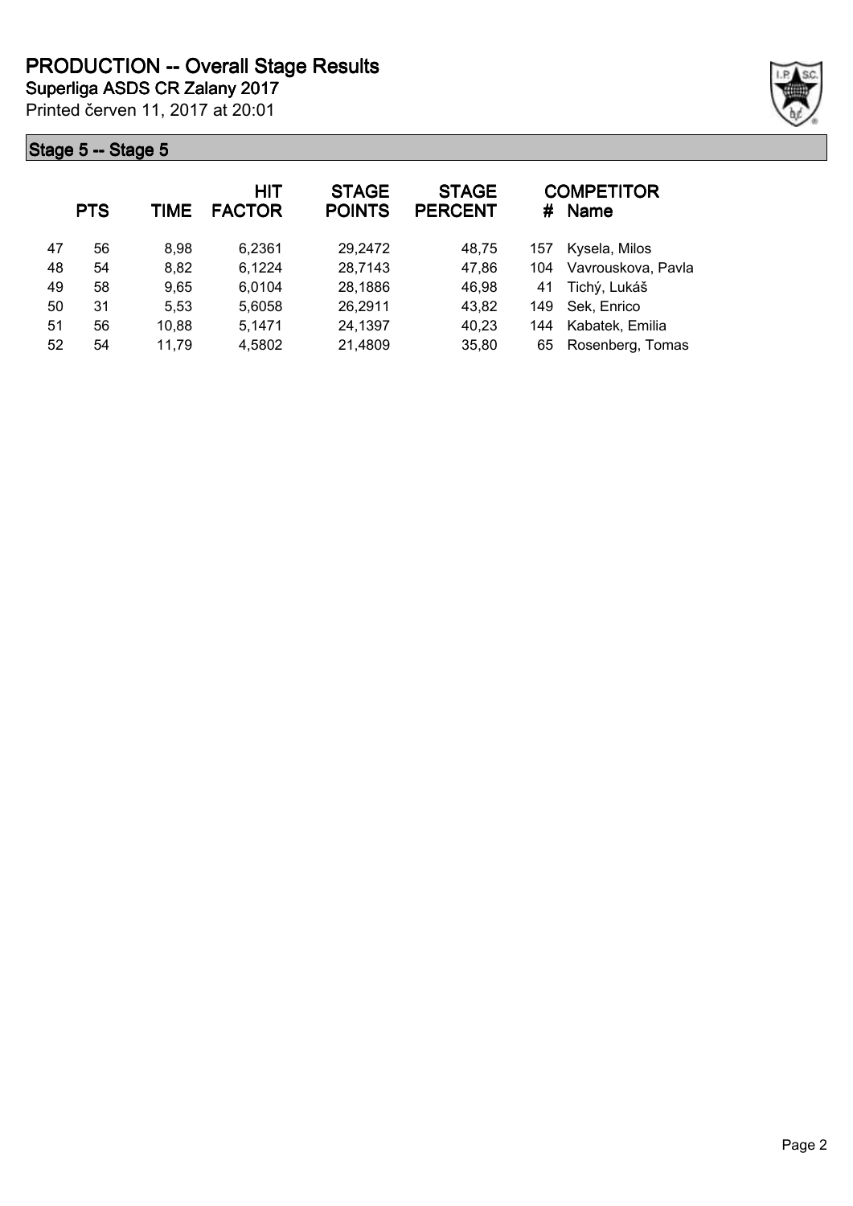# PRODUCTION -- Overall Stage Results

**Superliga ASDS CR Zalany 2017**

Printed červen 11, 2017 at 20:01

## Stage 5 -- Stage 5

| | PTS | TIME | HIT FACTOR | STAGE POINTS | STAGE PERCENT | # | COMPETITOR Name |
|---|---|---|---|---|---|---|---|
| 47 | 56 | 8,98 | 6,2361 | 29,2472 | 48,75 | 157 | Kysela, Milos |
| 48 | 54 | 8,82 | 6,1224 | 28,7143 | 47,86 | 104 | Vavrouskova, Pavla |
| 49 | 58 | 9,65 | 6,0104 | 28,1886 | 46,98 | 41 | Tichý, Lukáš |
| 50 | 31 | 5,53 | 5,6058 | 26,2911 | 43,82 | 149 | Sek, Enrico |
| 51 | 56 | 10,88 | 5,1471 | 24,1397 | 40,23 | 144 | Kabatek, Emilia |
| 52 | 54 | 11,79 | 4,5802 | 21,4809 | 35,80 | 65 | Rosenberg, Tomas |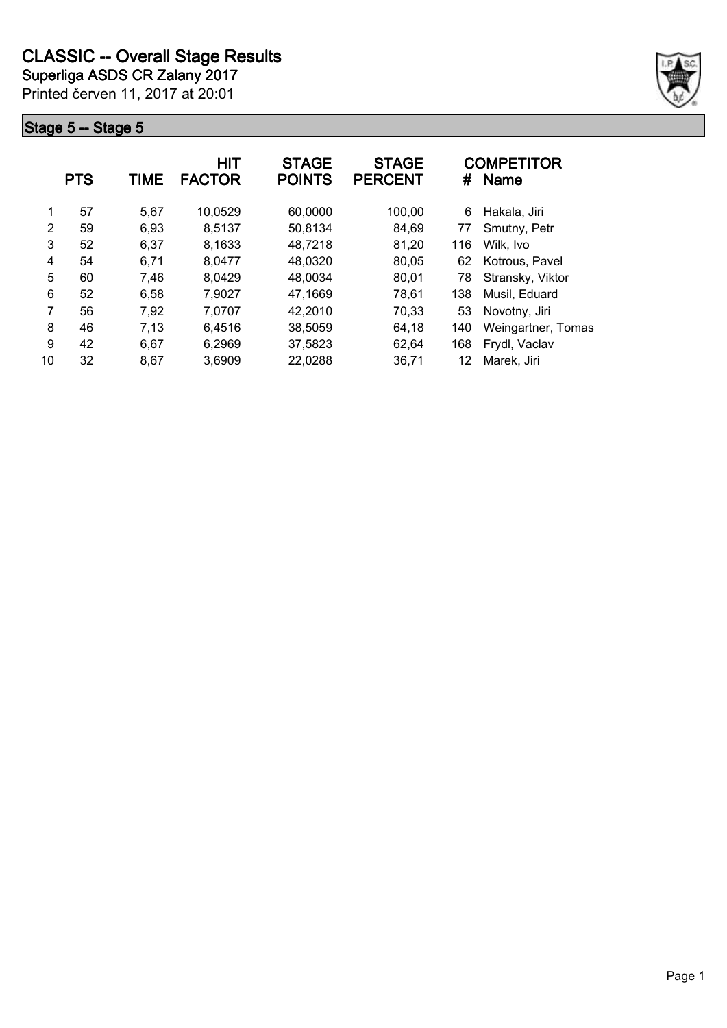# CLASSIC -- Overall Stage Results

**Superliga ASDS CR Zalany 2017**

Printed červen 11, 2017 at 20:01

## Stage 5 -- Stage 5

| | PTS | TIME | HIT FACTOR | STAGE POINTS | STAGE PERCENT | # | COMPETITOR Name |
|---|---|---|---|---|---|---|---|
| 1 | 57 | 5,67 | 10,0529 | 60,0000 | 100,00 | 6 | Hakala, Jiri |
| 2 | 59 | 6,93 | 8,5137 | 50,8134 | 84,69 | 77 | Smutny, Petr |
| 3 | 52 | 6,37 | 8,1633 | 48,7218 | 81,20 | 116 | Wilk, Ivo |
| 4 | 54 | 6,71 | 8,0477 | 48,0320 | 80,05 | 62 | Kotrous, Pavel |
| 5 | 60 | 7,46 | 8,0429 | 48,0034 | 80,01 | 78 | Stransky, Viktor |
| 6 | 52 | 6,58 | 7,9027 | 47,1669 | 78,61 | 138 | Musil, Eduard |
| 7 | 56 | 7,92 | 7,0707 | 42,2010 | 70,33 | 53 | Novotny, Jiri |
| 8 | 46 | 7,13 | 6,4516 | 38,5059 | 64,18 | 140 | Weingartner, Tomas |
| 9 | 42 | 6,67 | 6,2969 | 37,5823 | 62,64 | 168 | Frydl, Vaclav |
| 10 | 32 | 8,67 | 3,6909 | 22,0288 | 36,71 | 12 | Marek, Jiri |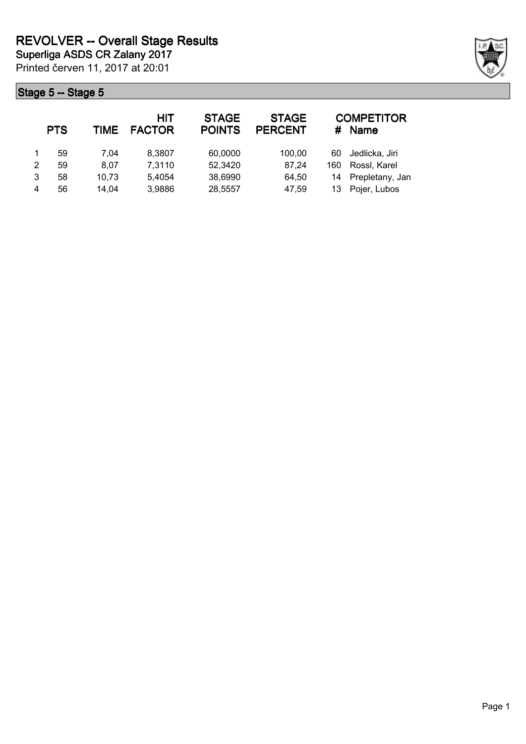# REVOLVER -- Overall Stage Results

**Superliga ASDS CR Zalany 2017**

Printed červen 11, 2017 at 20:01

## Stage 5 -- Stage 5

| | PTS | TIME | HIT FACTOR | STAGE POINTS | STAGE PERCENT | # | COMPETITOR Name |
|---|---|---|---|---|---|---|---|
| 1 | 59 | 7,04 | 8,3807 | 60,0000 | 100,00 | 60 | Jedlicka, Jiri |
| 2 | 59 | 8,07 | 7,3110 | 52,3420 | 87,24 | 160 | Rossl, Karel |
| 3 | 58 | 10,73 | 5,4054 | 38,6990 | 64,50 | 14 | Prepletany, Jan |
| 4 | 56 | 14,04 | 3,9886 | 28,5557 | 47,59 | 13 | Pojer, Lubos |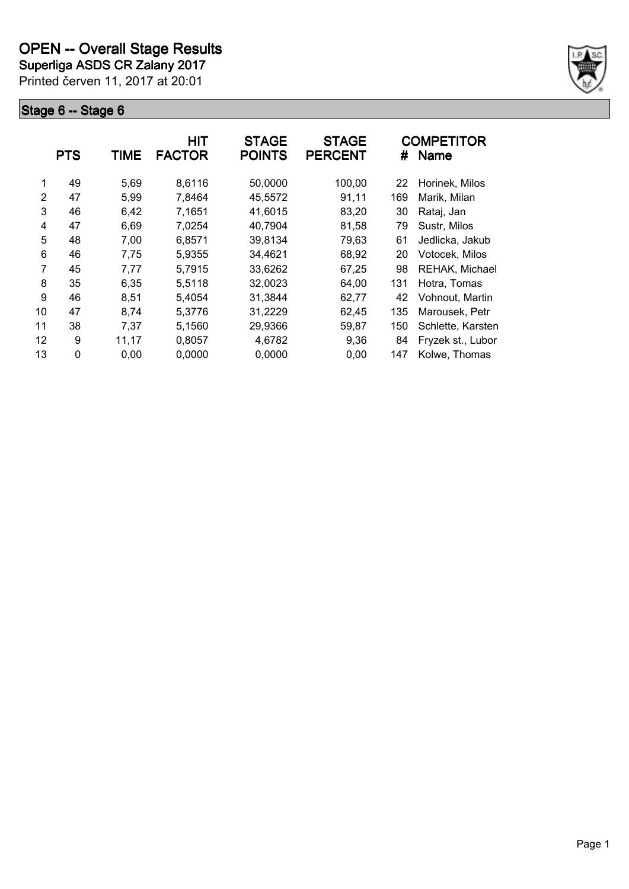# OPEN -- Overall Stage Results

**Superliga ASDS CR Zalany 2017**

Printed červen 11, 2017 at 20:01

## Stage 6 -- Stage 6

| | PTS | TIME | HIT FACTOR | STAGE POINTS | STAGE PERCENT | # | COMPETITOR Name |
|---|---|---|---|---|---|---|---|
| 1 | 49 | 5,69 | 8,6116 | 50,0000 | 100,00 | 22 | Horinek, Milos |
| 2 | 47 | 5,99 | 7,8464 | 45,5572 | 91,11 | 169 | Marik, Milan |
| 3 | 46 | 6,42 | 7,1651 | 41,6015 | 83,20 | 30 | Rataj, Jan |
| 4 | 47 | 6,69 | 7,0254 | 40,7904 | 81,58 | 79 | Sustr, Milos |
| 5 | 48 | 7,00 | 6,8571 | 39,8134 | 79,63 | 61 | Jedlicka, Jakub |
| 6 | 46 | 7,75 | 5,9355 | 34,4621 | 68,92 | 20 | Votocek, Milos |
| 7 | 45 | 7,77 | 5,7915 | 33,6262 | 67,25 | 98 | REHAK, Michael |
| 8 | 35 | 6,35 | 5,5118 | 32,0023 | 64,00 | 131 | Hotra, Tomas |
| 9 | 46 | 8,51 | 5,4054 | 31,3844 | 62,77 | 42 | Vohnout, Martin |
| 10 | 47 | 8,74 | 5,3776 | 31,2229 | 62,45 | 135 | Marousek, Petr |
| 11 | 38 | 7,37 | 5,1560 | 29,9366 | 59,87 | 150 | Schlette, Karsten |
| 12 | 9 | 11,17 | 0,8057 | 4,6782 | 9,36 | 84 | Fryzek st., Lubor |
| 13 | 0 | 0,00 | 0,0000 | 0,0000 | 0,00 | 147 | Kolwe, Thomas |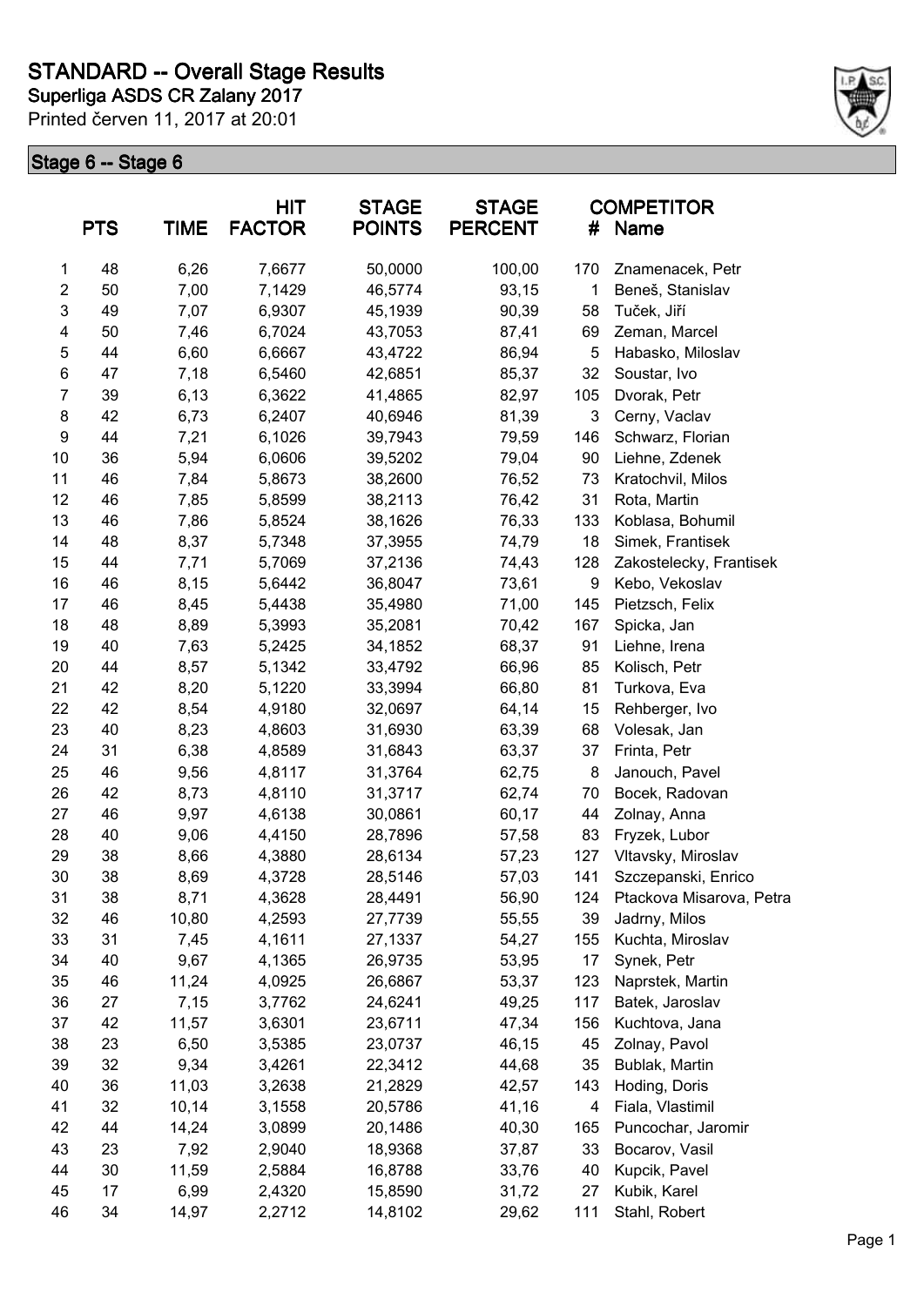# STANDARD -- Overall Stage Results

**Superliga ASDS CR Zalany 2017**

Printed červen 11, 2017 at 20:01

## Stage 6 -- Stage 6

| | PTS | TIME | HIT FACTOR | STAGE POINTS | STAGE PERCENT | # | COMPETITOR Name |
|---|---|---|---|---|---|---|---|
| 1 | 48 | 6,26 | 7,6677 | 50,0000 | 100,00 | 170 | Znamenacek, Petr |
| 2 | 50 | 7,00 | 7,1429 | 46,5774 | 93,15 | 1 | Beneš, Stanislav |
| 3 | 49 | 7,07 | 6,9307 | 45,1939 | 90,39 | 58 | Tuček, Jiří |
| 4 | 50 | 7,46 | 6,7024 | 43,7053 | 87,41 | 69 | Zeman, Marcel |
| 5 | 44 | 6,60 | 6,6667 | 43,4722 | 86,94 | 5 | Habasko, Miloslav |
| 6 | 47 | 7,18 | 6,5460 | 42,6851 | 85,37 | 32 | Soustar, Ivo |
| 7 | 39 | 6,13 | 6,3622 | 41,4865 | 82,97 | 105 | Dvorak, Petr |
| 8 | 42 | 6,73 | 6,2407 | 40,6946 | 81,39 | 3 | Cerny, Vaclav |
| 9 | 44 | 7,21 | 6,1026 | 39,7943 | 79,59 | 146 | Schwarz, Florian |
| 10 | 36 | 5,94 | 6,0606 | 39,5202 | 79,04 | 90 | Liehne, Zdenek |
| 11 | 46 | 7,84 | 5,8673 | 38,2600 | 76,52 | 73 | Kratochvil, Milos |
| 12 | 46 | 7,85 | 5,8599 | 38,2113 | 76,42 | 31 | Rota, Martin |
| 13 | 46 | 7,86 | 5,8524 | 38,1626 | 76,33 | 133 | Koblasa, Bohumil |
| 14 | 48 | 8,37 | 5,7348 | 37,3955 | 74,79 | 18 | Simek, Frantisek |
| 15 | 44 | 7,71 | 5,7069 | 37,2136 | 74,43 | 128 | Zakostelecky, Frantisek |
| 16 | 46 | 8,15 | 5,6442 | 36,8047 | 73,61 | 9 | Kebo, Vekoslav |
| 17 | 46 | 8,45 | 5,4438 | 35,4980 | 71,00 | 145 | Pietzsch, Felix |
| 18 | 48 | 8,89 | 5,3993 | 35,2081 | 70,42 | 167 | Spicka, Jan |
| 19 | 40 | 7,63 | 5,2425 | 34,1852 | 68,37 | 91 | Liehne, Irena |
| 20 | 44 | 8,57 | 5,1342 | 33,4792 | 66,96 | 85 | Kolisch, Petr |
| 21 | 42 | 8,20 | 5,1220 | 33,3994 | 66,80 | 81 | Turkova, Eva |
| 22 | 42 | 8,54 | 4,9180 | 32,0697 | 64,14 | 15 | Rehberger, Ivo |
| 23 | 40 | 8,23 | 4,8603 | 31,6930 | 63,39 | 68 | Volesak, Jan |
| 24 | 31 | 6,38 | 4,8589 | 31,6843 | 63,37 | 37 | Frinta, Petr |
| 25 | 46 | 9,56 | 4,8117 | 31,3764 | 62,75 | 8 | Janouch, Pavel |
| 26 | 42 | 8,73 | 4,8110 | 31,3717 | 62,74 | 70 | Bocek, Radovan |
| 27 | 46 | 9,97 | 4,6138 | 30,0861 | 60,17 | 44 | Zolnay, Anna |
| 28 | 40 | 9,06 | 4,4150 | 28,7896 | 57,58 | 83 | Fryzek, Lubor |
| 29 | 38 | 8,66 | 4,3880 | 28,6134 | 57,23 | 127 | Vltavsky, Miroslav |
| 30 | 38 | 8,69 | 4,3728 | 28,5146 | 57,03 | 141 | Szczepanski, Enrico |
| 31 | 38 | 8,71 | 4,3628 | 28,4491 | 56,90 | 124 | Ptackova Misarova, Petra |
| 32 | 46 | 10,80 | 4,2593 | 27,7739 | 55,55 | 39 | Jadrny, Milos |
| 33 | 31 | 7,45 | 4,1611 | 27,1337 | 54,27 | 155 | Kuchta, Miroslav |
| 34 | 40 | 9,67 | 4,1365 | 26,9735 | 53,95 | 17 | Synek, Petr |
| 35 | 46 | 11,24 | 4,0925 | 26,6867 | 53,37 | 123 | Naprstek, Martin |
| 36 | 27 | 7,15 | 3,7762 | 24,6241 | 49,25 | 117 | Batek, Jaroslav |
| 37 | 42 | 11,57 | 3,6301 | 23,6711 | 47,34 | 156 | Kuchtova, Jana |
| 38 | 23 | 6,50 | 3,5385 | 23,0737 | 46,15 | 45 | Zolnay, Pavol |
| 39 | 32 | 9,34 | 3,4261 | 22,3412 | 44,68 | 35 | Bublak, Martin |
| 40 | 36 | 11,03 | 3,2638 | 21,2829 | 42,57 | 143 | Hoding, Doris |
| 41 | 32 | 10,14 | 3,1558 | 20,5786 | 41,16 | 4 | Fiala, Vlastimil |
| 42 | 44 | 14,24 | 3,0899 | 20,1486 | 40,30 | 165 | Puncochar, Jaromir |
| 43 | 23 | 7,92 | 2,9040 | 18,9368 | 37,87 | 33 | Bocarov, Vasil |
| 44 | 30 | 11,59 | 2,5884 | 16,8788 | 33,76 | 40 | Kupcik, Pavel |
| 45 | 17 | 6,99 | 2,4320 | 15,8590 | 31,72 | 27 | Kubik, Karel |
| 46 | 34 | 14,97 | 2,2712 | 14,8102 | 29,62 | 111 | Stahl, Robert |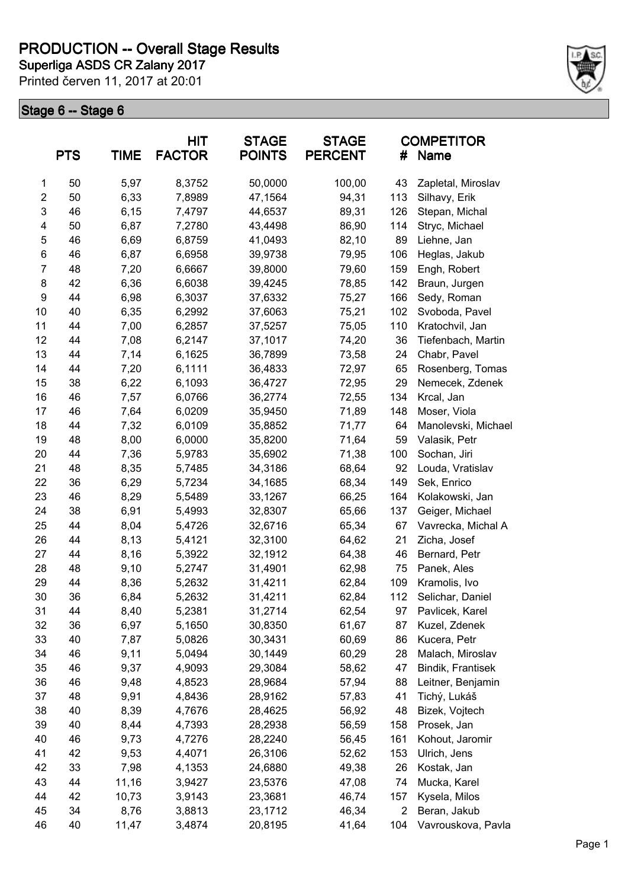# PRODUCTION -- Overall Stage Results

**Superliga ASDS CR Zalany 2017**

Printed červen 11, 2017 at 20:01

## Stage 6 -- Stage 6

| | PTS | TIME | HIT FACTOR | STAGE POINTS | STAGE PERCENT | # | COMPETITOR Name |
|---|---|---|---|---|---|---|---|
| 1 | 50 | 5,97 | 8,3752 | 50,0000 | 100,00 | 43 | Zapletal, Miroslav |
| 2 | 50 | 6,33 | 7,8989 | 47,1564 | 94,31 | 113 | Silhavy, Erik |
| 3 | 46 | 6,15 | 7,4797 | 44,6537 | 89,31 | 126 | Stepan, Michal |
| 4 | 50 | 6,87 | 7,2780 | 43,4498 | 86,90 | 114 | Stryc, Michael |
| 5 | 46 | 6,69 | 6,8759 | 41,0493 | 82,10 | 89 | Liehne, Jan |
| 6 | 46 | 6,87 | 6,6958 | 39,9738 | 79,95 | 106 | Heglas, Jakub |
| 7 | 48 | 7,20 | 6,6667 | 39,8000 | 79,60 | 159 | Engh, Robert |
| 8 | 42 | 6,36 | 6,6038 | 39,4245 | 78,85 | 142 | Braun, Jurgen |
| 9 | 44 | 6,98 | 6,3037 | 37,6332 | 75,27 | 166 | Sedy, Roman |
| 10 | 40 | 6,35 | 6,2992 | 37,6063 | 75,21 | 102 | Svoboda, Pavel |
| 11 | 44 | 7,00 | 6,2857 | 37,5257 | 75,05 | 110 | Kratochvil, Jan |
| 12 | 44 | 7,08 | 6,2147 | 37,1017 | 74,20 | 36 | Tiefenbach, Martin |
| 13 | 44 | 7,14 | 6,1625 | 36,7899 | 73,58 | 24 | Chabr, Pavel |
| 14 | 44 | 7,20 | 6,1111 | 36,4833 | 72,97 | 65 | Rosenberg, Tomas |
| 15 | 38 | 6,22 | 6,1093 | 36,4727 | 72,95 | 29 | Nemecek, Zdenek |
| 16 | 46 | 7,57 | 6,0766 | 36,2774 | 72,55 | 134 | Krcal, Jan |
| 17 | 46 | 7,64 | 6,0209 | 35,9450 | 71,89 | 148 | Moser, Viola |
| 18 | 44 | 7,32 | 6,0109 | 35,8852 | 71,77 | 64 | Manolevski, Michael |
| 19 | 48 | 8,00 | 6,0000 | 35,8200 | 71,64 | 59 | Valasik, Petr |
| 20 | 44 | 7,36 | 5,9783 | 35,6902 | 71,38 | 100 | Sochan, Jiri |
| 21 | 48 | 8,35 | 5,7485 | 34,3186 | 68,64 | 92 | Louda, Vratislav |
| 22 | 36 | 6,29 | 5,7234 | 34,1685 | 68,34 | 149 | Sek, Enrico |
| 23 | 46 | 8,29 | 5,5489 | 33,1267 | 66,25 | 164 | Kolakowski, Jan |
| 24 | 38 | 6,91 | 5,4993 | 32,8307 | 65,66 | 137 | Geiger, Michael |
| 25 | 44 | 8,04 | 5,4726 | 32,6716 | 65,34 | 67 | Vavrecka, Michal A |
| 26 | 44 | 8,13 | 5,4121 | 32,3100 | 64,62 | 21 | Zicha, Josef |
| 27 | 44 | 8,16 | 5,3922 | 32,1912 | 64,38 | 46 | Bernard, Petr |
| 28 | 48 | 9,10 | 5,2747 | 31,4901 | 62,98 | 75 | Panek, Ales |
| 29 | 44 | 8,36 | 5,2632 | 31,4211 | 62,84 | 109 | Kramolis, Ivo |
| 30 | 36 | 6,84 | 5,2632 | 31,4211 | 62,84 | 112 | Selichar, Daniel |
| 31 | 44 | 8,40 | 5,2381 | 31,2714 | 62,54 | 97 | Pavlicek, Karel |
| 32 | 36 | 6,97 | 5,1650 | 30,8350 | 61,67 | 87 | Kuzel, Zdenek |
| 33 | 40 | 7,87 | 5,0826 | 30,3431 | 60,69 | 86 | Kucera, Petr |
| 34 | 46 | 9,11 | 5,0494 | 30,1449 | 60,29 | 28 | Malach, Miroslav |
| 35 | 46 | 9,37 | 4,9093 | 29,3084 | 58,62 | 47 | Bindik, Frantisek |
| 36 | 46 | 9,48 | 4,8523 | 28,9684 | 57,94 | 88 | Leitner, Benjamin |
| 37 | 48 | 9,91 | 4,8436 | 28,9162 | 57,83 | 41 | Tichý, Lukáš |
| 38 | 40 | 8,39 | 4,7676 | 28,4625 | 56,92 | 48 | Bizek, Vojtech |
| 39 | 40 | 8,44 | 4,7393 | 28,2938 | 56,59 | 158 | Prosek, Jan |
| 40 | 46 | 9,73 | 4,7276 | 28,2240 | 56,45 | 161 | Kohout, Jaromir |
| 41 | 42 | 9,53 | 4,4071 | 26,3106 | 52,62 | 153 | Ulrich, Jens |
| 42 | 33 | 7,98 | 4,1353 | 24,6880 | 49,38 | 26 | Kostak, Jan |
| 43 | 44 | 11,16 | 3,9427 | 23,5376 | 47,08 | 74 | Mucka, Karel |
| 44 | 42 | 10,73 | 3,9143 | 23,3681 | 46,74 | 157 | Kysela, Milos |
| 45 | 34 | 8,76 | 3,8813 | 23,1712 | 46,34 | 2 | Beran, Jakub |
| 46 | 40 | 11,47 | 3,4874 | 20,8195 | 41,64 | 104 | Vavrouskova, Pavla |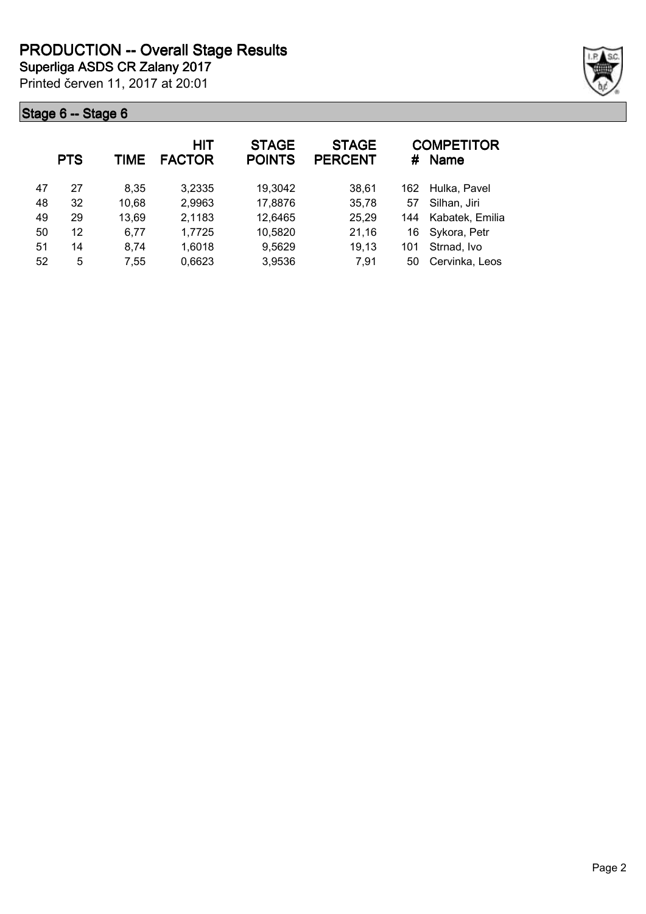# PRODUCTION -- Overall Stage Results

**Superliga ASDS CR Zalany 2017**

Printed červen 11, 2017 at 20:01

## Stage 6 -- Stage 6

| | PTS | TIME | HIT FACTOR | STAGE POINTS | STAGE PERCENT | # | COMPETITOR Name |
|---|---|---|---|---|---|---|---|
| 47 | 27 | 8,35 | 3,2335 | 19,3042 | 38,61 | 162 | Hulka, Pavel |
| 48 | 32 | 10,68 | 2,9963 | 17,8876 | 35,78 | 57 | Silhan, Jiri |
| 49 | 29 | 13,69 | 2,1183 | 12,6465 | 25,29 | 144 | Kabatek, Emilia |
| 50 | 12 | 6,77 | 1,7725 | 10,5820 | 21,16 | 16 | Sykora, Petr |
| 51 | 14 | 8,74 | 1,6018 | 9,5629 | 19,13 | 101 | Strnad, Ivo |
| 52 | 5 | 7,55 | 0,6623 | 3,9536 | 7,91 | 50 | Cervinka, Leos |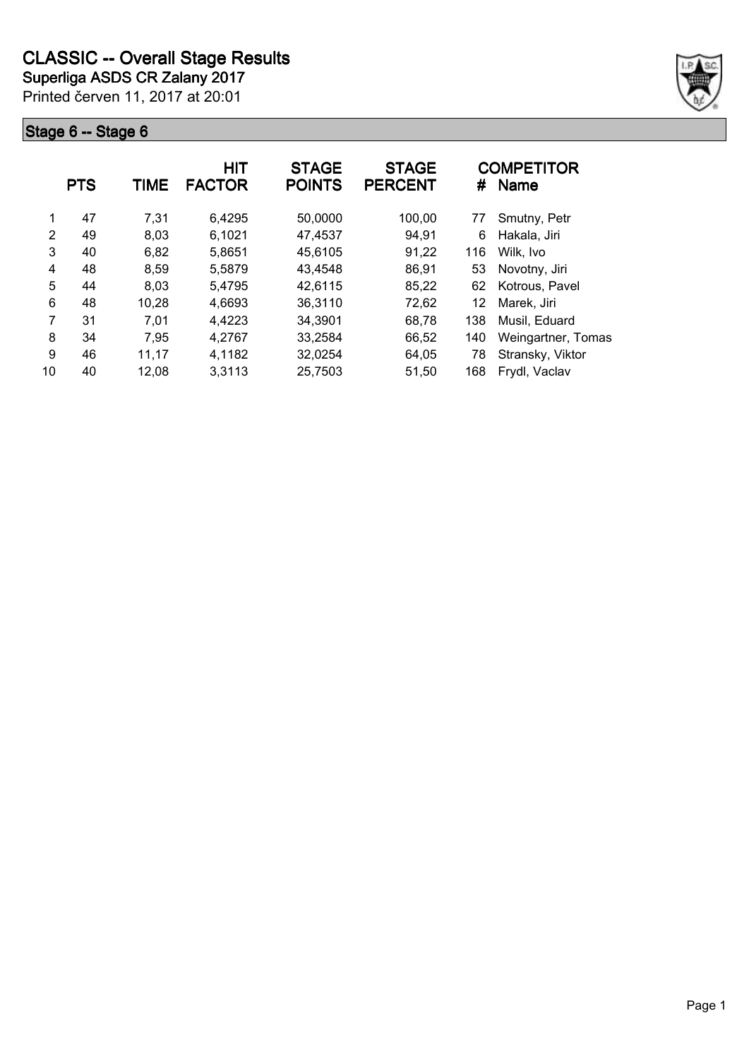# CLASSIC -- Overall Stage Results

**Superliga ASDS CR Zalany 2017**

Printed červen 11, 2017 at 20:01

## Stage 6 -- Stage 6

| | PTS | TIME | HIT FACTOR | STAGE POINTS | STAGE PERCENT | # | COMPETITOR Name |
|---|---|---|---|---|---|---|---|
| 1 | 47 | 7,31 | 6,4295 | 50,0000 | 100,00 | 77 | Smutny, Petr |
| 2 | 49 | 8,03 | 6,1021 | 47,4537 | 94,91 | 6 | Hakala, Jiri |
| 3 | 40 | 6,82 | 5,8651 | 45,6105 | 91,22 | 116 | Wilk, Ivo |
| 4 | 48 | 8,59 | 5,5879 | 43,4548 | 86,91 | 53 | Novotny, Jiri |
| 5 | 44 | 8,03 | 5,4795 | 42,6115 | 85,22 | 62 | Kotrous, Pavel |
| 6 | 48 | 10,28 | 4,6693 | 36,3110 | 72,62 | 12 | Marek, Jiri |
| 7 | 31 | 7,01 | 4,4223 | 34,3901 | 68,78 | 138 | Musil, Eduard |
| 8 | 34 | 7,95 | 4,2767 | 33,2584 | 66,52 | 140 | Weingartner, Tomas |
| 9 | 46 | 11,17 | 4,1182 | 32,0254 | 64,05 | 78 | Stransky, Viktor |
| 10 | 40 | 12,08 | 3,3113 | 25,7503 | 51,50 | 168 | Frydl, Vaclav |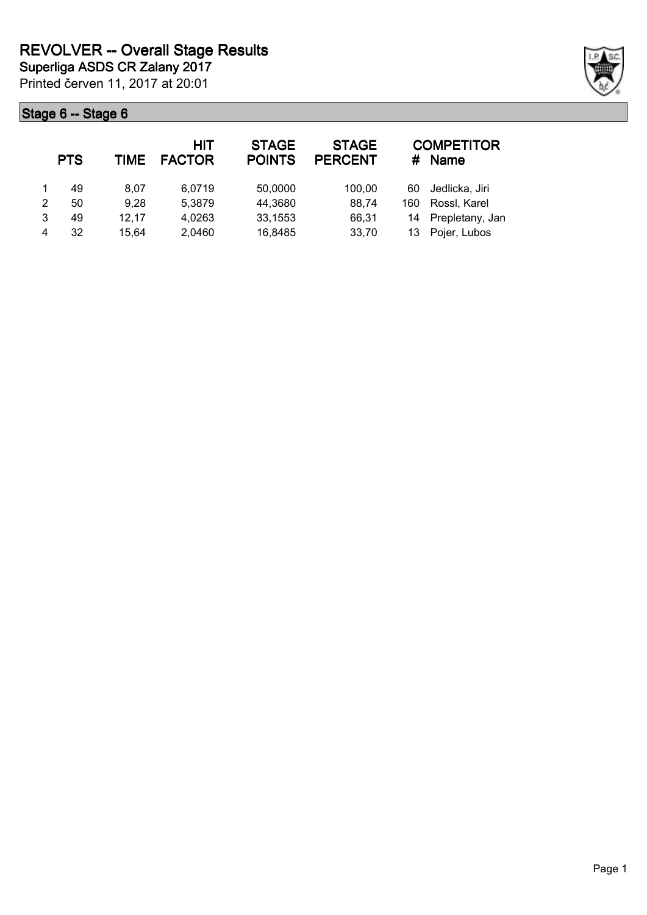# REVOLVER -- Overall Stage Results

**Superliga ASDS CR Zalany 2017**

Printed červen 11, 2017 at 20:01

## Stage 6 -- Stage 6

| | PTS | TIME | HIT FACTOR | STAGE POINTS | STAGE PERCENT | # | COMPETITOR Name |
|---|---|---|---|---|---|---|---|
| 1 | 49 | 8,07 | 6,0719 | 50,0000 | 100,00 | 60 | Jedlicka, Jiri |
| 2 | 50 | 9,28 | 5,3879 | 44,3680 | 88,74 | 160 | Rossl, Karel |
| 3 | 49 | 12,17 | 4,0263 | 33,1553 | 66,31 | 14 | Prepletany, Jan |
| 4 | 32 | 15,64 | 2,0460 | 16,8485 | 33,70 | 13 | Pojer, Lubos |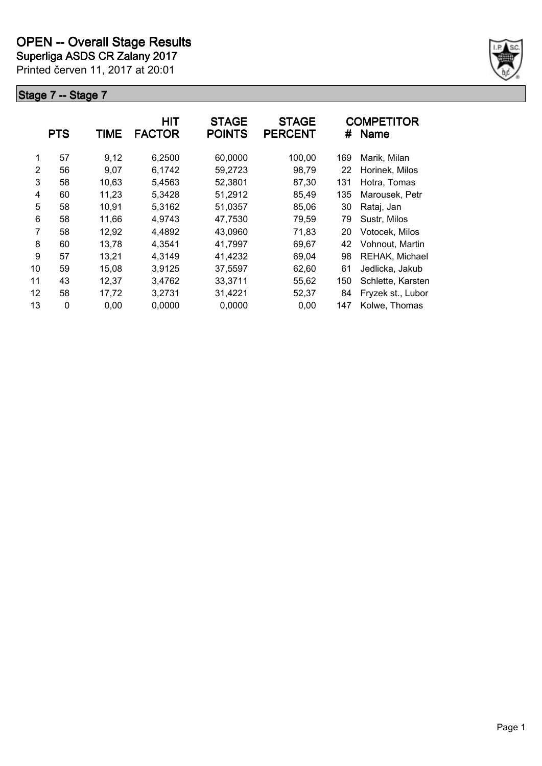# OPEN -- Overall Stage Results

**Superliga ASDS CR Zalany 2017**

Printed červen 11, 2017 at 20:01

## Stage 7 -- Stage 7

| | PTS | TIME | HIT FACTOR | STAGE POINTS | STAGE PERCENT | # | COMPETITOR Name |
|---|---|---|---|---|---|---|---|
| 1 | 57 | 9,12 | 6,2500 | 60,0000 | 100,00 | 169 | Marik, Milan |
| 2 | 56 | 9,07 | 6,1742 | 59,2723 | 98,79 | 22 | Horinek, Milos |
| 3 | 58 | 10,63 | 5,4563 | 52,3801 | 87,30 | 131 | Hotra, Tomas |
| 4 | 60 | 11,23 | 5,3428 | 51,2912 | 85,49 | 135 | Marousek, Petr |
| 5 | 58 | 10,91 | 5,3162 | 51,0357 | 85,06 | 30 | Rataj, Jan |
| 6 | 58 | 11,66 | 4,9743 | 47,7530 | 79,59 | 79 | Sustr, Milos |
| 7 | 58 | 12,92 | 4,4892 | 43,0960 | 71,83 | 20 | Votocek, Milos |
| 8 | 60 | 13,78 | 4,3541 | 41,7997 | 69,67 | 42 | Vohnout, Martin |
| 9 | 57 | 13,21 | 4,3149 | 41,4232 | 69,04 | 98 | REHAK, Michael |
| 10 | 59 | 15,08 | 3,9125 | 37,5597 | 62,60 | 61 | Jedlicka, Jakub |
| 11 | 43 | 12,37 | 3,4762 | 33,3711 | 55,62 | 150 | Schlette, Karsten |
| 12 | 58 | 17,72 | 3,2731 | 31,4221 | 52,37 | 84 | Fryzek st., Lubor |
| 13 | 0 | 0,00 | 0,0000 | 0,0000 | 0,00 | 147 | Kolwe, Thomas |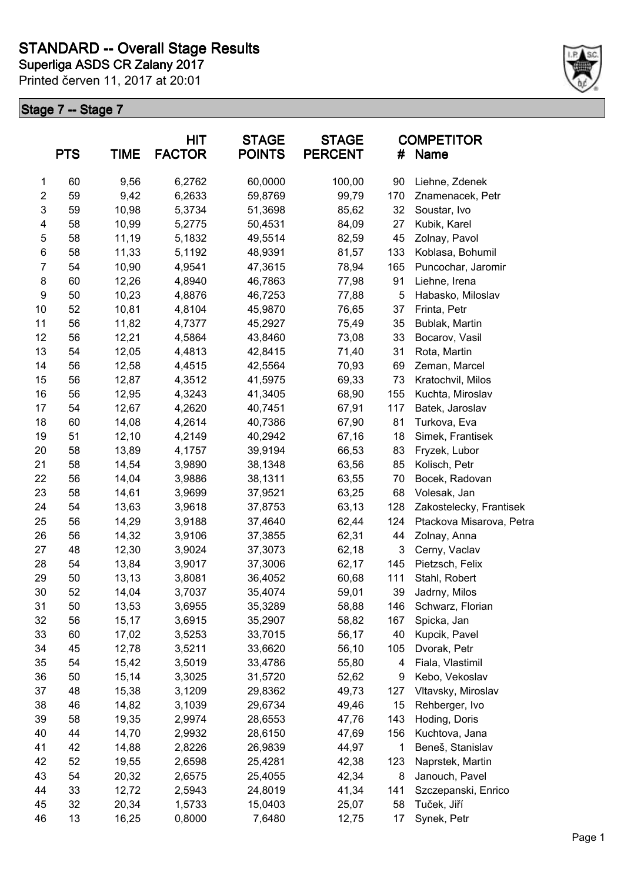# STANDARD -- Overall Stage Results

**Superliga ASDS CR Zalany 2017**

Printed červen 11, 2017 at 20:01

## Stage 7 -- Stage 7

| | PTS | TIME | HIT FACTOR | STAGE POINTS | STAGE PERCENT | # | COMPETITOR Name |
|---|---|---|---|---|---|---|---|
| 1 | 60 | 9,56 | 6,2762 | 60,0000 | 100,00 | 90 | Liehne, Zdenek |
| 2 | 59 | 9,42 | 6,2633 | 59,8769 | 99,79 | 170 | Znamenacek, Petr |
| 3 | 59 | 10,98 | 5,3734 | 51,3698 | 85,62 | 32 | Soustar, Ivo |
| 4 | 58 | 10,99 | 5,2775 | 50,4531 | 84,09 | 27 | Kubik, Karel |
| 5 | 58 | 11,19 | 5,1832 | 49,5514 | 82,59 | 45 | Zolnay, Pavol |
| 6 | 58 | 11,33 | 5,1192 | 48,9391 | 81,57 | 133 | Koblasa, Bohumil |
| 7 | 54 | 10,90 | 4,9541 | 47,3615 | 78,94 | 165 | Puncochar, Jaromir |
| 8 | 60 | 12,26 | 4,8940 | 46,7863 | 77,98 | 91 | Liehne, Irena |
| 9 | 50 | 10,23 | 4,8876 | 46,7253 | 77,88 | 5 | Habasko, Miloslav |
| 10 | 52 | 10,81 | 4,8104 | 45,9870 | 76,65 | 37 | Frinta, Petr |
| 11 | 56 | 11,82 | 4,7377 | 45,2927 | 75,49 | 35 | Bublak, Martin |
| 12 | 56 | 12,21 | 4,5864 | 43,8460 | 73,08 | 33 | Bocarov, Vasil |
| 13 | 54 | 12,05 | 4,4813 | 42,8415 | 71,40 | 31 | Rota, Martin |
| 14 | 56 | 12,58 | 4,4515 | 42,5564 | 70,93 | 69 | Zeman, Marcel |
| 15 | 56 | 12,87 | 4,3512 | 41,5975 | 69,33 | 73 | Kratochvil, Milos |
| 16 | 56 | 12,95 | 4,3243 | 41,3405 | 68,90 | 155 | Kuchta, Miroslav |
| 17 | 54 | 12,67 | 4,2620 | 40,7451 | 67,91 | 117 | Batek, Jaroslav |
| 18 | 60 | 14,08 | 4,2614 | 40,7386 | 67,90 | 81 | Turkova, Eva |
| 19 | 51 | 12,10 | 4,2149 | 40,2942 | 67,16 | 18 | Simek, Frantisek |
| 20 | 58 | 13,89 | 4,1757 | 39,9194 | 66,53 | 83 | Fryzek, Lubor |
| 21 | 58 | 14,54 | 3,9890 | 38,1348 | 63,56 | 85 | Kolisch, Petr |
| 22 | 56 | 14,04 | 3,9886 | 38,1311 | 63,55 | 70 | Bocek, Radovan |
| 23 | 58 | 14,61 | 3,9699 | 37,9521 | 63,25 | 68 | Volesak, Jan |
| 24 | 54 | 13,63 | 3,9618 | 37,8753 | 63,13 | 128 | Zakostelecky, Frantisek |
| 25 | 56 | 14,29 | 3,9188 | 37,4640 | 62,44 | 124 | Ptackova Misarova, Petra |
| 26 | 56 | 14,32 | 3,9106 | 37,3855 | 62,31 | 44 | Zolnay, Anna |
| 27 | 48 | 12,30 | 3,9024 | 37,3073 | 62,18 | 3 | Cerny, Vaclav |
| 28 | 54 | 13,84 | 3,9017 | 37,3006 | 62,17 | 145 | Pietzsch, Felix |
| 29 | 50 | 13,13 | 3,8081 | 36,4052 | 60,68 | 111 | Stahl, Robert |
| 30 | 52 | 14,04 | 3,7037 | 35,4074 | 59,01 | 39 | Jadrny, Milos |
| 31 | 50 | 13,53 | 3,6955 | 35,3289 | 58,88 | 146 | Schwarz, Florian |
| 32 | 56 | 15,17 | 3,6915 | 35,2907 | 58,82 | 167 | Spicka, Jan |
| 33 | 60 | 17,02 | 3,5253 | 33,7015 | 56,17 | 40 | Kupcik, Pavel |
| 34 | 45 | 12,78 | 3,5211 | 33,6620 | 56,10 | 105 | Dvorak, Petr |
| 35 | 54 | 15,42 | 3,5019 | 33,4786 | 55,80 | 4 | Fiala, Vlastimil |
| 36 | 50 | 15,14 | 3,3025 | 31,5720 | 52,62 | 9 | Kebo, Vekoslav |
| 37 | 48 | 15,38 | 3,1209 | 29,8362 | 49,73 | 127 | Vltavsky, Miroslav |
| 38 | 46 | 14,82 | 3,1039 | 29,6734 | 49,46 | 15 | Rehberger, Ivo |
| 39 | 58 | 19,35 | 2,9974 | 28,6553 | 47,76 | 143 | Hoding, Doris |
| 40 | 44 | 14,70 | 2,9932 | 28,6150 | 47,69 | 156 | Kuchtova, Jana |
| 41 | 42 | 14,88 | 2,8226 | 26,9839 | 44,97 | 1 | Beneš, Stanislav |
| 42 | 52 | 19,55 | 2,6598 | 25,4281 | 42,38 | 123 | Naprstek, Martin |
| 43 | 54 | 20,32 | 2,6575 | 25,4055 | 42,34 | 8 | Janouch, Pavel |
| 44 | 33 | 12,72 | 2,5943 | 24,8019 | 41,34 | 141 | Szczepanski, Enrico |
| 45 | 32 | 20,34 | 1,5733 | 15,0403 | 25,07 | 58 | Tuček, Jiří |
| 46 | 13 | 16,25 | 0,8000 | 7,6480 | 12,75 | 17 | Synek, Petr |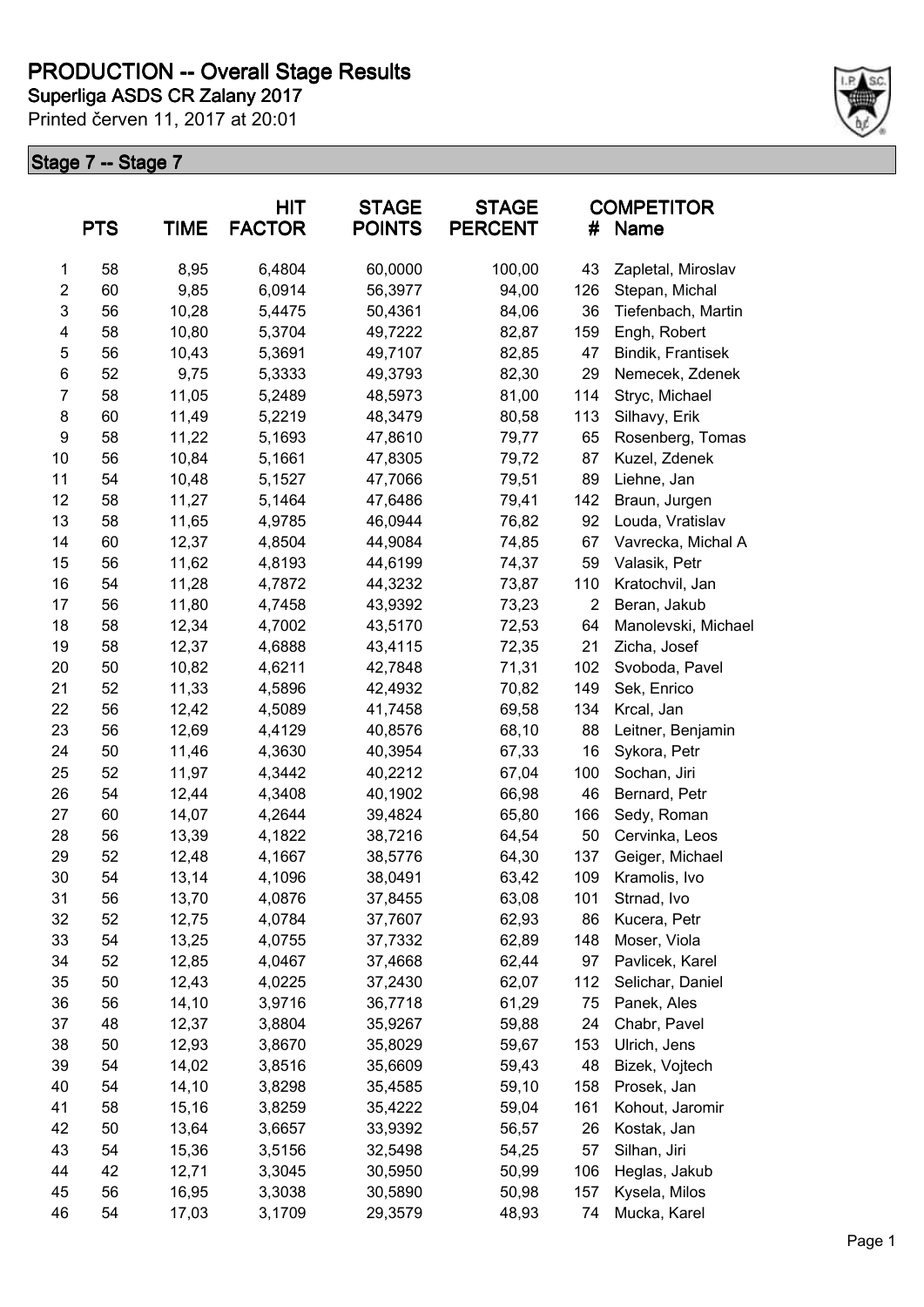# PRODUCTION -- Overall Stage Results

**Superliga ASDS CR Zalany 2017**

Printed červen 11, 2017 at 20:01

## Stage 7 -- Stage 7

| | PTS | TIME | HIT FACTOR | STAGE POINTS | STAGE PERCENT | # | COMPETITOR Name |
|---|---|---|---|---|---|---|---|
| 1 | 58 | 8,95 | 6,4804 | 60,0000 | 100,00 | 43 | Zapletal, Miroslav |
| 2 | 60 | 9,85 | 6,0914 | 56,3977 | 94,00 | 126 | Stepan, Michal |
| 3 | 56 | 10,28 | 5,4475 | 50,4361 | 84,06 | 36 | Tiefenbach, Martin |
| 4 | 58 | 10,80 | 5,3704 | 49,7222 | 82,87 | 159 | Engh, Robert |
| 5 | 56 | 10,43 | 5,3691 | 49,7107 | 82,85 | 47 | Bindik, Frantisek |
| 6 | 52 | 9,75 | 5,3333 | 49,3793 | 82,30 | 29 | Nemecek, Zdenek |
| 7 | 58 | 11,05 | 5,2489 | 48,5973 | 81,00 | 114 | Stryc, Michael |
| 8 | 60 | 11,49 | 5,2219 | 48,3479 | 80,58 | 113 | Silhavy, Erik |
| 9 | 58 | 11,22 | 5,1693 | 47,8610 | 79,77 | 65 | Rosenberg, Tomas |
| 10 | 56 | 10,84 | 5,1661 | 47,8305 | 79,72 | 87 | Kuzel, Zdenek |
| 11 | 54 | 10,48 | 5,1527 | 47,7066 | 79,51 | 89 | Liehne, Jan |
| 12 | 58 | 11,27 | 5,1464 | 47,6486 | 79,41 | 142 | Braun, Jurgen |
| 13 | 58 | 11,65 | 4,9785 | 46,0944 | 76,82 | 92 | Louda, Vratislav |
| 14 | 60 | 12,37 | 4,8504 | 44,9084 | 74,85 | 67 | Vavrecka, Michal A |
| 15 | 56 | 11,62 | 4,8193 | 44,6199 | 74,37 | 59 | Valasik, Petr |
| 16 | 54 | 11,28 | 4,7872 | 44,3232 | 73,87 | 110 | Kratochvil, Jan |
| 17 | 56 | 11,80 | 4,7458 | 43,9392 | 73,23 | 2 | Beran, Jakub |
| 18 | 58 | 12,34 | 4,7002 | 43,5170 | 72,53 | 64 | Manolevski, Michael |
| 19 | 58 | 12,37 | 4,6888 | 43,4115 | 72,35 | 21 | Zicha, Josef |
| 20 | 50 | 10,82 | 4,6211 | 42,7848 | 71,31 | 102 | Svoboda, Pavel |
| 21 | 52 | 11,33 | 4,5896 | 42,4932 | 70,82 | 149 | Sek, Enrico |
| 22 | 56 | 12,42 | 4,5089 | 41,7458 | 69,58 | 134 | Krcal, Jan |
| 23 | 56 | 12,69 | 4,4129 | 40,8576 | 68,10 | 88 | Leitner, Benjamin |
| 24 | 50 | 11,46 | 4,3630 | 40,3954 | 67,33 | 16 | Sykora, Petr |
| 25 | 52 | 11,97 | 4,3442 | 40,2212 | 67,04 | 100 | Sochan, Jiri |
| 26 | 54 | 12,44 | 4,3408 | 40,1902 | 66,98 | 46 | Bernard, Petr |
| 27 | 60 | 14,07 | 4,2644 | 39,4824 | 65,80 | 166 | Sedy, Roman |
| 28 | 56 | 13,39 | 4,1822 | 38,7216 | 64,54 | 50 | Cervinka, Leos |
| 29 | 52 | 12,48 | 4,1667 | 38,5776 | 64,30 | 137 | Geiger, Michael |
| 30 | 54 | 13,14 | 4,1096 | 38,0491 | 63,42 | 109 | Kramolis, Ivo |
| 31 | 56 | 13,70 | 4,0876 | 37,8455 | 63,08 | 101 | Strnad, Ivo |
| 32 | 52 | 12,75 | 4,0784 | 37,7607 | 62,93 | 86 | Kucera, Petr |
| 33 | 54 | 13,25 | 4,0755 | 37,7332 | 62,89 | 148 | Moser, Viola |
| 34 | 52 | 12,85 | 4,0467 | 37,4668 | 62,44 | 97 | Pavlicek, Karel |
| 35 | 50 | 12,43 | 4,0225 | 37,2430 | 62,07 | 112 | Selichar, Daniel |
| 36 | 56 | 14,10 | 3,9716 | 36,7718 | 61,29 | 75 | Panek, Ales |
| 37 | 48 | 12,37 | 3,8804 | 35,9267 | 59,88 | 24 | Chabr, Pavel |
| 38 | 50 | 12,93 | 3,8670 | 35,8029 | 59,67 | 153 | Ulrich, Jens |
| 39 | 54 | 14,02 | 3,8516 | 35,6609 | 59,43 | 48 | Bizek, Vojtech |
| 40 | 54 | 14,10 | 3,8298 | 35,4585 | 59,10 | 158 | Prosek, Jan |
| 41 | 58 | 15,16 | 3,8259 | 35,4222 | 59,04 | 161 | Kohout, Jaromir |
| 42 | 50 | 13,64 | 3,6657 | 33,9392 | 56,57 | 26 | Kostak, Jan |
| 43 | 54 | 15,36 | 3,5156 | 32,5498 | 54,25 | 57 | Silhan, Jiri |
| 44 | 42 | 12,71 | 3,3045 | 30,5950 | 50,99 | 106 | Heglas, Jakub |
| 45 | 56 | 16,95 | 3,3038 | 30,5890 | 50,98 | 157 | Kysela, Milos |
| 46 | 54 | 17,03 | 3,1709 | 29,3579 | 48,93 | 74 | Mucka, Karel |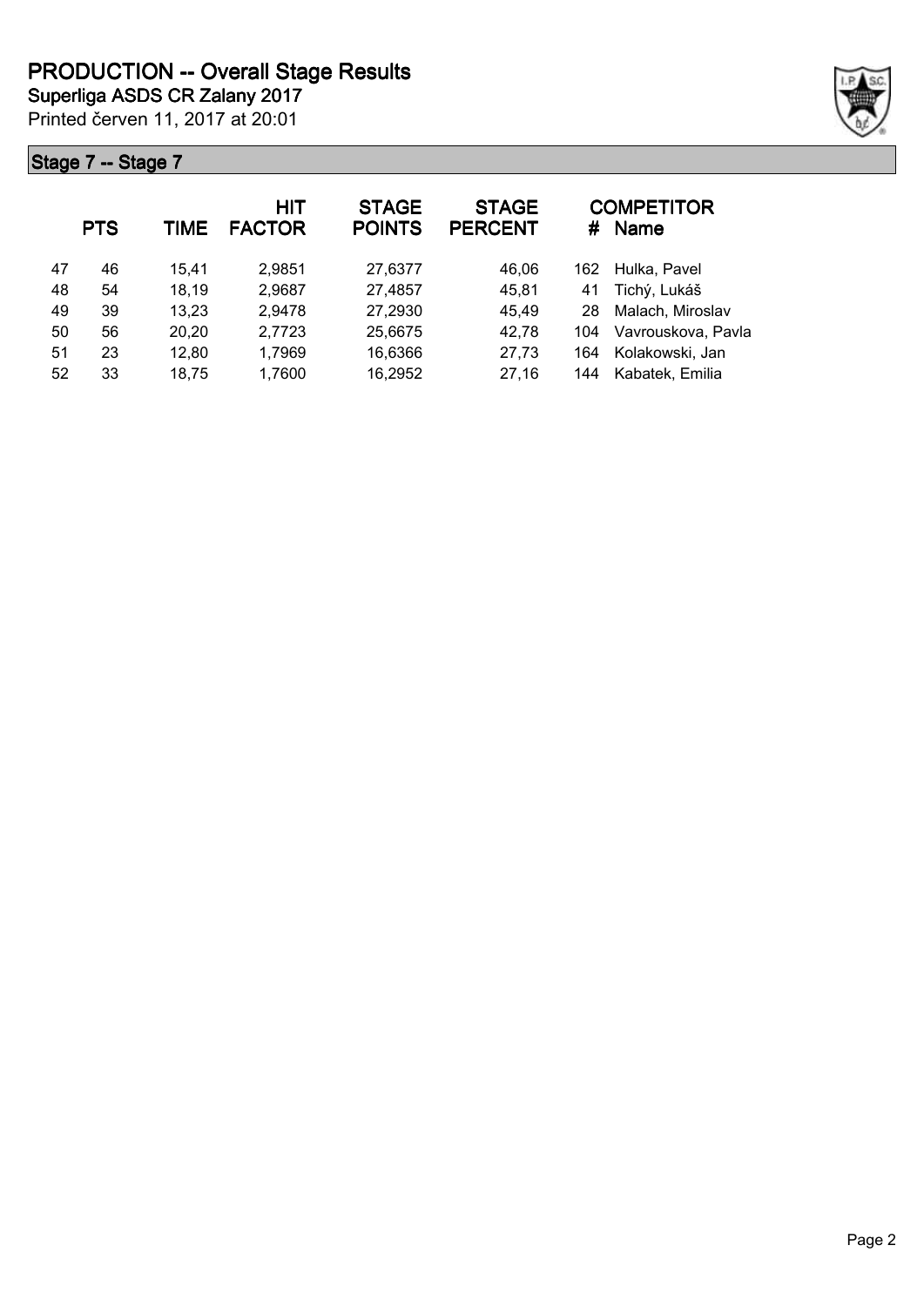# PRODUCTION -- Overall Stage Results

**Superliga ASDS CR Zalany 2017**

Printed červen 11, 2017 at 20:01

## Stage 7 -- Stage 7

| | PTS | TIME | HIT FACTOR | STAGE POINTS | STAGE PERCENT | # | COMPETITOR Name |
|---|---|---|---|---|---|---|---|
| 47 | 46 | 15,41 | 2,9851 | 27,6377 | 46,06 | 162 | Hulka, Pavel |
| 48 | 54 | 18,19 | 2,9687 | 27,4857 | 45,81 | 41 | Tichý, Lukáš |
| 49 | 39 | 13,23 | 2,9478 | 27,2930 | 45,49 | 28 | Malach, Miroslav |
| 50 | 56 | 20,20 | 2,7723 | 25,6675 | 42,78 | 104 | Vavrouskova, Pavla |
| 51 | 23 | 12,80 | 1,7969 | 16,6366 | 27,73 | 164 | Kolakowski, Jan |
| 52 | 33 | 18,75 | 1,7600 | 16,2952 | 27,16 | 144 | Kabatek, Emilia |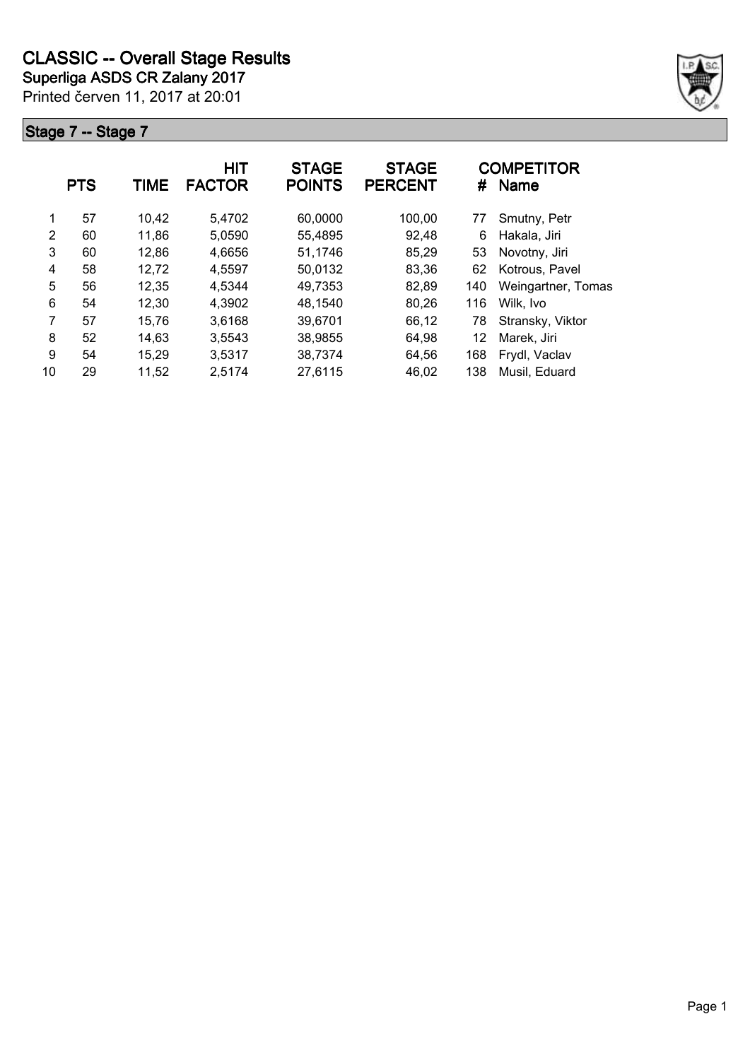# CLASSIC -- Overall Stage Results

**Superliga ASDS CR Zalany 2017**

Printed červen 11, 2017 at 20:01

## Stage 7 -- Stage 7

| | PTS | TIME | HIT FACTOR | STAGE POINTS | STAGE PERCENT | # | COMPETITOR Name |
|---|---|---|---|---|---|---|---|
| 1 | 57 | 10,42 | 5,4702 | 60,0000 | 100,00 | 77 | Smutny, Petr |
| 2 | 60 | 11,86 | 5,0590 | 55,4895 | 92,48 | 6 | Hakala, Jiri |
| 3 | 60 | 12,86 | 4,6656 | 51,1746 | 85,29 | 53 | Novotny, Jiri |
| 4 | 58 | 12,72 | 4,5597 | 50,0132 | 83,36 | 62 | Kotrous, Pavel |
| 5 | 56 | 12,35 | 4,5344 | 49,7353 | 82,89 | 140 | Weingartner, Tomas |
| 6 | 54 | 12,30 | 4,3902 | 48,1540 | 80,26 | 116 | Wilk, Ivo |
| 7 | 57 | 15,76 | 3,6168 | 39,6701 | 66,12 | 78 | Stransky, Viktor |
| 8 | 52 | 14,63 | 3,5543 | 38,9855 | 64,98 | 12 | Marek, Jiri |
| 9 | 54 | 15,29 | 3,5317 | 38,7374 | 64,56 | 168 | Frydl, Vaclav |
| 10 | 29 | 11,52 | 2,5174 | 27,6115 | 46,02 | 138 | Musil, Eduard |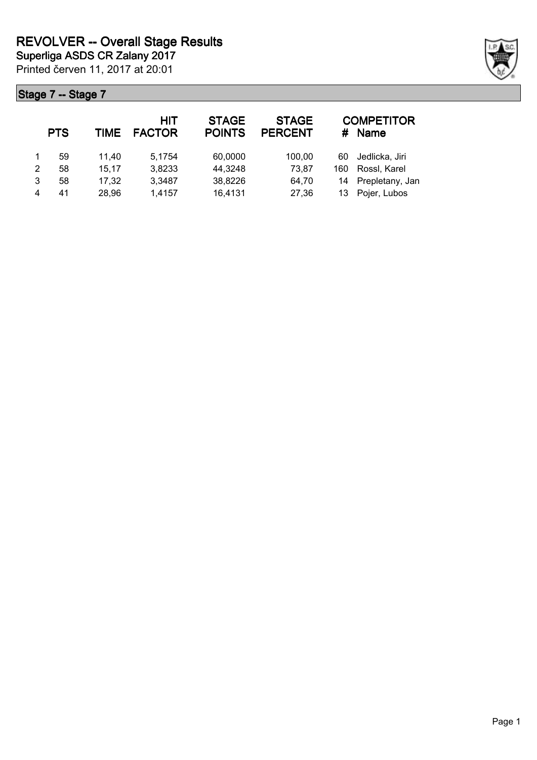# REVOLVER -- Overall Stage Results

**Superliga ASDS CR Zalany 2017**

Printed červen 11, 2017 at 20:01

## Stage 7 -- Stage 7

| | PTS | TIME | HIT FACTOR | STAGE POINTS | STAGE PERCENT | # | COMPETITOR Name |
|---|---|---|---|---|---|---|---|
| 1 | 59 | 11,40 | 5,1754 | 60,0000 | 100,00 | 60 | Jedlicka, Jiri |
| 2 | 58 | 15,17 | 3,8233 | 44,3248 | 73,87 | 160 | Rossl, Karel |
| 3 | 58 | 17,32 | 3,3487 | 38,8226 | 64,70 | 14 | Prepletany, Jan |
| 4 | 41 | 28,96 | 1,4157 | 16,4131 | 27,36 | 13 | Pojer, Lubos |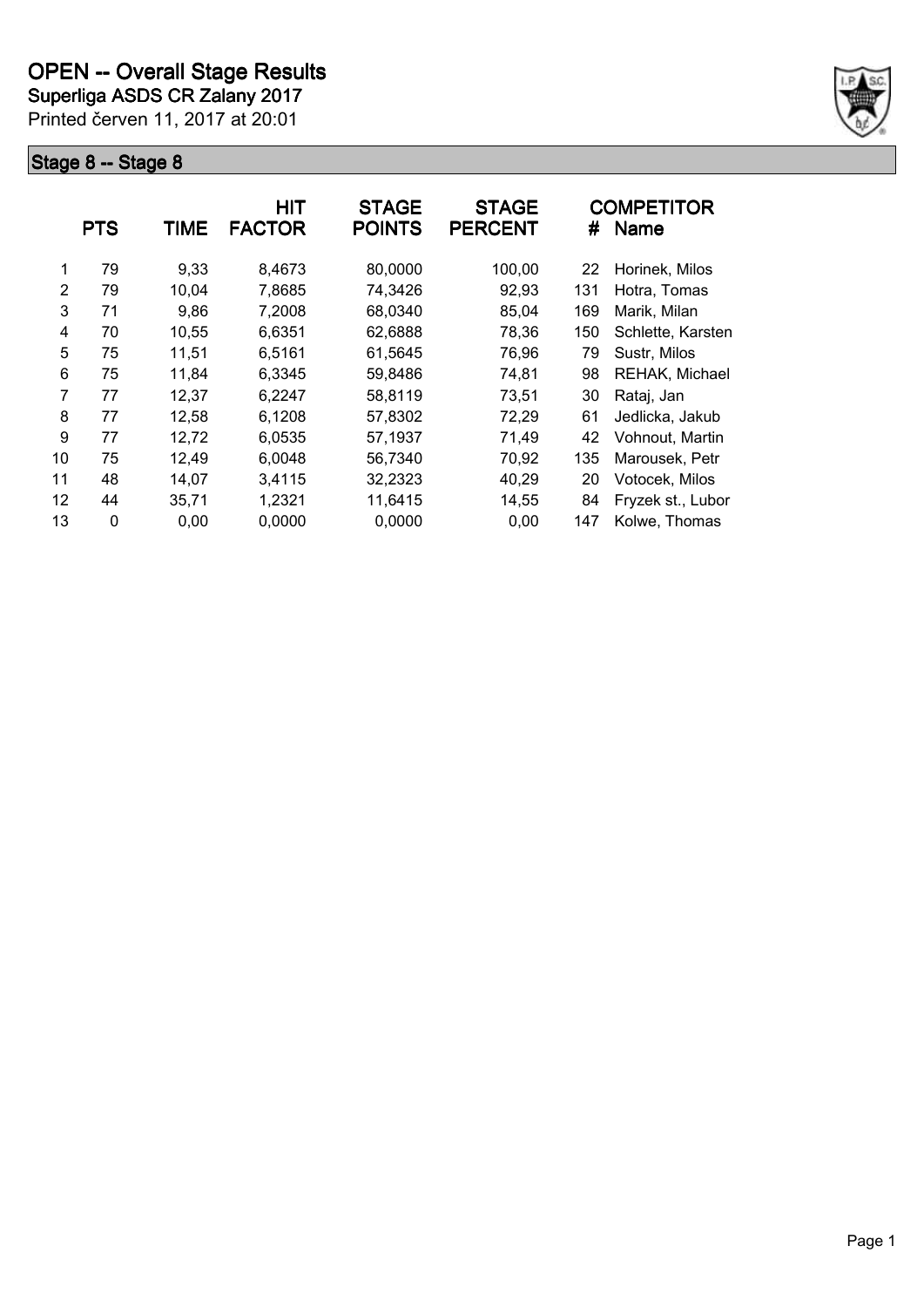# OPEN -- Overall Stage Results

**Superliga ASDS CR Zalany 2017**

Printed červen 11, 2017 at 20:01

## Stage 8 -- Stage 8

| | PTS | TIME | HIT FACTOR | STAGE POINTS | STAGE PERCENT | # | COMPETITOR Name |
|---|---|---|---|---|---|---|---|
| 1 | 79 | 9,33 | 8,4673 | 80,0000 | 100,00 | 22 | Horinek, Milos |
| 2 | 79 | 10,04 | 7,8685 | 74,3426 | 92,93 | 131 | Hotra, Tomas |
| 3 | 71 | 9,86 | 7,2008 | 68,0340 | 85,04 | 169 | Marik, Milan |
| 4 | 70 | 10,55 | 6,6351 | 62,6888 | 78,36 | 150 | Schlette, Karsten |
| 5 | 75 | 11,51 | 6,5161 | 61,5645 | 76,96 | 79 | Sustr, Milos |
| 6 | 75 | 11,84 | 6,3345 | 59,8486 | 74,81 | 98 | REHAK, Michael |
| 7 | 77 | 12,37 | 6,2247 | 58,8119 | 73,51 | 30 | Rataj, Jan |
| 8 | 77 | 12,58 | 6,1208 | 57,8302 | 72,29 | 61 | Jedlicka, Jakub |
| 9 | 77 | 12,72 | 6,0535 | 57,1937 | 71,49 | 42 | Vohnout, Martin |
| 10 | 75 | 12,49 | 6,0048 | 56,7340 | 70,92 | 135 | Marousek, Petr |
| 11 | 48 | 14,07 | 3,4115 | 32,2323 | 40,29 | 20 | Votocek, Milos |
| 12 | 44 | 35,71 | 1,2321 | 11,6415 | 14,55 | 84 | Fryzek st., Lubor |
| 13 | 0 | 0,00 | 0,0000 | 0,0000 | 0,00 | 147 | Kolwe, Thomas |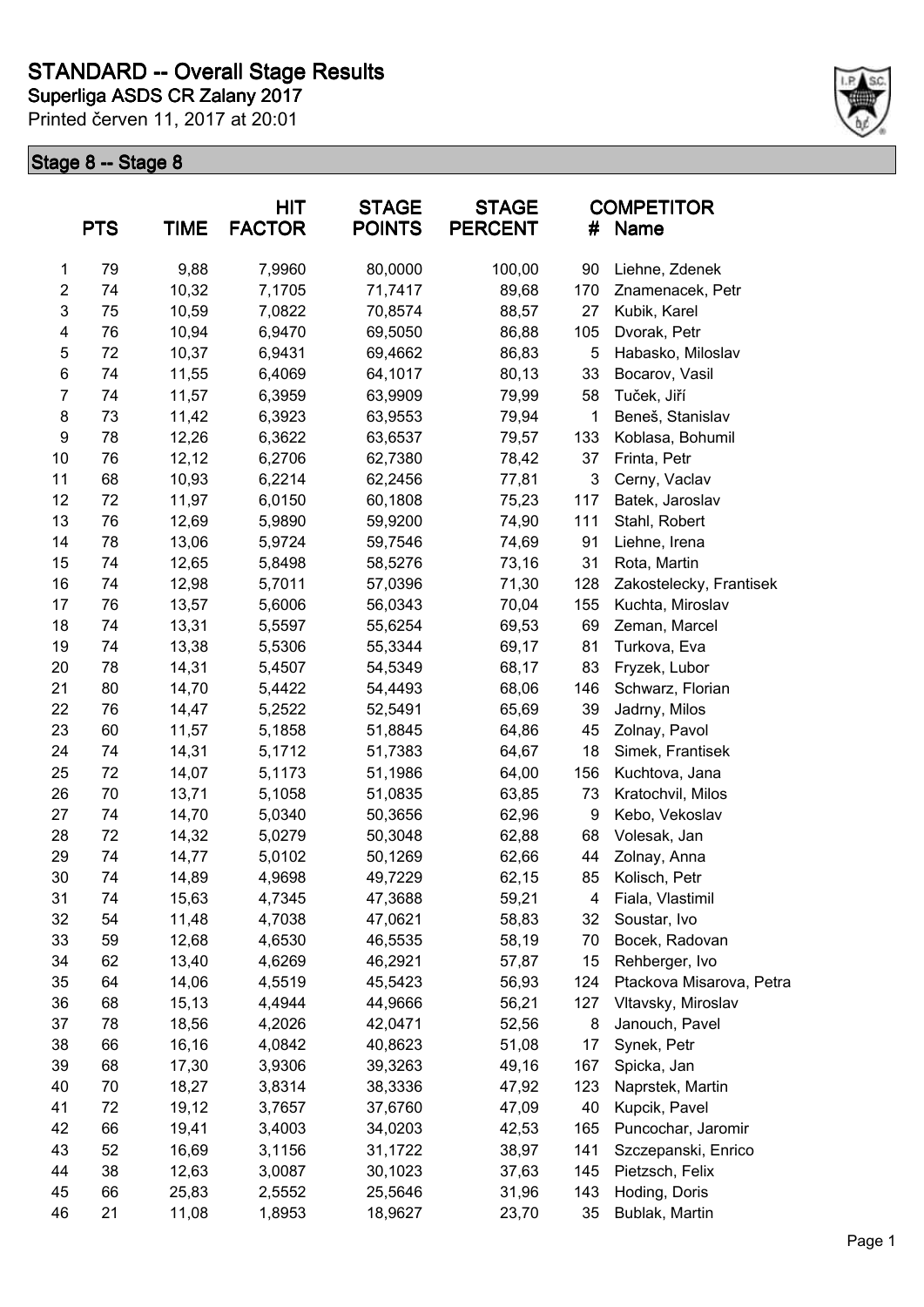# STANDARD -- Overall Stage Results

**Superliga ASDS CR Zalany 2017**

Printed červen 11, 2017 at 20:01

## Stage 8 -- Stage 8

| | PTS | TIME | HIT FACTOR | STAGE POINTS | STAGE PERCENT | # | COMPETITOR Name |
|---|---|---|---|---|---|---|---|
| 1 | 79 | 9,88 | 7,9960 | 80,0000 | 100,00 | 90 | Liehne, Zdenek |
| 2 | 74 | 10,32 | 7,1705 | 71,7417 | 89,68 | 170 | Znamenacek, Petr |
| 3 | 75 | 10,59 | 7,0822 | 70,8574 | 88,57 | 27 | Kubik, Karel |
| 4 | 76 | 10,94 | 6,9470 | 69,5050 | 86,88 | 105 | Dvorak, Petr |
| 5 | 72 | 10,37 | 6,9431 | 69,4662 | 86,83 | 5 | Habasko, Miloslav |
| 6 | 74 | 11,55 | 6,4069 | 64,1017 | 80,13 | 33 | Bocarov, Vasil |
| 7 | 74 | 11,57 | 6,3959 | 63,9909 | 79,99 | 58 | Tuček, Jiří |
| 8 | 73 | 11,42 | 6,3923 | 63,9553 | 79,94 | 1 | Beneš, Stanislav |
| 9 | 78 | 12,26 | 6,3622 | 63,6537 | 79,57 | 133 | Koblasa, Bohumil |
| 10 | 76 | 12,12 | 6,2706 | 62,7380 | 78,42 | 37 | Frinta, Petr |
| 11 | 68 | 10,93 | 6,2214 | 62,2456 | 77,81 | 3 | Cerny, Vaclav |
| 12 | 72 | 11,97 | 6,0150 | 60,1808 | 75,23 | 117 | Batek, Jaroslav |
| 13 | 76 | 12,69 | 5,9890 | 59,9200 | 74,90 | 111 | Stahl, Robert |
| 14 | 78 | 13,06 | 5,9724 | 59,7546 | 74,69 | 91 | Liehne, Irena |
| 15 | 74 | 12,65 | 5,8498 | 58,5276 | 73,16 | 31 | Rota, Martin |
| 16 | 74 | 12,98 | 5,7011 | 57,0396 | 71,30 | 128 | Zakostelecky, Frantisek |
| 17 | 76 | 13,57 | 5,6006 | 56,0343 | 70,04 | 155 | Kuchta, Miroslav |
| 18 | 74 | 13,31 | 5,5597 | 55,6254 | 69,53 | 69 | Zeman, Marcel |
| 19 | 74 | 13,38 | 5,5306 | 55,3344 | 69,17 | 81 | Turkova, Eva |
| 20 | 78 | 14,31 | 5,4507 | 54,5349 | 68,17 | 83 | Fryzek, Lubor |
| 21 | 80 | 14,70 | 5,4422 | 54,4493 | 68,06 | 146 | Schwarz, Florian |
| 22 | 76 | 14,47 | 5,2522 | 52,5491 | 65,69 | 39 | Jadrny, Milos |
| 23 | 60 | 11,57 | 5,1858 | 51,8845 | 64,86 | 45 | Zolnay, Pavol |
| 24 | 74 | 14,31 | 5,1712 | 51,7383 | 64,67 | 18 | Simek, Frantisek |
| 25 | 72 | 14,07 | 5,1173 | 51,1986 | 64,00 | 156 | Kuchtova, Jana |
| 26 | 70 | 13,71 | 5,1058 | 51,0835 | 63,85 | 73 | Kratochvil, Milos |
| 27 | 74 | 14,70 | 5,0340 | 50,3656 | 62,96 | 9 | Kebo, Vekoslav |
| 28 | 72 | 14,32 | 5,0279 | 50,3048 | 62,88 | 68 | Volesak, Jan |
| 29 | 74 | 14,77 | 5,0102 | 50,1269 | 62,66 | 44 | Zolnay, Anna |
| 30 | 74 | 14,89 | 4,9698 | 49,7229 | 62,15 | 85 | Kolisch, Petr |
| 31 | 74 | 15,63 | 4,7345 | 47,3688 | 59,21 | 4 | Fiala, Vlastimil |
| 32 | 54 | 11,48 | 4,7038 | 47,0621 | 58,83 | 32 | Soustar, Ivo |
| 33 | 59 | 12,68 | 4,6530 | 46,5535 | 58,19 | 70 | Bocek, Radovan |
| 34 | 62 | 13,40 | 4,6269 | 46,2921 | 57,87 | 15 | Rehberger, Ivo |
| 35 | 64 | 14,06 | 4,5519 | 45,5423 | 56,93 | 124 | Ptackova Misarova, Petra |
| 36 | 68 | 15,13 | 4,4944 | 44,9666 | 56,21 | 127 | Vltavsky, Miroslav |
| 37 | 78 | 18,56 | 4,2026 | 42,0471 | 52,56 | 8 | Janouch, Pavel |
| 38 | 66 | 16,16 | 4,0842 | 40,8623 | 51,08 | 17 | Synek, Petr |
| 39 | 68 | 17,30 | 3,9306 | 39,3263 | 49,16 | 167 | Spicka, Jan |
| 40 | 70 | 18,27 | 3,8314 | 38,3336 | 47,92 | 123 | Naprstek, Martin |
| 41 | 72 | 19,12 | 3,7657 | 37,6760 | 47,09 | 40 | Kupcik, Pavel |
| 42 | 66 | 19,41 | 3,4003 | 34,0203 | 42,53 | 165 | Puncochar, Jaromir |
| 43 | 52 | 16,69 | 3,1156 | 31,1722 | 38,97 | 141 | Szczepanski, Enrico |
| 44 | 38 | 12,63 | 3,0087 | 30,1023 | 37,63 | 145 | Pietzsch, Felix |
| 45 | 66 | 25,83 | 2,5552 | 25,5646 | 31,96 | 143 | Hoding, Doris |
| 46 | 21 | 11,08 | 1,8953 | 18,9627 | 23,70 | 35 | Bublak, Martin |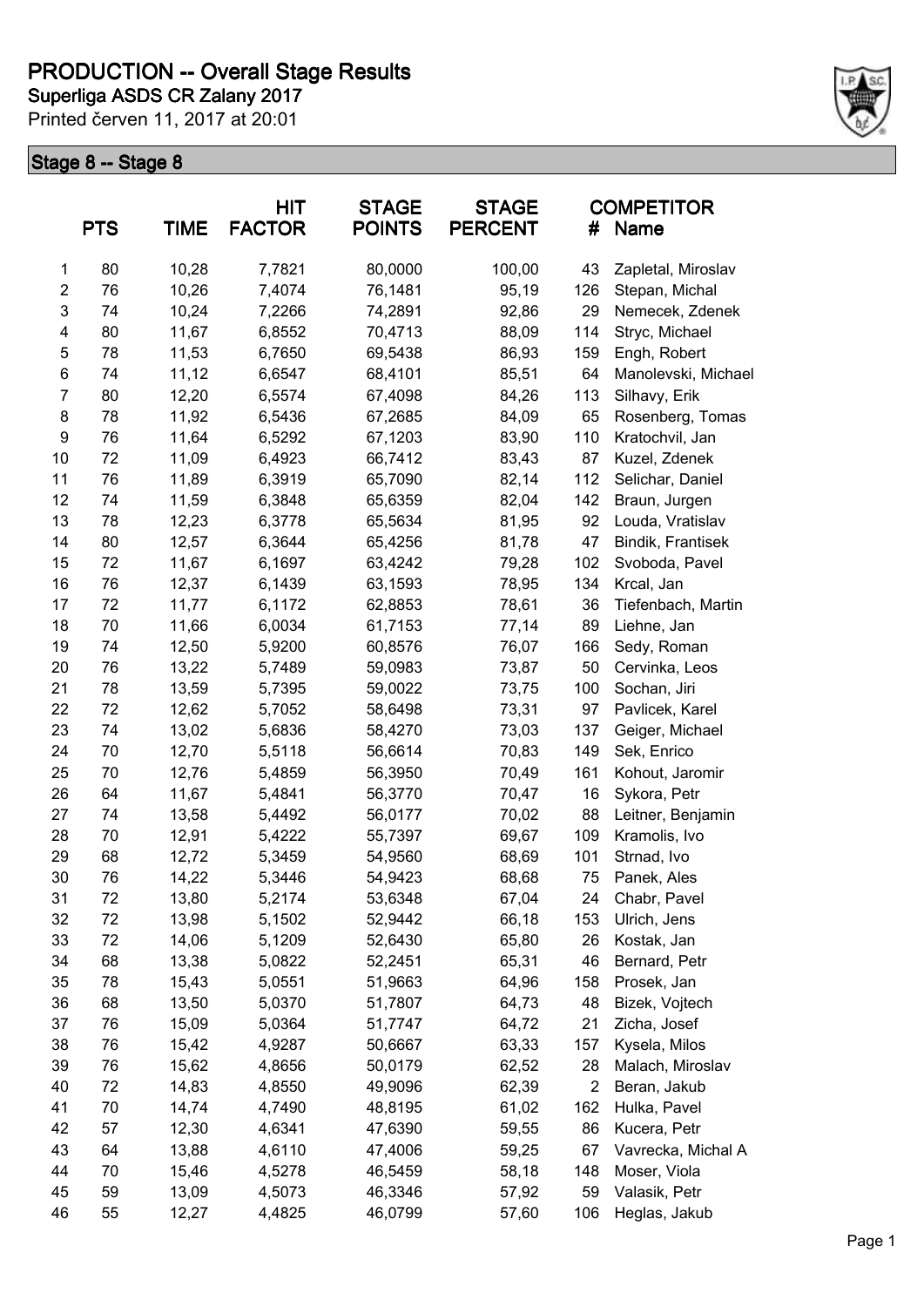# PRODUCTION -- Overall Stage Results

**Superliga ASDS CR Zalany 2017**

Printed červen 11, 2017 at 20:01

## Stage 8 -- Stage 8

| | PTS | TIME | HIT FACTOR | STAGE POINTS | STAGE PERCENT | # | COMPETITOR Name |
|---|---|---|---|---|---|---|---|
| 1 | 80 | 10,28 | 7,7821 | 80,0000 | 100,00 | 43 | Zapletal, Miroslav |
| 2 | 76 | 10,26 | 7,4074 | 76,1481 | 95,19 | 126 | Stepan, Michal |
| 3 | 74 | 10,24 | 7,2266 | 74,2891 | 92,86 | 29 | Nemecek, Zdenek |
| 4 | 80 | 11,67 | 6,8552 | 70,4713 | 88,09 | 114 | Stryc, Michael |
| 5 | 78 | 11,53 | 6,7650 | 69,5438 | 86,93 | 159 | Engh, Robert |
| 6 | 74 | 11,12 | 6,6547 | 68,4101 | 85,51 | 64 | Manolevski, Michael |
| 7 | 80 | 12,20 | 6,5574 | 67,4098 | 84,26 | 113 | Silhavy, Erik |
| 8 | 78 | 11,92 | 6,5436 | 67,2685 | 84,09 | 65 | Rosenberg, Tomas |
| 9 | 76 | 11,64 | 6,5292 | 67,1203 | 83,90 | 110 | Kratochvil, Jan |
| 10 | 72 | 11,09 | 6,4923 | 66,7412 | 83,43 | 87 | Kuzel, Zdenek |
| 11 | 76 | 11,89 | 6,3919 | 65,7090 | 82,14 | 112 | Selichar, Daniel |
| 12 | 74 | 11,59 | 6,3848 | 65,6359 | 82,04 | 142 | Braun, Jurgen |
| 13 | 78 | 12,23 | 6,3778 | 65,5634 | 81,95 | 92 | Louda, Vratislav |
| 14 | 80 | 12,57 | 6,3644 | 65,4256 | 81,78 | 47 | Bindik, Frantisek |
| 15 | 72 | 11,67 | 6,1697 | 63,4242 | 79,28 | 102 | Svoboda, Pavel |
| 16 | 76 | 12,37 | 6,1439 | 63,1593 | 78,95 | 134 | Krcal, Jan |
| 17 | 72 | 11,77 | 6,1172 | 62,8853 | 78,61 | 36 | Tiefenbach, Martin |
| 18 | 70 | 11,66 | 6,0034 | 61,7153 | 77,14 | 89 | Liehne, Jan |
| 19 | 74 | 12,50 | 5,9200 | 60,8576 | 76,07 | 166 | Sedy, Roman |
| 20 | 76 | 13,22 | 5,7489 | 59,0983 | 73,87 | 50 | Cervinka, Leos |
| 21 | 78 | 13,59 | 5,7395 | 59,0022 | 73,75 | 100 | Sochan, Jiri |
| 22 | 72 | 12,62 | 5,7052 | 58,6498 | 73,31 | 97 | Pavlicek, Karel |
| 23 | 74 | 13,02 | 5,6836 | 58,4270 | 73,03 | 137 | Geiger, Michael |
| 24 | 70 | 12,70 | 5,5118 | 56,6614 | 70,83 | 149 | Sek, Enrico |
| 25 | 70 | 12,76 | 5,4859 | 56,3950 | 70,49 | 161 | Kohout, Jaromir |
| 26 | 64 | 11,67 | 5,4841 | 56,3770 | 70,47 | 16 | Sykora, Petr |
| 27 | 74 | 13,58 | 5,4492 | 56,0177 | 70,02 | 88 | Leitner, Benjamin |
| 28 | 70 | 12,91 | 5,4222 | 55,7397 | 69,67 | 109 | Kramolis, Ivo |
| 29 | 68 | 12,72 | 5,3459 | 54,9560 | 68,69 | 101 | Strnad, Ivo |
| 30 | 76 | 14,22 | 5,3446 | 54,9423 | 68,68 | 75 | Panek, Ales |
| 31 | 72 | 13,80 | 5,2174 | 53,6348 | 67,04 | 24 | Chabr, Pavel |
| 32 | 72 | 13,98 | 5,1502 | 52,9442 | 66,18 | 153 | Ulrich, Jens |
| 33 | 72 | 14,06 | 5,1209 | 52,6430 | 65,80 | 26 | Kostak, Jan |
| 34 | 68 | 13,38 | 5,0822 | 52,2451 | 65,31 | 46 | Bernard, Petr |
| 35 | 78 | 15,43 | 5,0551 | 51,9663 | 64,96 | 158 | Prosek, Jan |
| 36 | 68 | 13,50 | 5,0370 | 51,7807 | 64,73 | 48 | Bizek, Vojtech |
| 37 | 76 | 15,09 | 5,0364 | 51,7747 | 64,72 | 21 | Zicha, Josef |
| 38 | 76 | 15,42 | 4,9287 | 50,6667 | 63,33 | 157 | Kysela, Milos |
| 39 | 76 | 15,62 | 4,8656 | 50,0179 | 62,52 | 28 | Malach, Miroslav |
| 40 | 72 | 14,83 | 4,8550 | 49,9096 | 62,39 | 2 | Beran, Jakub |
| 41 | 70 | 14,74 | 4,7490 | 48,8195 | 61,02 | 162 | Hulka, Pavel |
| 42 | 57 | 12,30 | 4,6341 | 47,6390 | 59,55 | 86 | Kucera, Petr |
| 43 | 64 | 13,88 | 4,6110 | 47,4006 | 59,25 | 67 | Vavrecka, Michal A |
| 44 | 70 | 15,46 | 4,5278 | 46,5459 | 58,18 | 148 | Moser, Viola |
| 45 | 59 | 13,09 | 4,5073 | 46,3346 | 57,92 | 59 | Valasik, Petr |
| 46 | 55 | 12,27 | 4,4825 | 46,0799 | 57,60 | 106 | Heglas, Jakub |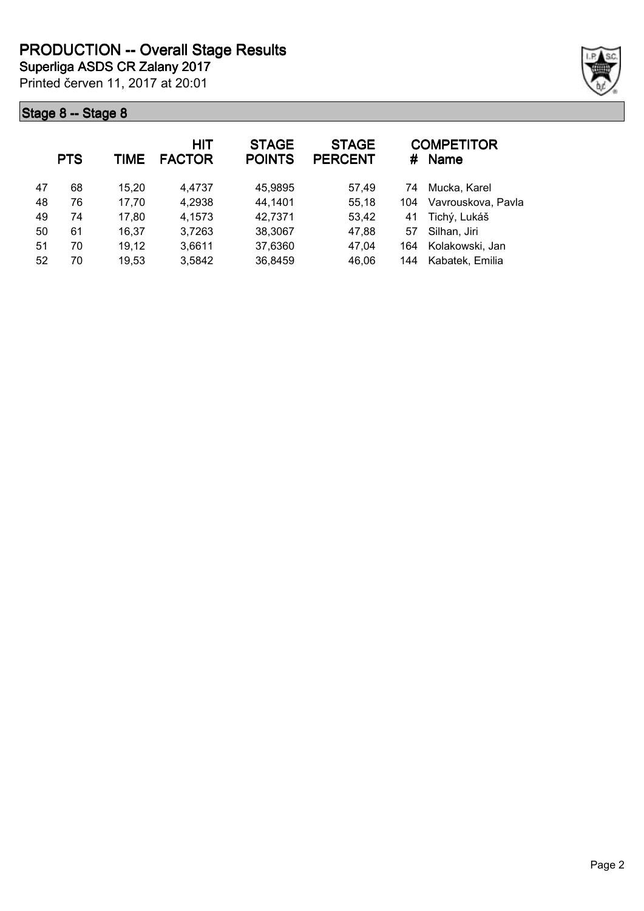# PRODUCTION -- Overall Stage Results

**Superliga ASDS CR Zalany 2017**

Printed červen 11, 2017 at 20:01

## Stage 8 -- Stage 8

| | PTS | TIME | HIT FACTOR | STAGE POINTS | STAGE PERCENT | # | COMPETITOR Name |
|---|---|---|---|---|---|---|---|
| 47 | 68 | 15,20 | 4,4737 | 45,9895 | 57,49 | 74 | Mucka, Karel |
| 48 | 76 | 17,70 | 4,2938 | 44,1401 | 55,18 | 104 | Vavrouskova, Pavla |
| 49 | 74 | 17,80 | 4,1573 | 42,7371 | 53,42 | 41 | Tichý, Lukáš |
| 50 | 61 | 16,37 | 3,7263 | 38,3067 | 47,88 | 57 | Silhan, Jiri |
| 51 | 70 | 19,12 | 3,6611 | 37,6360 | 47,04 | 164 | Kolakowski, Jan |
| 52 | 70 | 19,53 | 3,5842 | 36,8459 | 46,06 | 144 | Kabatek, Emilia |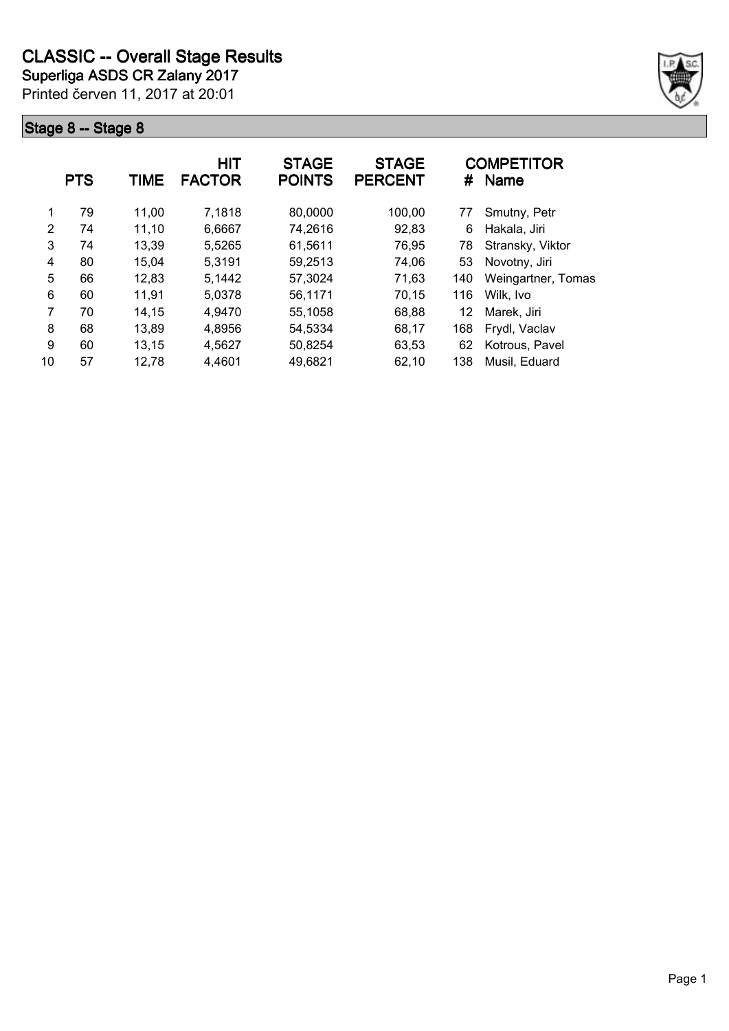# CLASSIC -- Overall Stage Results

**Superliga ASDS CR Zalany 2017**

Printed červen 11, 2017 at 20:01

## Stage 8 -- Stage 8

| | PTS | TIME | HIT FACTOR | STAGE POINTS | STAGE PERCENT | # | COMPETITOR Name |
|---|---|---|---|---|---|---|---|
| 1 | 79 | 11,00 | 7,1818 | 80,0000 | 100,00 | 77 | Smutny, Petr |
| 2 | 74 | 11,10 | 6,6667 | 74,2616 | 92,83 | 6 | Hakala, Jiri |
| 3 | 74 | 13,39 | 5,5265 | 61,5611 | 76,95 | 78 | Stransky, Viktor |
| 4 | 80 | 15,04 | 5,3191 | 59,2513 | 74,06 | 53 | Novotny, Jiri |
| 5 | 66 | 12,83 | 5,1442 | 57,3024 | 71,63 | 140 | Weingartner, Tomas |
| 6 | 60 | 11,91 | 5,0378 | 56,1171 | 70,15 | 116 | Wilk, Ivo |
| 7 | 70 | 14,15 | 4,9470 | 55,1058 | 68,88 | 12 | Marek, Jiri |
| 8 | 68 | 13,89 | 4,8956 | 54,5334 | 68,17 | 168 | Frydl, Vaclav |
| 9 | 60 | 13,15 | 4,5627 | 50,8254 | 63,53 | 62 | Kotrous, Pavel |
| 10 | 57 | 12,78 | 4,4601 | 49,6821 | 62,10 | 138 | Musil, Eduard |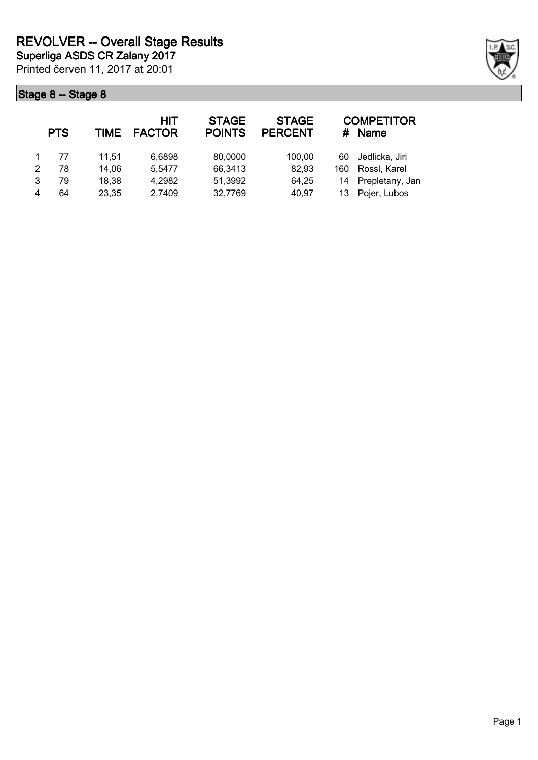# REVOLVER -- Overall Stage Results

**Superliga ASDS CR Zalany 2017**

Printed červen 11, 2017 at 20:01

## Stage 8 -- Stage 8

| | PTS | TIME | HIT FACTOR | STAGE POINTS | STAGE PERCENT | # | COMPETITOR Name |
|---|---|---|---|---|---|---|---|
| 1 | 77 | 11,51 | 6,6898 | 80,0000 | 100,00 | 60 | Jedlicka, Jiri |
| 2 | 78 | 14,06 | 5,5477 | 66,3413 | 82,93 | 160 | Rossl, Karel |
| 3 | 79 | 18,38 | 4,2982 | 51,3992 | 64,25 | 14 | Prepletany, Jan |
| 4 | 64 | 23,35 | 2,7409 | 32,7769 | 40,97 | 13 | Pojer, Lubos |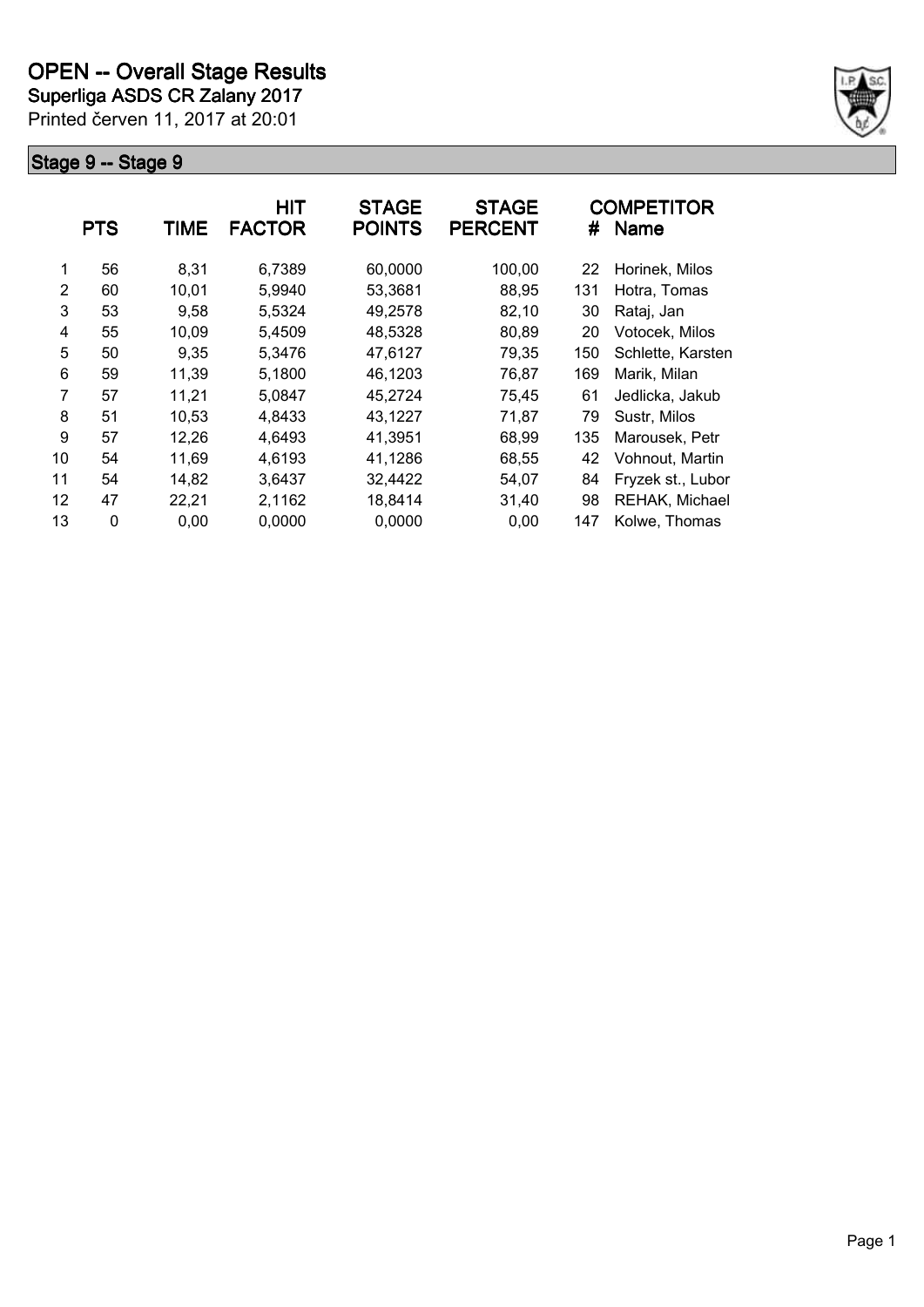# OPEN -- Overall Stage Results

## Superliga ASDS CR Zalany 2017

Printed červen 11, 2017 at 20:01

### Stage 9 -- Stage 9

|  | PTS | TIME | HIT FACTOR | STAGE POINTS | STAGE PERCENT | # | COMPETITOR Name |
|---|---|---|---|---|---|---|---|
| 1 | 56 | 8,31 | 6,7389 | 60,0000 | 100,00 | 22 | Horinek, Milos |
| 2 | 60 | 10,01 | 5,9940 | 53,3681 | 88,95 | 131 | Hotra, Tomas |
| 3 | 53 | 9,58 | 5,5324 | 49,2578 | 82,10 | 30 | Rataj, Jan |
| 4 | 55 | 10,09 | 5,4509 | 48,5328 | 80,89 | 20 | Votocek, Milos |
| 5 | 50 | 9,35 | 5,3476 | 47,6127 | 79,35 | 150 | Schlette, Karsten |
| 6 | 59 | 11,39 | 5,1800 | 46,1203 | 76,87 | 169 | Marik, Milan |
| 7 | 57 | 11,21 | 5,0847 | 45,2724 | 75,45 | 61 | Jedlicka, Jakub |
| 8 | 51 | 10,53 | 4,8433 | 43,1227 | 71,87 | 79 | Sustr, Milos |
| 9 | 57 | 12,26 | 4,6493 | 41,3951 | 68,99 | 135 | Marousek, Petr |
| 10 | 54 | 11,69 | 4,6193 | 41,1286 | 68,55 | 42 | Vohnout, Martin |
| 11 | 54 | 14,82 | 3,6437 | 32,4422 | 54,07 | 84 | Fryzek st., Lubor |
| 12 | 47 | 22,21 | 2,1162 | 18,8414 | 31,40 | 98 | REHAK, Michael |
| 13 | 0 | 0,00 | 0,0000 | 0,0000 | 0,00 | 147 | Kolwe, Thomas |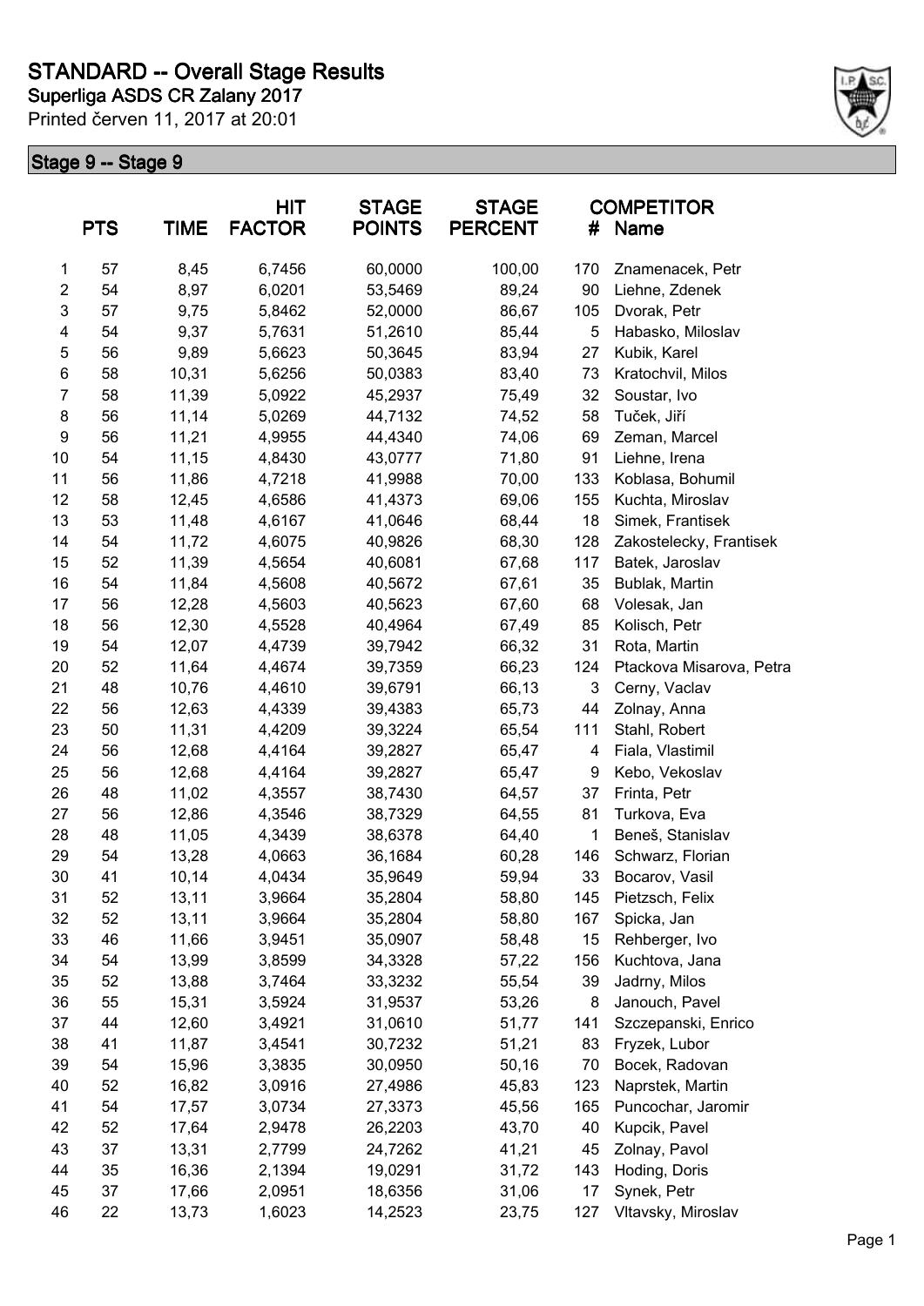# STANDARD -- Overall Stage Results

**Superliga ASDS CR Zalany 2017**

Printed červen 11, 2017 at 20:01

## Stage 9 -- Stage 9

| | PTS | TIME | HIT FACTOR | STAGE POINTS | STAGE PERCENT | # | COMPETITOR Name |
|---|---|---|---|---|---|---|---|
| 1 | 57 | 8,45 | 6,7456 | 60,0000 | 100,00 | 170 | Znamenacek, Petr |
| 2 | 54 | 8,97 | 6,0201 | 53,5469 | 89,24 | 90 | Liehne, Zdenek |
| 3 | 57 | 9,75 | 5,8462 | 52,0000 | 86,67 | 105 | Dvorak, Petr |
| 4 | 54 | 9,37 | 5,7631 | 51,2610 | 85,44 | 5 | Habasko, Miloslav |
| 5 | 56 | 9,89 | 5,6623 | 50,3645 | 83,94 | 27 | Kubik, Karel |
| 6 | 58 | 10,31 | 5,6256 | 50,0383 | 83,40 | 73 | Kratochvil, Milos |
| 7 | 58 | 11,39 | 5,0922 | 45,2937 | 75,49 | 32 | Soustar, Ivo |
| 8 | 56 | 11,14 | 5,0269 | 44,7132 | 74,52 | 58 | Tuček, Jiří |
| 9 | 56 | 11,21 | 4,9955 | 44,4340 | 74,06 | 69 | Zeman, Marcel |
| 10 | 54 | 11,15 | 4,8430 | 43,0777 | 71,80 | 91 | Liehne, Irena |
| 11 | 56 | 11,86 | 4,7218 | 41,9988 | 70,00 | 133 | Koblasa, Bohumil |
| 12 | 58 | 12,45 | 4,6586 | 41,4373 | 69,06 | 155 | Kuchta, Miroslav |
| 13 | 53 | 11,48 | 4,6167 | 41,0646 | 68,44 | 18 | Simek, Frantisek |
| 14 | 54 | 11,72 | 4,6075 | 40,9826 | 68,30 | 128 | Zakostelecky, Frantisek |
| 15 | 52 | 11,39 | 4,5654 | 40,6081 | 67,68 | 117 | Batek, Jaroslav |
| 16 | 54 | 11,84 | 4,5608 | 40,5672 | 67,61 | 35 | Bublak, Martin |
| 17 | 56 | 12,28 | 4,5603 | 40,5623 | 67,60 | 68 | Volesak, Jan |
| 18 | 56 | 12,30 | 4,5528 | 40,4964 | 67,49 | 85 | Kolisch, Petr |
| 19 | 54 | 12,07 | 4,4739 | 39,7942 | 66,32 | 31 | Rota, Martin |
| 20 | 52 | 11,64 | 4,4674 | 39,7359 | 66,23 | 124 | Ptackova Misarova, Petra |
| 21 | 48 | 10,76 | 4,4610 | 39,6791 | 66,13 | 3 | Cerny, Vaclav |
| 22 | 56 | 12,63 | 4,4339 | 39,4383 | 65,73 | 44 | Zolnay, Anna |
| 23 | 50 | 11,31 | 4,4209 | 39,3224 | 65,54 | 111 | Stahl, Robert |
| 24 | 56 | 12,68 | 4,4164 | 39,2827 | 65,47 | 4 | Fiala, Vlastimil |
| 25 | 56 | 12,68 | 4,4164 | 39,2827 | 65,47 | 9 | Kebo, Vekoslav |
| 26 | 48 | 11,02 | 4,3557 | 38,7430 | 64,57 | 37 | Frinta, Petr |
| 27 | 56 | 12,86 | 4,3546 | 38,7329 | 64,55 | 81 | Turkova, Eva |
| 28 | 48 | 11,05 | 4,3439 | 38,6378 | 64,40 | 1 | Beneš, Stanislav |
| 29 | 54 | 13,28 | 4,0663 | 36,1684 | 60,28 | 146 | Schwarz, Florian |
| 30 | 41 | 10,14 | 4,0434 | 35,9649 | 59,94 | 33 | Bocarov, Vasil |
| 31 | 52 | 13,11 | 3,9664 | 35,2804 | 58,80 | 145 | Pietzsch, Felix |
| 32 | 52 | 13,11 | 3,9664 | 35,2804 | 58,80 | 167 | Spicka, Jan |
| 33 | 46 | 11,66 | 3,9451 | 35,0907 | 58,48 | 15 | Rehberger, Ivo |
| 34 | 54 | 13,99 | 3,8599 | 34,3328 | 57,22 | 156 | Kuchtova, Jana |
| 35 | 52 | 13,88 | 3,7464 | 33,3232 | 55,54 | 39 | Jadrny, Milos |
| 36 | 55 | 15,31 | 3,5924 | 31,9537 | 53,26 | 8 | Janouch, Pavel |
| 37 | 44 | 12,60 | 3,4921 | 31,0610 | 51,77 | 141 | Szczepanski, Enrico |
| 38 | 41 | 11,87 | 3,4541 | 30,7232 | 51,21 | 83 | Fryzek, Lubor |
| 39 | 54 | 15,96 | 3,3835 | 30,0950 | 50,16 | 70 | Bocek, Radovan |
| 40 | 52 | 16,82 | 3,0916 | 27,4986 | 45,83 | 123 | Naprstek, Martin |
| 41 | 54 | 17,57 | 3,0734 | 27,3373 | 45,56 | 165 | Puncochar, Jaromir |
| 42 | 52 | 17,64 | 2,9478 | 26,2203 | 43,70 | 40 | Kupcik, Pavel |
| 43 | 37 | 13,31 | 2,7799 | 24,7262 | 41,21 | 45 | Zolnay, Pavol |
| 44 | 35 | 16,36 | 2,1394 | 19,0291 | 31,72 | 143 | Hoding, Doris |
| 45 | 37 | 17,66 | 2,0951 | 18,6356 | 31,06 | 17 | Synek, Petr |
| 46 | 22 | 13,73 | 1,6023 | 14,2523 | 23,75 | 127 | Vltavsky, Miroslav |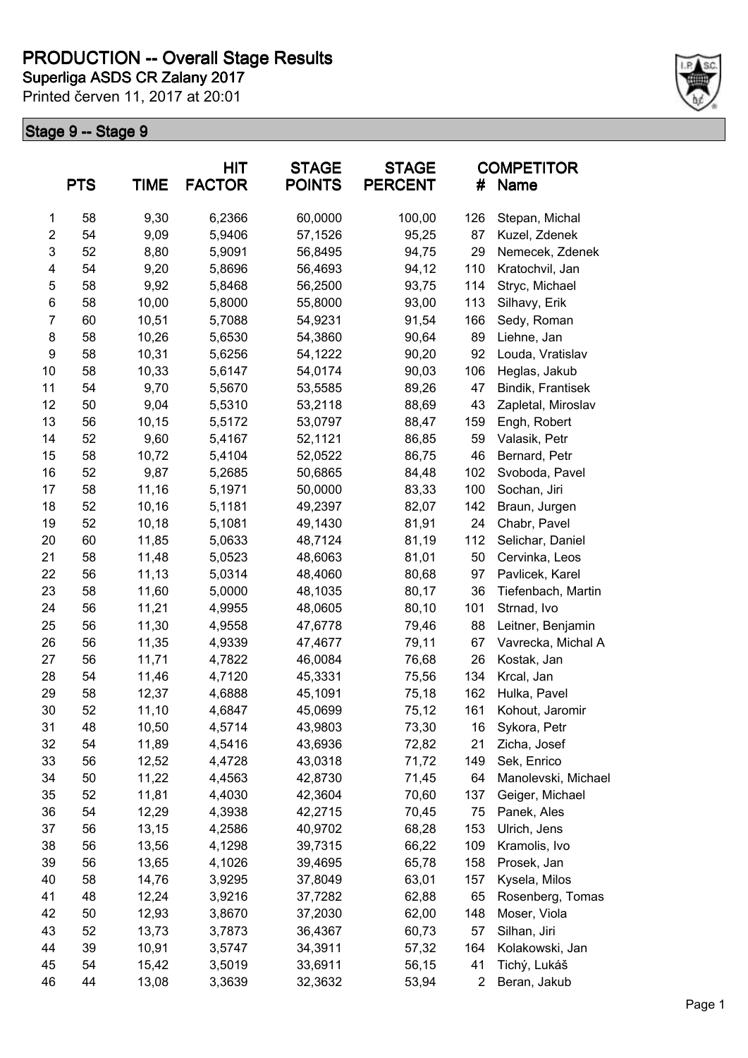# PRODUCTION -- Overall Stage Results

## Superliga ASDS CR Zalany 2017

Printed červen 11, 2017 at 20:01

### Stage 9 -- Stage 9

| | PTS | TIME | HIT FACTOR | STAGE POINTS | STAGE PERCENT | # | COMPETITOR Name |
|---|---|---|---|---|---|---|---|
| 1 | 58 | 9,30 | 6,2366 | 60,0000 | 100,00 | 126 | Stepan, Michal |
| 2 | 54 | 9,09 | 5,9406 | 57,1526 | 95,25 | 87 | Kuzel, Zdenek |
| 3 | 52 | 8,80 | 5,9091 | 56,8495 | 94,75 | 29 | Nemecek, Zdenek |
| 4 | 54 | 9,20 | 5,8696 | 56,4693 | 94,12 | 110 | Kratochvil, Jan |
| 5 | 58 | 9,92 | 5,8468 | 56,2500 | 93,75 | 114 | Stryc, Michael |
| 6 | 58 | 10,00 | 5,8000 | 55,8000 | 93,00 | 113 | Silhavy, Erik |
| 7 | 60 | 10,51 | 5,7088 | 54,9231 | 91,54 | 166 | Sedy, Roman |
| 8 | 58 | 10,26 | 5,6530 | 54,3860 | 90,64 | 89 | Liehne, Jan |
| 9 | 58 | 10,31 | 5,6256 | 54,1222 | 90,20 | 92 | Louda, Vratislav |
| 10 | 58 | 10,33 | 5,6147 | 54,0174 | 90,03 | 106 | Heglas, Jakub |
| 11 | 54 | 9,70 | 5,5670 | 53,5585 | 89,26 | 47 | Bindik, Frantisek |
| 12 | 50 | 9,04 | 5,5310 | 53,2118 | 88,69 | 43 | Zapletal, Miroslav |
| 13 | 56 | 10,15 | 5,5172 | 53,0797 | 88,47 | 159 | Engh, Robert |
| 14 | 52 | 9,60 | 5,4167 | 52,1121 | 86,85 | 59 | Valasik, Petr |
| 15 | 58 | 10,72 | 5,4104 | 52,0522 | 86,75 | 46 | Bernard, Petr |
| 16 | 52 | 9,87 | 5,2685 | 50,6865 | 84,48 | 102 | Svoboda, Pavel |
| 17 | 58 | 11,16 | 5,1971 | 50,0000 | 83,33 | 100 | Sochan, Jiri |
| 18 | 52 | 10,16 | 5,1181 | 49,2397 | 82,07 | 142 | Braun, Jurgen |
| 19 | 52 | 10,18 | 5,1081 | 49,1430 | 81,91 | 24 | Chabr, Pavel |
| 20 | 60 | 11,85 | 5,0633 | 48,7124 | 81,19 | 112 | Selichar, Daniel |
| 21 | 58 | 11,48 | 5,0523 | 48,6063 | 81,01 | 50 | Cervinka, Leos |
| 22 | 56 | 11,13 | 5,0314 | 48,4060 | 80,68 | 97 | Pavlicek, Karel |
| 23 | 58 | 11,60 | 5,0000 | 48,1035 | 80,17 | 36 | Tiefenbach, Martin |
| 24 | 56 | 11,21 | 4,9955 | 48,0605 | 80,10 | 101 | Strnad, Ivo |
| 25 | 56 | 11,30 | 4,9558 | 47,6778 | 79,46 | 88 | Leitner, Benjamin |
| 26 | 56 | 11,35 | 4,9339 | 47,4677 | 79,11 | 67 | Vavrecka, Michal A |
| 27 | 56 | 11,71 | 4,7822 | 46,0084 | 76,68 | 26 | Kostak, Jan |
| 28 | 54 | 11,46 | 4,7120 | 45,3331 | 75,56 | 134 | Krcal, Jan |
| 29 | 58 | 12,37 | 4,6888 | 45,1091 | 75,18 | 162 | Hulka, Pavel |
| 30 | 52 | 11,10 | 4,6847 | 45,0699 | 75,12 | 161 | Kohout, Jaromir |
| 31 | 48 | 10,50 | 4,5714 | 43,9803 | 73,30 | 16 | Sykora, Petr |
| 32 | 54 | 11,89 | 4,5416 | 43,6936 | 72,82 | 21 | Zicha, Josef |
| 33 | 56 | 12,52 | 4,4728 | 43,0318 | 71,72 | 149 | Sek, Enrico |
| 34 | 50 | 11,22 | 4,4563 | 42,8730 | 71,45 | 64 | Manolevski, Michael |
| 35 | 52 | 11,81 | 4,4030 | 42,3604 | 70,60 | 137 | Geiger, Michael |
| 36 | 54 | 12,29 | 4,3938 | 42,2715 | 70,45 | 75 | Panek, Ales |
| 37 | 56 | 13,15 | 4,2586 | 40,9702 | 68,28 | 153 | Ulrich, Jens |
| 38 | 56 | 13,56 | 4,1298 | 39,7315 | 66,22 | 109 | Kramolis, Ivo |
| 39 | 56 | 13,65 | 4,1026 | 39,4695 | 65,78 | 158 | Prosek, Jan |
| 40 | 58 | 14,76 | 3,9295 | 37,8049 | 63,01 | 157 | Kysela, Milos |
| 41 | 48 | 12,24 | 3,9216 | 37,7282 | 62,88 | 65 | Rosenberg, Tomas |
| 42 | 50 | 12,93 | 3,8670 | 37,2030 | 62,00 | 148 | Moser, Viola |
| 43 | 52 | 13,73 | 3,7873 | 36,4367 | 60,73 | 57 | Silhan, Jiri |
| 44 | 39 | 10,91 | 3,5747 | 34,3911 | 57,32 | 164 | Kolakowski, Jan |
| 45 | 54 | 15,42 | 3,5019 | 33,6911 | 56,15 | 41 | Tichý, Lukáš |
| 46 | 44 | 13,08 | 3,3639 | 32,3632 | 53,94 | 2 | Beran, Jakub |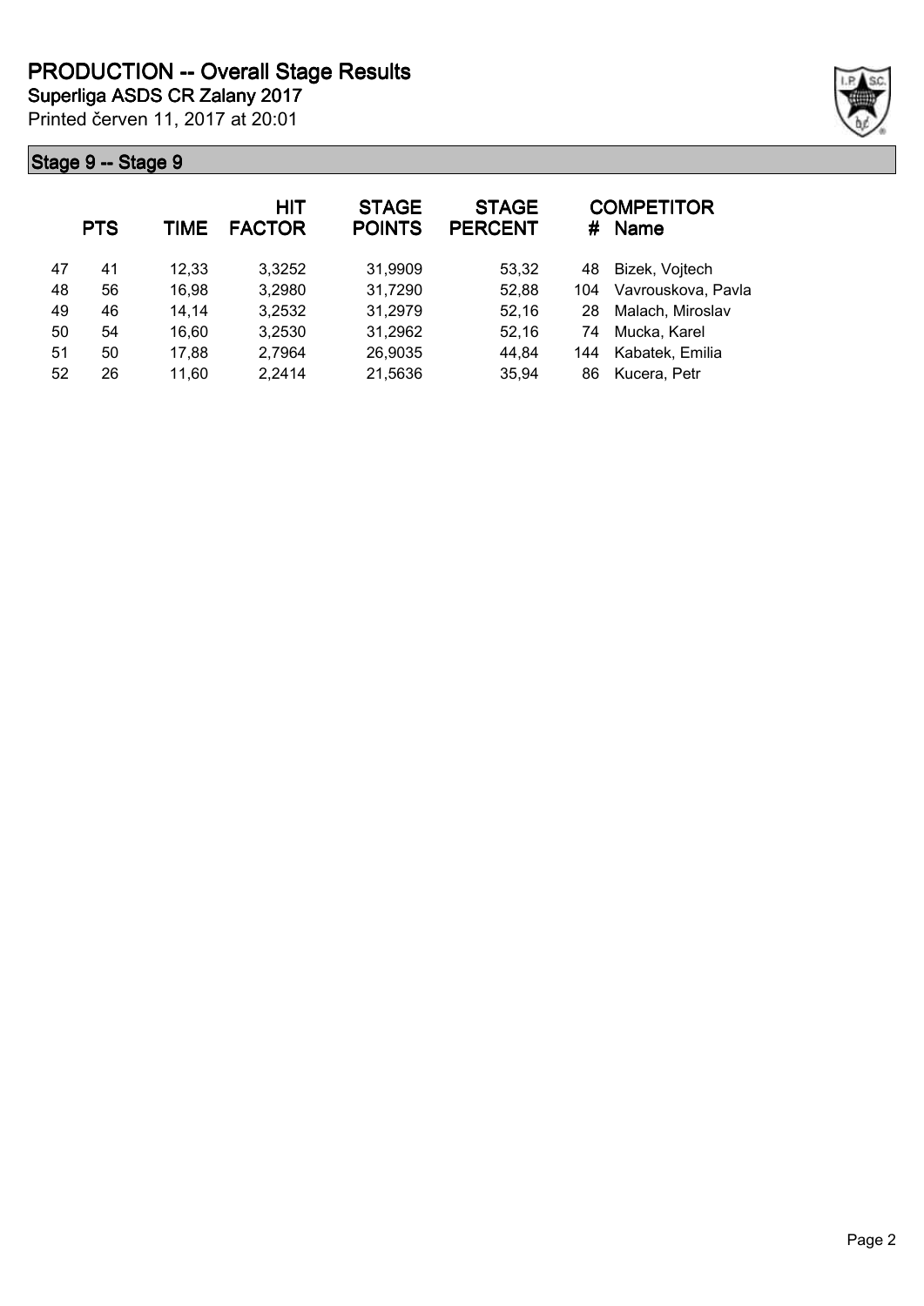# PRODUCTION -- Overall Stage Results

**Superliga ASDS CR Zalany 2017**

Printed červen 11, 2017 at 20:01

## Stage 9 -- Stage 9

| | PTS | TIME | HIT FACTOR | STAGE POINTS | STAGE PERCENT | # | COMPETITOR Name |
|---|---|---|---|---|---|---|---|
| 47 | 41 | 12,33 | 3,3252 | 31,9909 | 53,32 | 48 | Bizek, Vojtech |
| 48 | 56 | 16,98 | 3,2980 | 31,7290 | 52,88 | 104 | Vavrouskova, Pavla |
| 49 | 46 | 14,14 | 3,2532 | 31,2979 | 52,16 | 28 | Malach, Miroslav |
| 50 | 54 | 16,60 | 3,2530 | 31,2962 | 52,16 | 74 | Mucka, Karel |
| 51 | 50 | 17,88 | 2,7964 | 26,9035 | 44,84 | 144 | Kabatek, Emilia |
| 52 | 26 | 11,60 | 2,2414 | 21,5636 | 35,94 | 86 | Kucera, Petr |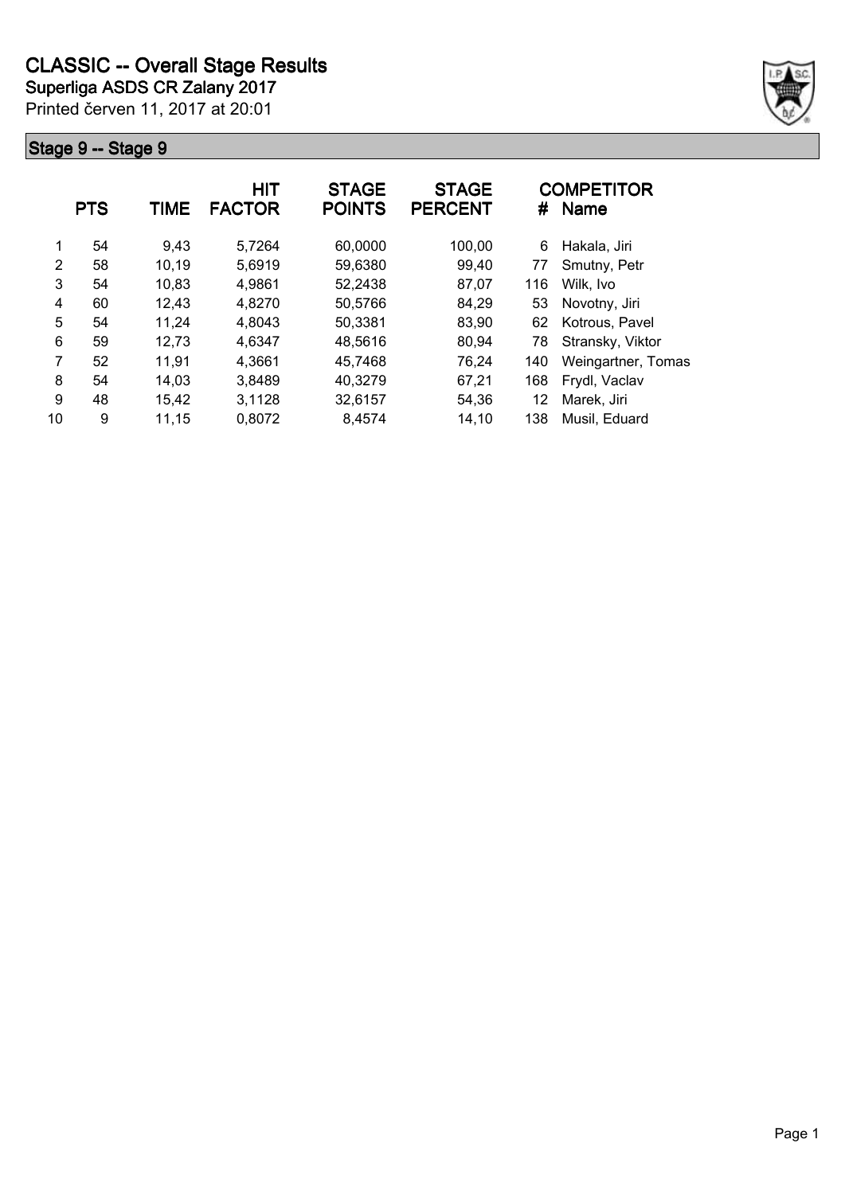# CLASSIC -- Overall Stage Results

**Superliga ASDS CR Zalany 2017**

Printed červen 11, 2017 at 20:01

## Stage 9 -- Stage 9

| | PTS | TIME | HIT FACTOR | STAGE POINTS | STAGE PERCENT | # | COMPETITOR Name |
|---|---|---|---|---|---|---|---|
| 1 | 54 | 9,43 | 5,7264 | 60,0000 | 100,00 | 6 | Hakala, Jiri |
| 2 | 58 | 10,19 | 5,6919 | 59,6380 | 99,40 | 77 | Smutny, Petr |
| 3 | 54 | 10,83 | 4,9861 | 52,2438 | 87,07 | 116 | Wilk, Ivo |
| 4 | 60 | 12,43 | 4,8270 | 50,5766 | 84,29 | 53 | Novotny, Jiri |
| 5 | 54 | 11,24 | 4,8043 | 50,3381 | 83,90 | 62 | Kotrous, Pavel |
| 6 | 59 | 12,73 | 4,6347 | 48,5616 | 80,94 | 78 | Stransky, Viktor |
| 7 | 52 | 11,91 | 4,3661 | 45,7468 | 76,24 | 140 | Weingartner, Tomas |
| 8 | 54 | 14,03 | 3,8489 | 40,3279 | 67,21 | 168 | Frydl, Vaclav |
| 9 | 48 | 15,42 | 3,1128 | 32,6157 | 54,36 | 12 | Marek, Jiri |
| 10 | 9 | 11,15 | 0,8072 | 8,4574 | 14,10 | 138 | Musil, Eduard |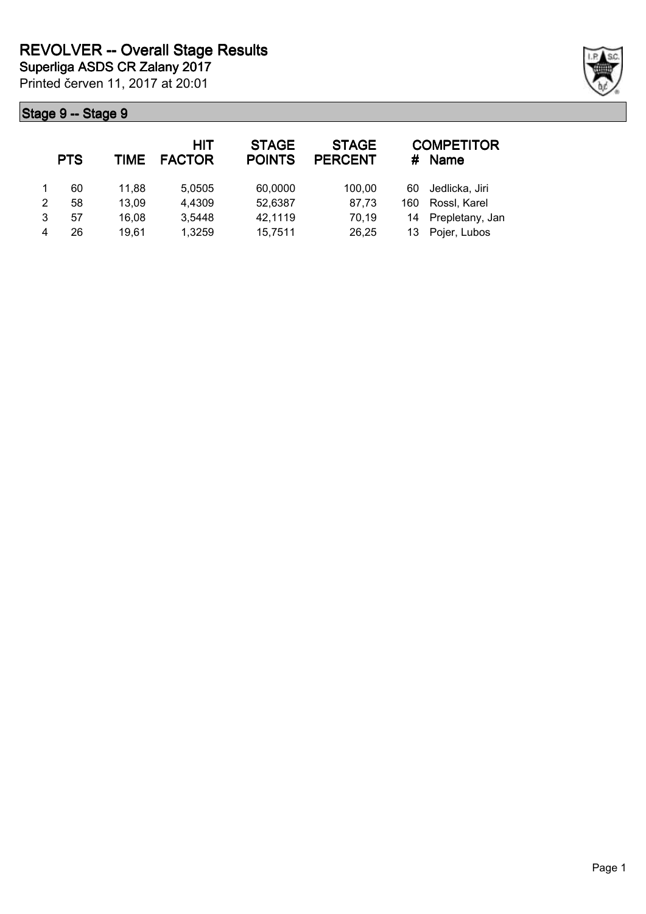# REVOLVER -- Overall Stage Results

**Superliga ASDS CR Zalany 2017**

Printed červen 11, 2017 at 20:01

## Stage 9 -- Stage 9

|  | PTS | TIME | HIT FACTOR | STAGE POINTS | STAGE PERCENT | # | COMPETITOR Name |
|---|---|---|---|---|---|---|---|
| 1 | 60 | 11,88 | 5,0505 | 60,0000 | 100,00 | 60 | Jedlicka, Jiri |
| 2 | 58 | 13,09 | 4,4309 | 52,6387 | 87,73 | 160 | Rossl, Karel |
| 3 | 57 | 16,08 | 3,5448 | 42,1119 | 70,19 | 14 | Prepletany, Jan |
| 4 | 26 | 19,61 | 1,3259 | 15,7511 | 26,25 | 13 | Pojer, Lubos |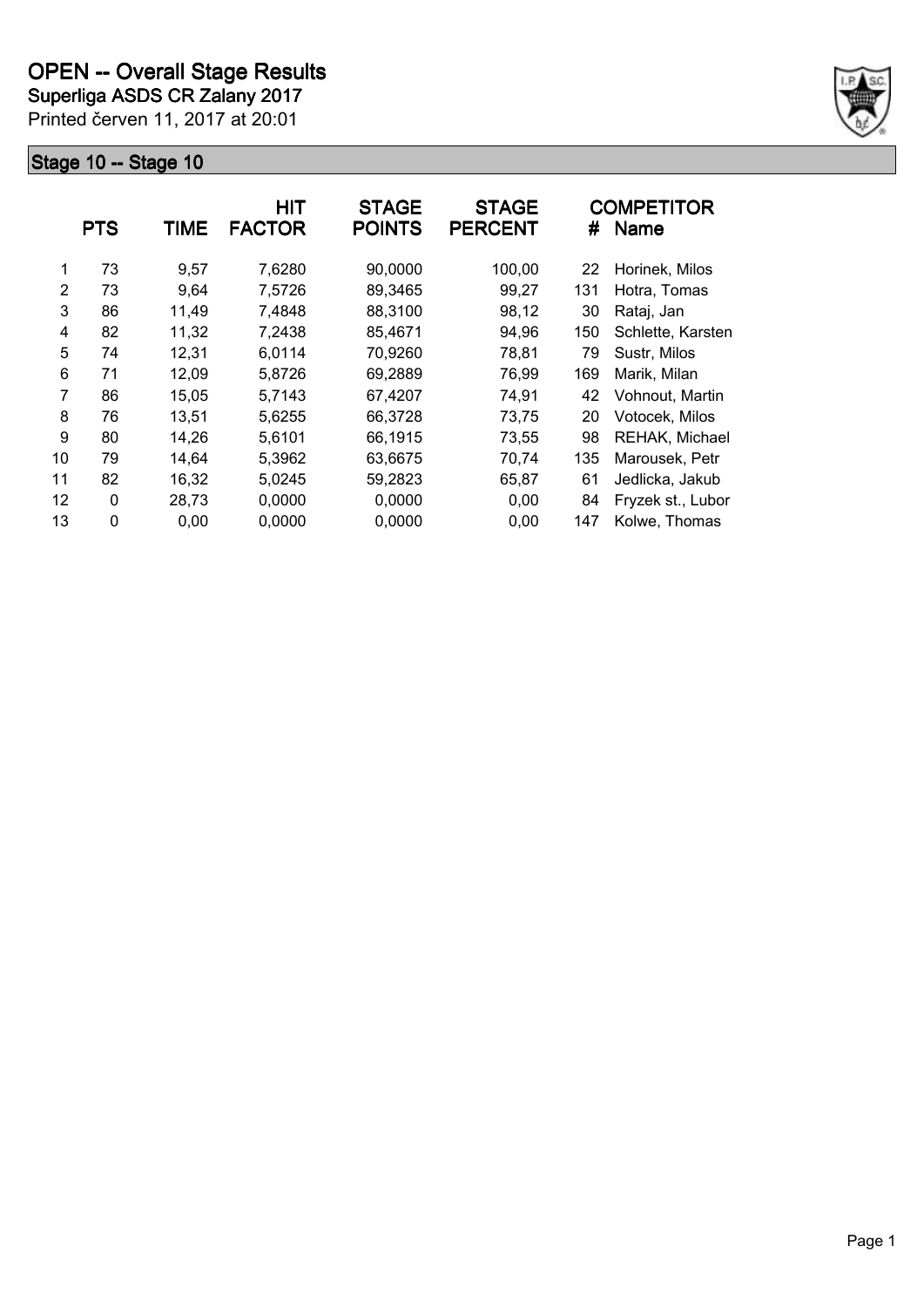# OPEN -- Overall Stage Results

**Superliga ASDS CR Zalany 2017**

Printed červen 11, 2017 at 20:01

## Stage 10 -- Stage 10

| | PTS | TIME | HIT FACTOR | STAGE POINTS | STAGE PERCENT | # | COMPETITOR Name |
|---|---|---|---|---|---|---|---|
| 1 | 73 | 9,57 | 7,6280 | 90,0000 | 100,00 | 22 | Horinek, Milos |
| 2 | 73 | 9,64 | 7,5726 | 89,3465 | 99,27 | 131 | Hotra, Tomas |
| 3 | 86 | 11,49 | 7,4848 | 88,3100 | 98,12 | 30 | Rataj, Jan |
| 4 | 82 | 11,32 | 7,2438 | 85,4671 | 94,96 | 150 | Schlette, Karsten |
| 5 | 74 | 12,31 | 6,0114 | 70,9260 | 78,81 | 79 | Sustr, Milos |
| 6 | 71 | 12,09 | 5,8726 | 69,2889 | 76,99 | 169 | Marik, Milan |
| 7 | 86 | 15,05 | 5,7143 | 67,4207 | 74,91 | 42 | Vohnout, Martin |
| 8 | 76 | 13,51 | 5,6255 | 66,3728 | 73,75 | 20 | Votocek, Milos |
| 9 | 80 | 14,26 | 5,6101 | 66,1915 | 73,55 | 98 | REHAK, Michael |
| 10 | 79 | 14,64 | 5,3962 | 63,6675 | 70,74 | 135 | Marousek, Petr |
| 11 | 82 | 16,32 | 5,0245 | 59,2823 | 65,87 | 61 | Jedlicka, Jakub |
| 12 | 0 | 28,73 | 0,0000 | 0,0000 | 0,00 | 84 | Fryzek st., Lubor |
| 13 | 0 | 0,00 | 0,0000 | 0,0000 | 0,00 | 147 | Kolwe, Thomas |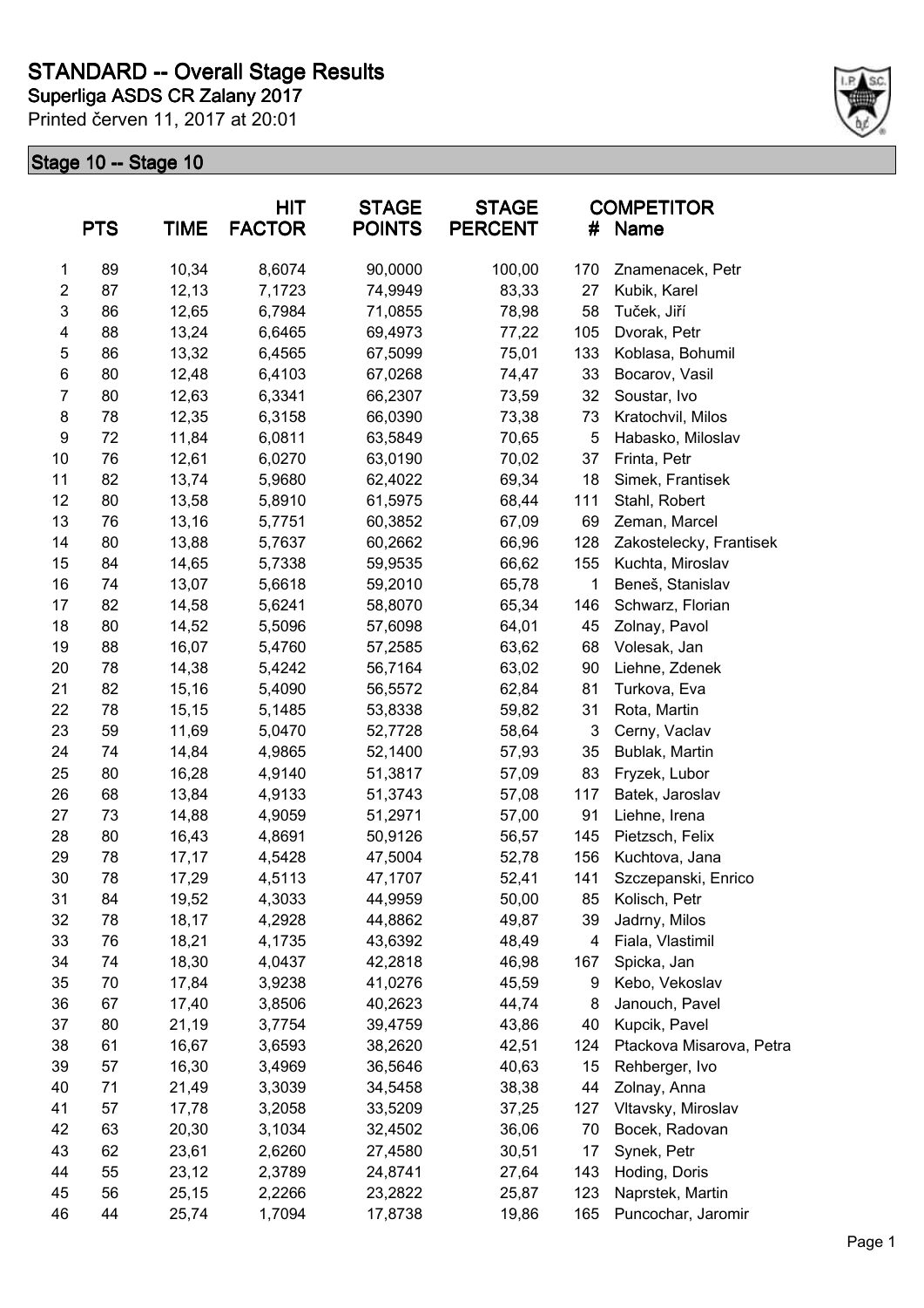# STANDARD -- Overall Stage Results

## Superliga ASDS CR Zalany 2017

Printed červen 11, 2017 at 20:01

### Stage 10 -- Stage 10

| | PTS | TIME | HIT FACTOR | STAGE POINTS | STAGE PERCENT | # | COMPETITOR Name |
|---|---|---|---|---|---|---|---|
| 1 | 89 | 10,34 | 8,6074 | 90,0000 | 100,00 | 170 | Znamenacek, Petr |
| 2 | 87 | 12,13 | 7,1723 | 74,9949 | 83,33 | 27 | Kubik, Karel |
| 3 | 86 | 12,65 | 6,7984 | 71,0855 | 78,98 | 58 | Tuček, Jiří |
| 4 | 88 | 13,24 | 6,6465 | 69,4973 | 77,22 | 105 | Dvorak, Petr |
| 5 | 86 | 13,32 | 6,4565 | 67,5099 | 75,01 | 133 | Koblasa, Bohumil |
| 6 | 80 | 12,48 | 6,4103 | 67,0268 | 74,47 | 33 | Bocarov, Vasil |
| 7 | 80 | 12,63 | 6,3341 | 66,2307 | 73,59 | 32 | Soustar, Ivo |
| 8 | 78 | 12,35 | 6,3158 | 66,0390 | 73,38 | 73 | Kratochvil, Milos |
| 9 | 72 | 11,84 | 6,0811 | 63,5849 | 70,65 | 5 | Habasko, Miloslav |
| 10 | 76 | 12,61 | 6,0270 | 63,0190 | 70,02 | 37 | Frinta, Petr |
| 11 | 82 | 13,74 | 5,9680 | 62,4022 | 69,34 | 18 | Simek, Frantisek |
| 12 | 80 | 13,58 | 5,8910 | 61,5975 | 68,44 | 111 | Stahl, Robert |
| 13 | 76 | 13,16 | 5,7751 | 60,3852 | 67,09 | 69 | Zeman, Marcel |
| 14 | 80 | 13,88 | 5,7637 | 60,2662 | 66,96 | 128 | Zakostelecky, Frantisek |
| 15 | 84 | 14,65 | 5,7338 | 59,9535 | 66,62 | 155 | Kuchta, Miroslav |
| 16 | 74 | 13,07 | 5,6618 | 59,2010 | 65,78 | 1 | Beneš, Stanislav |
| 17 | 82 | 14,58 | 5,6241 | 58,8070 | 65,34 | 146 | Schwarz, Florian |
| 18 | 80 | 14,52 | 5,5096 | 57,6098 | 64,01 | 45 | Zolnay, Pavol |
| 19 | 88 | 16,07 | 5,4760 | 57,2585 | 63,62 | 68 | Volesak, Jan |
| 20 | 78 | 14,38 | 5,4242 | 56,7164 | 63,02 | 90 | Liehne, Zdenek |
| 21 | 82 | 15,16 | 5,4090 | 56,5572 | 62,84 | 81 | Turkova, Eva |
| 22 | 78 | 15,15 | 5,1485 | 53,8338 | 59,82 | 31 | Rota, Martin |
| 23 | 59 | 11,69 | 5,0470 | 52,7728 | 58,64 | 3 | Cerny, Vaclav |
| 24 | 74 | 14,84 | 4,9865 | 52,1400 | 57,93 | 35 | Bublak, Martin |
| 25 | 80 | 16,28 | 4,9140 | 51,3817 | 57,09 | 83 | Fryzek, Lubor |
| 26 | 68 | 13,84 | 4,9133 | 51,3743 | 57,08 | 117 | Batek, Jaroslav |
| 27 | 73 | 14,88 | 4,9059 | 51,2971 | 57,00 | 91 | Liehne, Irena |
| 28 | 80 | 16,43 | 4,8691 | 50,9126 | 56,57 | 145 | Pietzsch, Felix |
| 29 | 78 | 17,17 | 4,5428 | 47,5004 | 52,78 | 156 | Kuchtova, Jana |
| 30 | 78 | 17,29 | 4,5113 | 47,1707 | 52,41 | 141 | Szczepanski, Enrico |
| 31 | 84 | 19,52 | 4,3033 | 44,9959 | 50,00 | 85 | Kolisch, Petr |
| 32 | 78 | 18,17 | 4,2928 | 44,8862 | 49,87 | 39 | Jadrny, Milos |
| 33 | 76 | 18,21 | 4,1735 | 43,6392 | 48,49 | 4 | Fiala, Vlastimil |
| 34 | 74 | 18,30 | 4,0437 | 42,2818 | 46,98 | 167 | Spicka, Jan |
| 35 | 70 | 17,84 | 3,9238 | 41,0276 | 45,59 | 9 | Kebo, Vekoslav |
| 36 | 67 | 17,40 | 3,8506 | 40,2623 | 44,74 | 8 | Janouch, Pavel |
| 37 | 80 | 21,19 | 3,7754 | 39,4759 | 43,86 | 40 | Kupcik, Pavel |
| 38 | 61 | 16,67 | 3,6593 | 38,2620 | 42,51 | 124 | Ptackova Misarova, Petra |
| 39 | 57 | 16,30 | 3,4969 | 36,5646 | 40,63 | 15 | Rehberger, Ivo |
| 40 | 71 | 21,49 | 3,3039 | 34,5458 | 38,38 | 44 | Zolnay, Anna |
| 41 | 57 | 17,78 | 3,2058 | 33,5209 | 37,25 | 127 | Vltavsky, Miroslav |
| 42 | 63 | 20,30 | 3,1034 | 32,4502 | 36,06 | 70 | Bocek, Radovan |
| 43 | 62 | 23,61 | 2,6260 | 27,4580 | 30,51 | 17 | Synek, Petr |
| 44 | 55 | 23,12 | 2,3789 | 24,8741 | 27,64 | 143 | Hoding, Doris |
| 45 | 56 | 25,15 | 2,2266 | 23,2822 | 25,87 | 123 | Naprstek, Martin |
| 46 | 44 | 25,74 | 1,7094 | 17,8738 | 19,86 | 165 | Puncochar, Jaromir |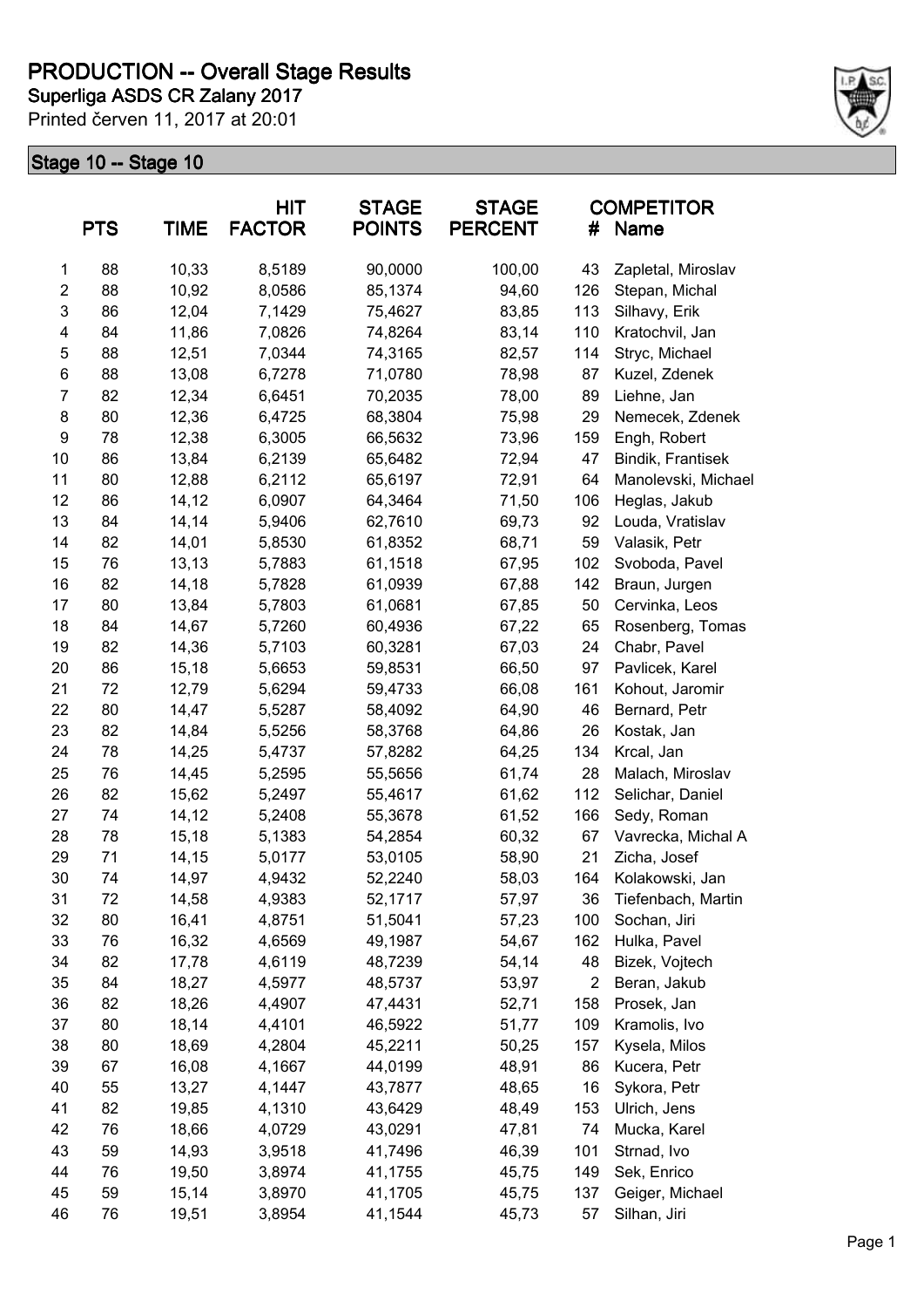# PRODUCTION -- Overall Stage Results

**Superliga ASDS CR Zalany 2017**

Printed červen 11, 2017 at 20:01

## Stage 10 -- Stage 10

| | PTS | TIME | HIT FACTOR | STAGE POINTS | STAGE PERCENT | # | COMPETITOR Name |
|---|---|---|---|---|---|---|---|
| 1 | 88 | 10,33 | 8,5189 | 90,0000 | 100,00 | 43 | Zapletal, Miroslav |
| 2 | 88 | 10,92 | 8,0586 | 85,1374 | 94,60 | 126 | Stepan, Michal |
| 3 | 86 | 12,04 | 7,1429 | 75,4627 | 83,85 | 113 | Silhavy, Erik |
| 4 | 84 | 11,86 | 7,0826 | 74,8264 | 83,14 | 110 | Kratochvil, Jan |
| 5 | 88 | 12,51 | 7,0344 | 74,3165 | 82,57 | 114 | Stryc, Michael |
| 6 | 88 | 13,08 | 6,7278 | 71,0780 | 78,98 | 87 | Kuzel, Zdenek |
| 7 | 82 | 12,34 | 6,6451 | 70,2035 | 78,00 | 89 | Liehne, Jan |
| 8 | 80 | 12,36 | 6,4725 | 68,3804 | 75,98 | 29 | Nemecek, Zdenek |
| 9 | 78 | 12,38 | 6,3005 | 66,5632 | 73,96 | 159 | Engh, Robert |
| 10 | 86 | 13,84 | 6,2139 | 65,6482 | 72,94 | 47 | Bindik, Frantisek |
| 11 | 80 | 12,88 | 6,2112 | 65,6197 | 72,91 | 64 | Manolevski, Michael |
| 12 | 86 | 14,12 | 6,0907 | 64,3464 | 71,50 | 106 | Heglas, Jakub |
| 13 | 84 | 14,14 | 5,9406 | 62,7610 | 69,73 | 92 | Louda, Vratislav |
| 14 | 82 | 14,01 | 5,8530 | 61,8352 | 68,71 | 59 | Valasik, Petr |
| 15 | 76 | 13,13 | 5,7883 | 61,1518 | 67,95 | 102 | Svoboda, Pavel |
| 16 | 82 | 14,18 | 5,7828 | 61,0939 | 67,88 | 142 | Braun, Jurgen |
| 17 | 80 | 13,84 | 5,7803 | 61,0681 | 67,85 | 50 | Cervinka, Leos |
| 18 | 84 | 14,67 | 5,7260 | 60,4936 | 67,22 | 65 | Rosenberg, Tomas |
| 19 | 82 | 14,36 | 5,7103 | 60,3281 | 67,03 | 24 | Chabr, Pavel |
| 20 | 86 | 15,18 | 5,6653 | 59,8531 | 66,50 | 97 | Pavlicek, Karel |
| 21 | 72 | 12,79 | 5,6294 | 59,4733 | 66,08 | 161 | Kohout, Jaromir |
| 22 | 80 | 14,47 | 5,5287 | 58,4092 | 64,90 | 46 | Bernard, Petr |
| 23 | 82 | 14,84 | 5,5256 | 58,3768 | 64,86 | 26 | Kostak, Jan |
| 24 | 78 | 14,25 | 5,4737 | 57,8282 | 64,25 | 134 | Krcal, Jan |
| 25 | 76 | 14,45 | 5,2595 | 55,5656 | 61,74 | 28 | Malach, Miroslav |
| 26 | 82 | 15,62 | 5,2497 | 55,4617 | 61,62 | 112 | Selichar, Daniel |
| 27 | 74 | 14,12 | 5,2408 | 55,3678 | 61,52 | 166 | Sedy, Roman |
| 28 | 78 | 15,18 | 5,1383 | 54,2854 | 60,32 | 67 | Vavrecka, Michal A |
| 29 | 71 | 14,15 | 5,0177 | 53,0105 | 58,90 | 21 | Zicha, Josef |
| 30 | 74 | 14,97 | 4,9432 | 52,2240 | 58,03 | 164 | Kolakowski, Jan |
| 31 | 72 | 14,58 | 4,9383 | 52,1717 | 57,97 | 36 | Tiefenbach, Martin |
| 32 | 80 | 16,41 | 4,8751 | 51,5041 | 57,23 | 100 | Sochan, Jiri |
| 33 | 76 | 16,32 | 4,6569 | 49,1987 | 54,67 | 162 | Hulka, Pavel |
| 34 | 82 | 17,78 | 4,6119 | 48,7239 | 54,14 | 48 | Bizek, Vojtech |
| 35 | 84 | 18,27 | 4,5977 | 48,5737 | 53,97 | 2 | Beran, Jakub |
| 36 | 82 | 18,26 | 4,4907 | 47,4431 | 52,71 | 158 | Prosek, Jan |
| 37 | 80 | 18,14 | 4,4101 | 46,5922 | 51,77 | 109 | Kramolis, Ivo |
| 38 | 80 | 18,69 | 4,2804 | 45,2211 | 50,25 | 157 | Kysela, Milos |
| 39 | 67 | 16,08 | 4,1667 | 44,0199 | 48,91 | 86 | Kucera, Petr |
| 40 | 55 | 13,27 | 4,1447 | 43,7877 | 48,65 | 16 | Sykora, Petr |
| 41 | 82 | 19,85 | 4,1310 | 43,6429 | 48,49 | 153 | Ulrich, Jens |
| 42 | 76 | 18,66 | 4,0729 | 43,0291 | 47,81 | 74 | Mucka, Karel |
| 43 | 59 | 14,93 | 3,9518 | 41,7496 | 46,39 | 101 | Strnad, Ivo |
| 44 | 76 | 19,50 | 3,8974 | 41,1755 | 45,75 | 149 | Sek, Enrico |
| 45 | 59 | 15,14 | 3,8970 | 41,1705 | 45,75 | 137 | Geiger, Michael |
| 46 | 76 | 19,51 | 3,8954 | 41,1544 | 45,73 | 57 | Silhan, Jiri |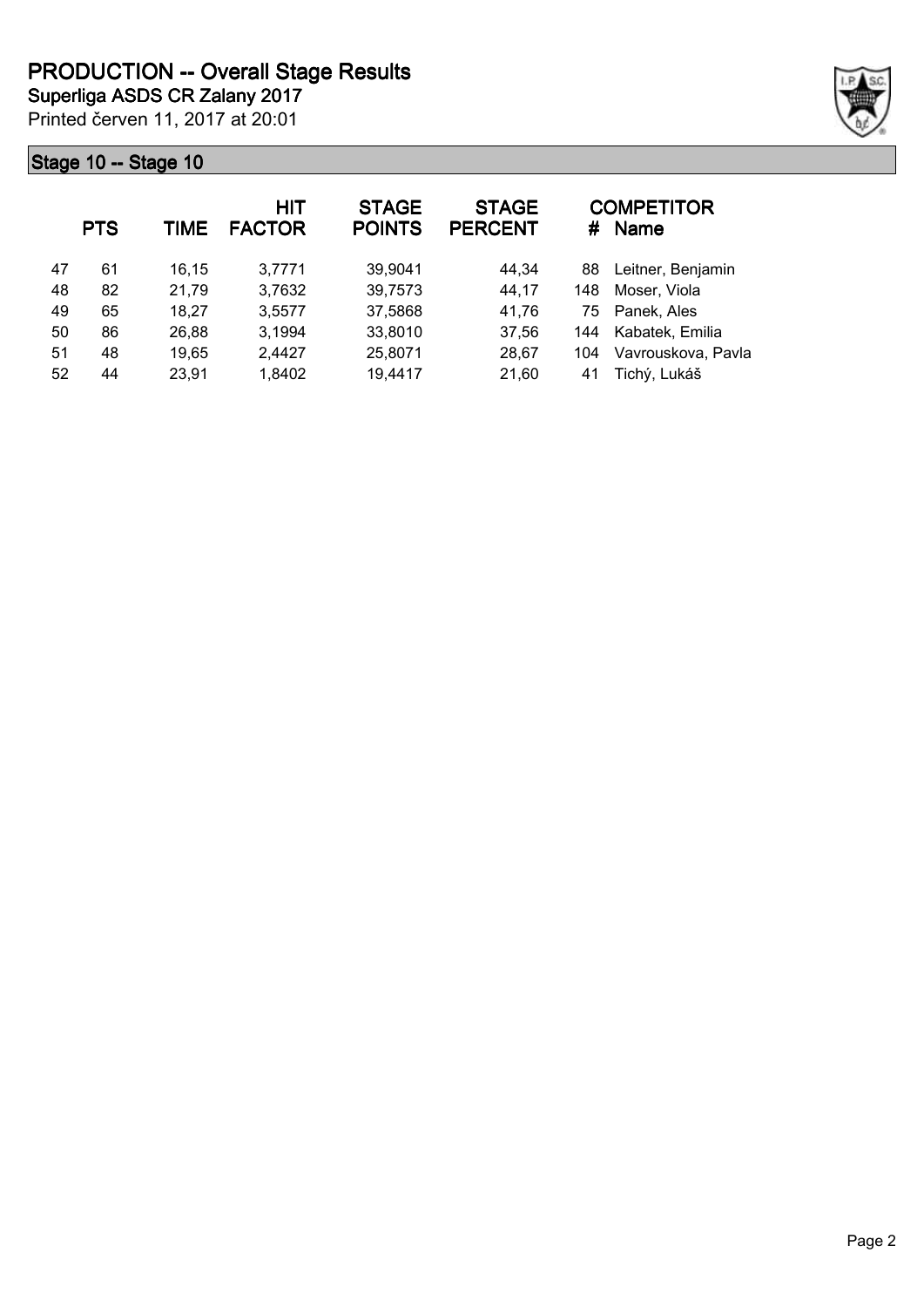# PRODUCTION -- Overall Stage Results

**Superliga ASDS CR Zalany 2017**

Printed červen 11, 2017 at 20:01

## Stage 10 -- Stage 10

| | PTS | TIME | HIT FACTOR | STAGE POINTS | STAGE PERCENT | # | COMPETITOR Name |
|---|---|---|---|---|---|---|---|
| 47 | 61 | 16,15 | 3,7771 | 39,9041 | 44,34 | 88 | Leitner, Benjamin |
| 48 | 82 | 21,79 | 3,7632 | 39,7573 | 44,17 | 148 | Moser, Viola |
| 49 | 65 | 18,27 | 3,5577 | 37,5868 | 41,76 | 75 | Panek, Ales |
| 50 | 86 | 26,88 | 3,1994 | 33,8010 | 37,56 | 144 | Kabatek, Emilia |
| 51 | 48 | 19,65 | 2,4427 | 25,8071 | 28,67 | 104 | Vavrouskova, Pavla |
| 52 | 44 | 23,91 | 1,8402 | 19,4417 | 21,60 | 41 | Tichý, Lukáš |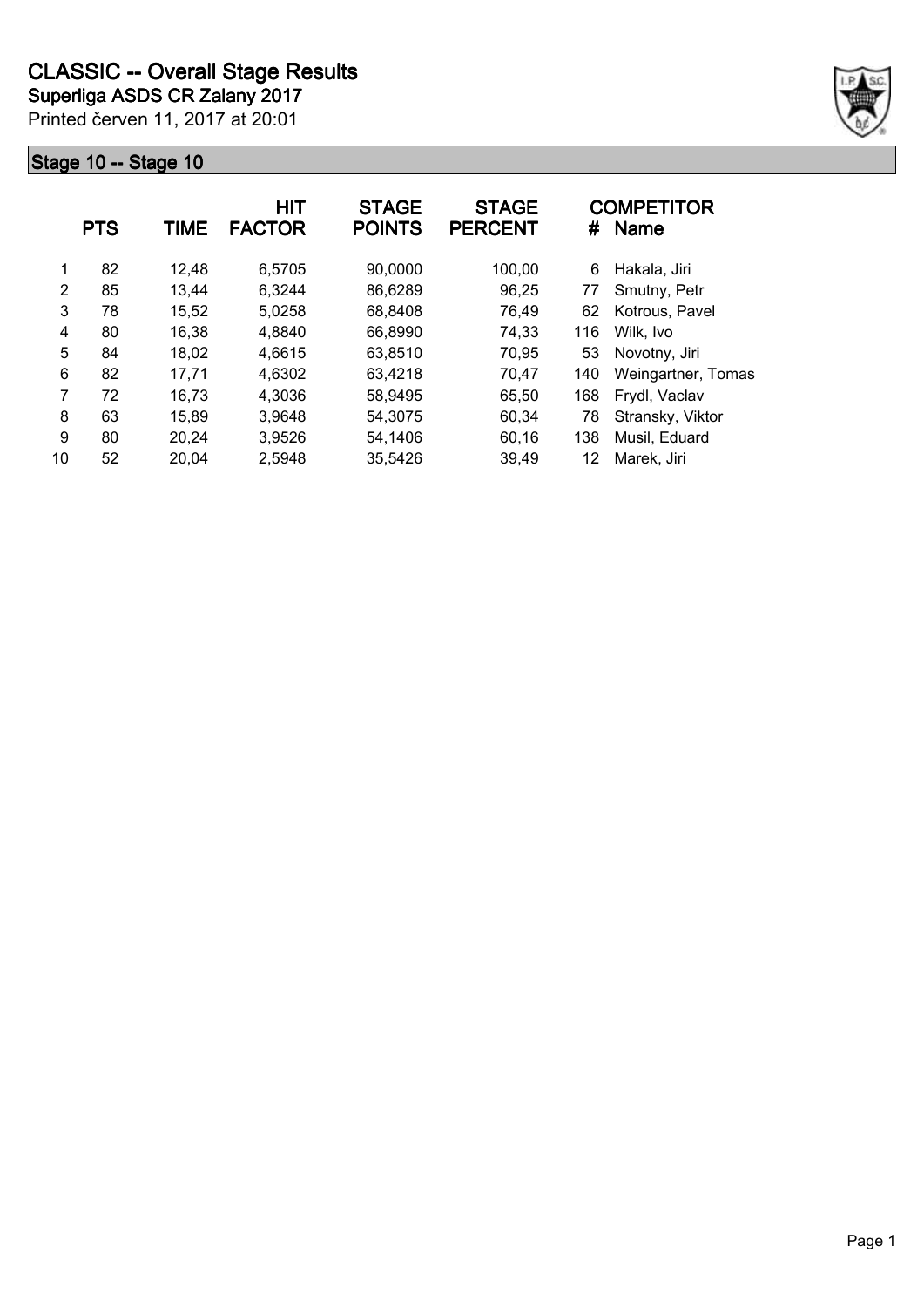# CLASSIC -- Overall Stage Results

**Superliga ASDS CR Zalany 2017**

Printed červen 11, 2017 at 20:01

## Stage 10 -- Stage 10

| | PTS | TIME | HIT FACTOR | STAGE POINTS | STAGE PERCENT | # | COMPETITOR Name |
|---|---|---|---|---|---|---|---|
| 1 | 82 | 12,48 | 6,5705 | 90,0000 | 100,00 | 6 | Hakala, Jiri |
| 2 | 85 | 13,44 | 6,3244 | 86,6289 | 96,25 | 77 | Smutny, Petr |
| 3 | 78 | 15,52 | 5,0258 | 68,8408 | 76,49 | 62 | Kotrous, Pavel |
| 4 | 80 | 16,38 | 4,8840 | 66,8990 | 74,33 | 116 | Wilk, Ivo |
| 5 | 84 | 18,02 | 4,6615 | 63,8510 | 70,95 | 53 | Novotny, Jiri |
| 6 | 82 | 17,71 | 4,6302 | 63,4218 | 70,47 | 140 | Weingartner, Tomas |
| 7 | 72 | 16,73 | 4,3036 | 58,9495 | 65,50 | 168 | Frydl, Vaclav |
| 8 | 63 | 15,89 | 3,9648 | 54,3075 | 60,34 | 78 | Stransky, Viktor |
| 9 | 80 | 20,24 | 3,9526 | 54,1406 | 60,16 | 138 | Musil, Eduard |
| 10 | 52 | 20,04 | 2,5948 | 35,5426 | 39,49 | 12 | Marek, Jiri |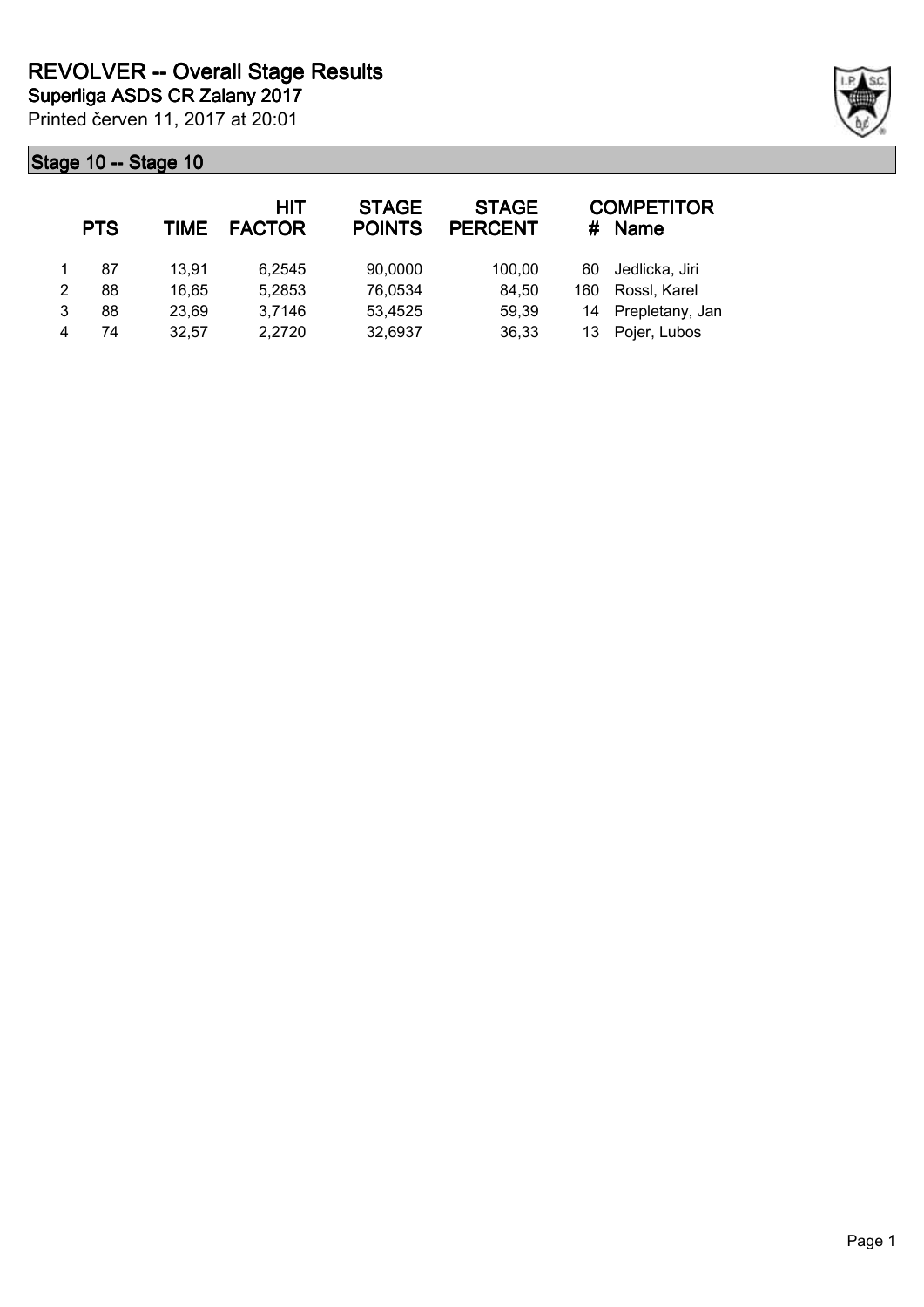# REVOLVER -- Overall Stage Results

**Superliga ASDS CR Zalany 2017**

Printed červen 11, 2017 at 20:01

## Stage 10 -- Stage 10

| | PTS | TIME | HIT FACTOR | STAGE POINTS | STAGE PERCENT | # | COMPETITOR Name |
|---|---|---|---|---|---|---|---|
| 1 | 87 | 13,91 | 6,2545 | 90,0000 | 100,00 | 60 | Jedlicka, Jiri |
| 2 | 88 | 16,65 | 5,2853 | 76,0534 | 84,50 | 160 | Rossl, Karel |
| 3 | 88 | 23,69 | 3,7146 | 53,4525 | 59,39 | 14 | Prepletany, Jan |
| 4 | 74 | 32,57 | 2,2720 | 32,6937 | 36,33 | 13 | Pojer, Lubos |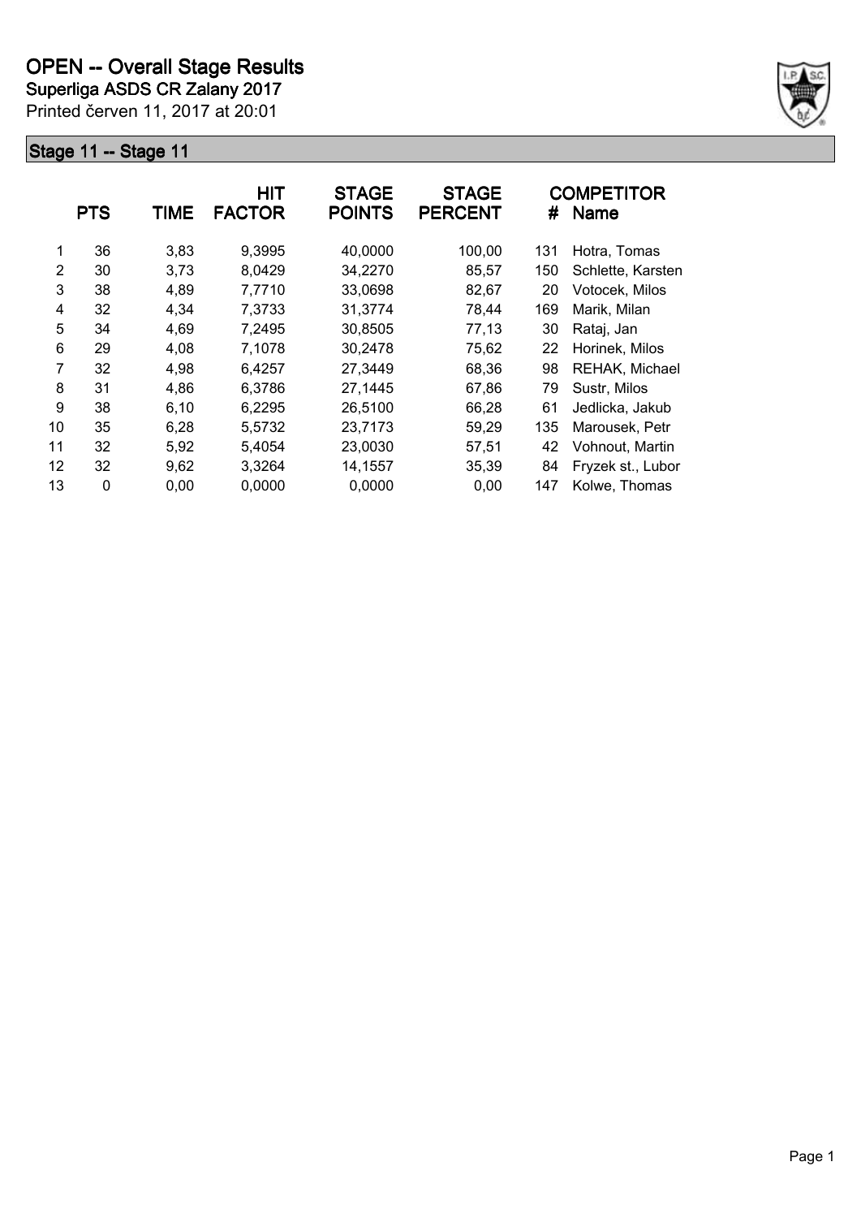# OPEN -- Overall Stage Results

**Superliga ASDS CR Zalany 2017**

Printed červen 11, 2017 at 20:01

## Stage 11 -- Stage 11

| | PTS | TIME | HIT FACTOR | STAGE POINTS | STAGE PERCENT | # | COMPETITOR Name |
|---|---|---|---|---|---|---|---|
| 1 | 36 | 3,83 | 9,3995 | 40,0000 | 100,00 | 131 | Hotra, Tomas |
| 2 | 30 | 3,73 | 8,0429 | 34,2270 | 85,57 | 150 | Schlette, Karsten |
| 3 | 38 | 4,89 | 7,7710 | 33,0698 | 82,67 | 20 | Votocek, Milos |
| 4 | 32 | 4,34 | 7,3733 | 31,3774 | 78,44 | 169 | Marik, Milan |
| 5 | 34 | 4,69 | 7,2495 | 30,8505 | 77,13 | 30 | Rataj, Jan |
| 6 | 29 | 4,08 | 7,1078 | 30,2478 | 75,62 | 22 | Horinek, Milos |
| 7 | 32 | 4,98 | 6,4257 | 27,3449 | 68,36 | 98 | REHAK, Michael |
| 8 | 31 | 4,86 | 6,3786 | 27,1445 | 67,86 | 79 | Sustr, Milos |
| 9 | 38 | 6,10 | 6,2295 | 26,5100 | 66,28 | 61 | Jedlicka, Jakub |
| 10 | 35 | 6,28 | 5,5732 | 23,7173 | 59,29 | 135 | Marousek, Petr |
| 11 | 32 | 5,92 | 5,4054 | 23,0030 | 57,51 | 42 | Vohnout, Martin |
| 12 | 32 | 9,62 | 3,3264 | 14,1557 | 35,39 | 84 | Fryzek st., Lubor |
| 13 | 0 | 0,00 | 0,0000 | 0,0000 | 0,00 | 147 | Kolwe, Thomas |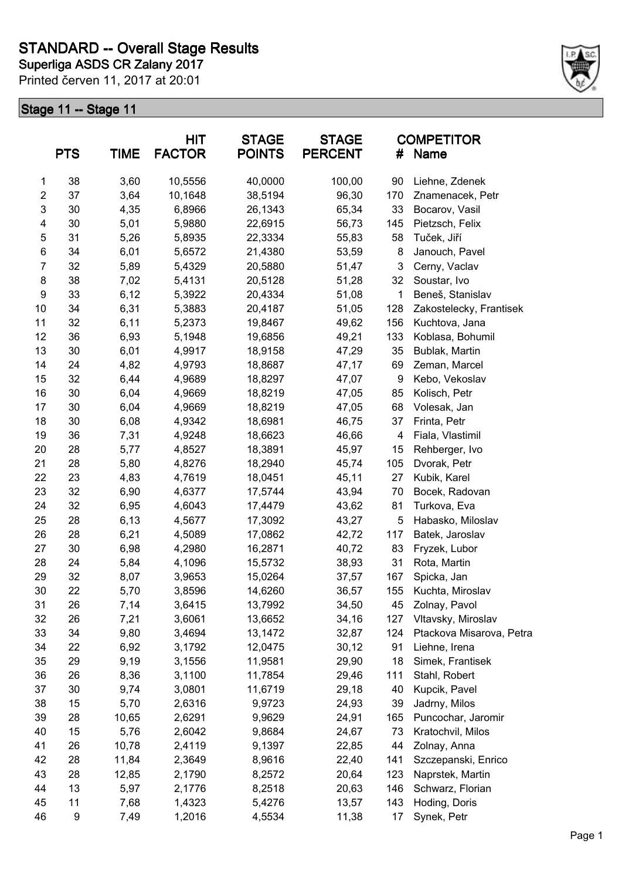# STANDARD -- Overall Stage Results

**Superliga ASDS CR Zalany 2017**

Printed červen 11, 2017 at 20:01

## Stage 11 -- Stage 11

| | PTS | TIME | HIT FACTOR | STAGE POINTS | STAGE PERCENT | # | COMPETITOR Name |
|---|---|---|---|---|---|---|---|
| 1 | 38 | 3,60 | 10,5556 | 40,0000 | 100,00 | 90 | Liehne, Zdenek |
| 2 | 37 | 3,64 | 10,1648 | 38,5194 | 96,30 | 170 | Znamenacek, Petr |
| 3 | 30 | 4,35 | 6,8966 | 26,1343 | 65,34 | 33 | Bocarov, Vasil |
| 4 | 30 | 5,01 | 5,9880 | 22,6915 | 56,73 | 145 | Pietzsch, Felix |
| 5 | 31 | 5,26 | 5,8935 | 22,3334 | 55,83 | 58 | Tuček, Jiří |
| 6 | 34 | 6,01 | 5,6572 | 21,4380 | 53,59 | 8 | Janouch, Pavel |
| 7 | 32 | 5,89 | 5,4329 | 20,5880 | 51,47 | 3 | Cerny, Vaclav |
| 8 | 38 | 7,02 | 5,4131 | 20,5128 | 51,28 | 32 | Soustar, Ivo |
| 9 | 33 | 6,12 | 5,3922 | 20,4334 | 51,08 | 1 | Beneš, Stanislav |
| 10 | 34 | 6,31 | 5,3883 | 20,4187 | 51,05 | 128 | Zakostelecky, Frantisek |
| 11 | 32 | 6,11 | 5,2373 | 19,8467 | 49,62 | 156 | Kuchtova, Jana |
| 12 | 36 | 6,93 | 5,1948 | 19,6856 | 49,21 | 133 | Koblasa, Bohumil |
| 13 | 30 | 6,01 | 4,9917 | 18,9158 | 47,29 | 35 | Bublak, Martin |
| 14 | 24 | 4,82 | 4,9793 | 18,8687 | 47,17 | 69 | Zeman, Marcel |
| 15 | 32 | 6,44 | 4,9689 | 18,8297 | 47,07 | 9 | Kebo, Vekoslav |
| 16 | 30 | 6,04 | 4,9669 | 18,8219 | 47,05 | 85 | Kolisch, Petr |
| 17 | 30 | 6,04 | 4,9669 | 18,8219 | 47,05 | 68 | Volesak, Jan |
| 18 | 30 | 6,08 | 4,9342 | 18,6981 | 46,75 | 37 | Frinta, Petr |
| 19 | 36 | 7,31 | 4,9248 | 18,6623 | 46,66 | 4 | Fiala, Vlastimil |
| 20 | 28 | 5,77 | 4,8527 | 18,3891 | 45,97 | 15 | Rehberger, Ivo |
| 21 | 28 | 5,80 | 4,8276 | 18,2940 | 45,74 | 105 | Dvorak, Petr |
| 22 | 23 | 4,83 | 4,7619 | 18,0451 | 45,11 | 27 | Kubik, Karel |
| 23 | 32 | 6,90 | 4,6377 | 17,5744 | 43,94 | 70 | Bocek, Radovan |
| 24 | 32 | 6,95 | 4,6043 | 17,4479 | 43,62 | 81 | Turkova, Eva |
| 25 | 28 | 6,13 | 4,5677 | 17,3092 | 43,27 | 5 | Habasko, Miloslav |
| 26 | 28 | 6,21 | 4,5089 | 17,0862 | 42,72 | 117 | Batek, Jaroslav |
| 27 | 30 | 6,98 | 4,2980 | 16,2871 | 40,72 | 83 | Fryzek, Lubor |
| 28 | 24 | 5,84 | 4,1096 | 15,5732 | 38,93 | 31 | Rota, Martin |
| 29 | 32 | 8,07 | 3,9653 | 15,0264 | 37,57 | 167 | Spicka, Jan |
| 30 | 22 | 5,70 | 3,8596 | 14,6260 | 36,57 | 155 | Kuchta, Miroslav |
| 31 | 26 | 7,14 | 3,6415 | 13,7992 | 34,50 | 45 | Zolnay, Pavol |
| 32 | 26 | 7,21 | 3,6061 | 13,6652 | 34,16 | 127 | Vltavsky, Miroslav |
| 33 | 34 | 9,80 | 3,4694 | 13,1472 | 32,87 | 124 | Ptackova Misarova, Petra |
| 34 | 22 | 6,92 | 3,1792 | 12,0475 | 30,12 | 91 | Liehne, Irena |
| 35 | 29 | 9,19 | 3,1556 | 11,9581 | 29,90 | 18 | Simek, Frantisek |
| 36 | 26 | 8,36 | 3,1100 | 11,7854 | 29,46 | 111 | Stahl, Robert |
| 37 | 30 | 9,74 | 3,0801 | 11,6719 | 29,18 | 40 | Kupcik, Pavel |
| 38 | 15 | 5,70 | 2,6316 | 9,9723 | 24,93 | 39 | Jadrny, Milos |
| 39 | 28 | 10,65 | 2,6291 | 9,9629 | 24,91 | 165 | Puncochar, Jaromir |
| 40 | 15 | 5,76 | 2,6042 | 9,8684 | 24,67 | 73 | Kratochvil, Milos |
| 41 | 26 | 10,78 | 2,4119 | 9,1397 | 22,85 | 44 | Zolnay, Anna |
| 42 | 28 | 11,84 | 2,3649 | 8,9616 | 22,40 | 141 | Szczepanski, Enrico |
| 43 | 28 | 12,85 | 2,1790 | 8,2572 | 20,64 | 123 | Naprstek, Martin |
| 44 | 13 | 5,97 | 2,1776 | 8,2518 | 20,63 | 146 | Schwarz, Florian |
| 45 | 11 | 7,68 | 1,4323 | 5,4276 | 13,57 | 143 | Hoding, Doris |
| 46 | 9 | 7,49 | 1,2016 | 4,5534 | 11,38 | 17 | Synek, Petr |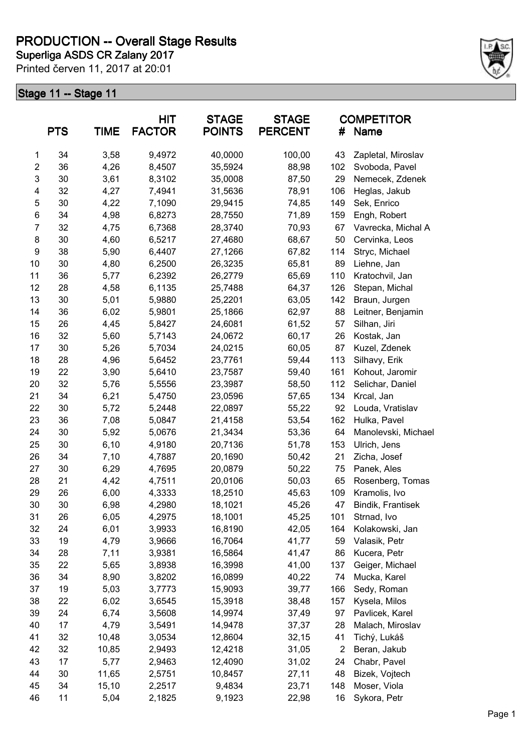# PRODUCTION -- Overall Stage Results

## Superliga ASDS CR Zalany 2017

Printed červen 11, 2017 at 20:01

### Stage 11 -- Stage 11

| | PTS | TIME | HIT FACTOR | STAGE POINTS | STAGE PERCENT | # | COMPETITOR Name |
|---|---|---|---|---|---|---|---|
| 1 | 34 | 3,58 | 9,4972 | 40,0000 | 100,00 | 43 | Zapletal, Miroslav |
| 2 | 36 | 4,26 | 8,4507 | 35,5924 | 88,98 | 102 | Svoboda, Pavel |
| 3 | 30 | 3,61 | 8,3102 | 35,0008 | 87,50 | 29 | Nemecek, Zdenek |
| 4 | 32 | 4,27 | 7,4941 | 31,5636 | 78,91 | 106 | Heglas, Jakub |
| 5 | 30 | 4,22 | 7,1090 | 29,9415 | 74,85 | 149 | Sek, Enrico |
| 6 | 34 | 4,98 | 6,8273 | 28,7550 | 71,89 | 159 | Engh, Robert |
| 7 | 32 | 4,75 | 6,7368 | 28,3740 | 70,93 | 67 | Vavrecka, Michal A |
| 8 | 30 | 4,60 | 6,5217 | 27,4680 | 68,67 | 50 | Cervinka, Leos |
| 9 | 38 | 5,90 | 6,4407 | 27,1266 | 67,82 | 114 | Stryc, Michael |
| 10 | 30 | 4,80 | 6,2500 | 26,3235 | 65,81 | 89 | Liehne, Jan |
| 11 | 36 | 5,77 | 6,2392 | 26,2779 | 65,69 | 110 | Kratochvil, Jan |
| 12 | 28 | 4,58 | 6,1135 | 25,7488 | 64,37 | 126 | Stepan, Michal |
| 13 | 30 | 5,01 | 5,9880 | 25,2201 | 63,05 | 142 | Braun, Jurgen |
| 14 | 36 | 6,02 | 5,9801 | 25,1866 | 62,97 | 88 | Leitner, Benjamin |
| 15 | 26 | 4,45 | 5,8427 | 24,6081 | 61,52 | 57 | Silhan, Jiri |
| 16 | 32 | 5,60 | 5,7143 | 24,0672 | 60,17 | 26 | Kostak, Jan |
| 17 | 30 | 5,26 | 5,7034 | 24,0215 | 60,05 | 87 | Kuzel, Zdenek |
| 18 | 28 | 4,96 | 5,6452 | 23,7761 | 59,44 | 113 | Silhavy, Erik |
| 19 | 22 | 3,90 | 5,6410 | 23,7587 | 59,40 | 161 | Kohout, Jaromir |
| 20 | 32 | 5,76 | 5,5556 | 23,3987 | 58,50 | 112 | Selichar, Daniel |
| 21 | 34 | 6,21 | 5,4750 | 23,0596 | 57,65 | 134 | Krcal, Jan |
| 22 | 30 | 5,72 | 5,2448 | 22,0897 | 55,22 | 92 | Louda, Vratislav |
| 23 | 36 | 7,08 | 5,0847 | 21,4158 | 53,54 | 162 | Hulka, Pavel |
| 24 | 30 | 5,92 | 5,0676 | 21,3434 | 53,36 | 64 | Manolevski, Michael |
| 25 | 30 | 6,10 | 4,9180 | 20,7136 | 51,78 | 153 | Ulrich, Jens |
| 26 | 34 | 7,10 | 4,7887 | 20,1690 | 50,42 | 21 | Zicha, Josef |
| 27 | 30 | 6,29 | 4,7695 | 20,0879 | 50,22 | 75 | Panek, Ales |
| 28 | 21 | 4,42 | 4,7511 | 20,0106 | 50,03 | 65 | Rosenberg, Tomas |
| 29 | 26 | 6,00 | 4,3333 | 18,2510 | 45,63 | 109 | Kramolis, Ivo |
| 30 | 30 | 6,98 | 4,2980 | 18,1021 | 45,26 | 47 | Bindik, Frantisek |
| 31 | 26 | 6,05 | 4,2975 | 18,1001 | 45,25 | 101 | Strnad, Ivo |
| 32 | 24 | 6,01 | 3,9933 | 16,8190 | 42,05 | 164 | Kolakowski, Jan |
| 33 | 19 | 4,79 | 3,9666 | 16,7064 | 41,77 | 59 | Valasik, Petr |
| 34 | 28 | 7,11 | 3,9381 | 16,5864 | 41,47 | 86 | Kucera, Petr |
| 35 | 22 | 5,65 | 3,8938 | 16,3998 | 41,00 | 137 | Geiger, Michael |
| 36 | 34 | 8,90 | 3,8202 | 16,0899 | 40,22 | 74 | Mucka, Karel |
| 37 | 19 | 5,03 | 3,7773 | 15,9093 | 39,77 | 166 | Sedy, Roman |
| 38 | 22 | 6,02 | 3,6545 | 15,3918 | 38,48 | 157 | Kysela, Milos |
| 39 | 24 | 6,74 | 3,5608 | 14,9974 | 37,49 | 97 | Pavlicek, Karel |
| 40 | 17 | 4,79 | 3,5491 | 14,9478 | 37,37 | 28 | Malach, Miroslav |
| 41 | 32 | 10,48 | 3,0534 | 12,8604 | 32,15 | 41 | Tichý, Lukáš |
| 42 | 32 | 10,85 | 2,9493 | 12,4218 | 31,05 | 2 | Beran, Jakub |
| 43 | 17 | 5,77 | 2,9463 | 12,4090 | 31,02 | 24 | Chabr, Pavel |
| 44 | 30 | 11,65 | 2,5751 | 10,8457 | 27,11 | 48 | Bizek, Vojtech |
| 45 | 34 | 15,10 | 2,2517 | 9,4834 | 23,71 | 148 | Moser, Viola |
| 46 | 11 | 5,04 | 2,1825 | 9,1923 | 22,98 | 16 | Sykora, Petr |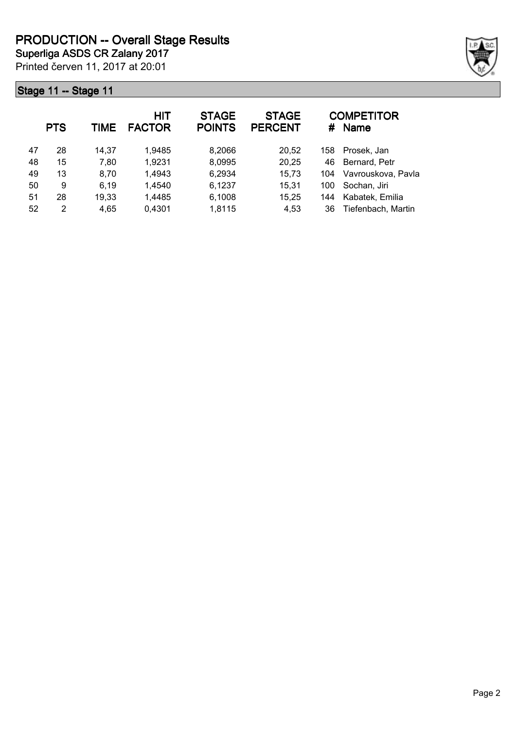# PRODUCTION -- Overall Stage Results

**Superliga ASDS CR Zalany 2017**

Printed červen 11, 2017 at 20:01

## Stage 11 -- Stage 11

| | PTS | TIME | HIT FACTOR | STAGE POINTS | STAGE PERCENT | # | COMPETITOR Name |
|---|---|---|---|---|---|---|---|
| 47 | 28 | 14,37 | 1,9485 | 8,2066 | 20,52 | 158 | Prosek, Jan |
| 48 | 15 | 7,80 | 1,9231 | 8,0995 | 20,25 | 46 | Bernard, Petr |
| 49 | 13 | 8,70 | 1,4943 | 6,2934 | 15,73 | 104 | Vavrouskova, Pavla |
| 50 | 9 | 6,19 | 1,4540 | 6,1237 | 15,31 | 100 | Sochan, Jiri |
| 51 | 28 | 19,33 | 1,4485 | 6,1008 | 15,25 | 144 | Kabatek, Emilia |
| 52 | 2 | 4,65 | 0,4301 | 1,8115 | 4,53 | 36 | Tiefenbach, Martin |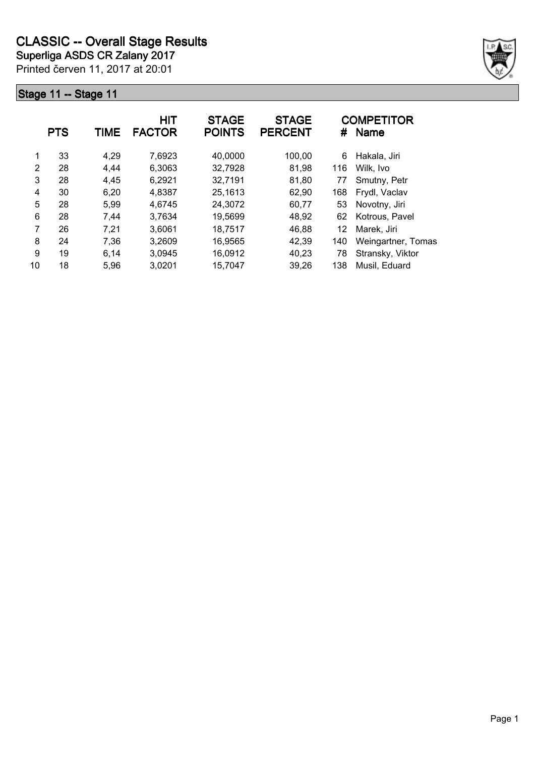# CLASSIC -- Overall Stage Results

**Superliga ASDS CR Zalany 2017**

Printed červen 11, 2017 at 20:01

## Stage 11 -- Stage 11

| | PTS | TIME | HIT FACTOR | STAGE POINTS | STAGE PERCENT | # | COMPETITOR Name |
|---|---|---|---|---|---|---|---|
| 1 | 33 | 4,29 | 7,6923 | 40,0000 | 100,00 | 6 | Hakala, Jiri |
| 2 | 28 | 4,44 | 6,3063 | 32,7928 | 81,98 | 116 | Wilk, Ivo |
| 3 | 28 | 4,45 | 6,2921 | 32,7191 | 81,80 | 77 | Smutny, Petr |
| 4 | 30 | 6,20 | 4,8387 | 25,1613 | 62,90 | 168 | Frydl, Vaclav |
| 5 | 28 | 5,99 | 4,6745 | 24,3072 | 60,77 | 53 | Novotny, Jiri |
| 6 | 28 | 7,44 | 3,7634 | 19,5699 | 48,92 | 62 | Kotrous, Pavel |
| 7 | 26 | 7,21 | 3,6061 | 18,7517 | 46,88 | 12 | Marek, Jiri |
| 8 | 24 | 7,36 | 3,2609 | 16,9565 | 42,39 | 140 | Weingartner, Tomas |
| 9 | 19 | 6,14 | 3,0945 | 16,0912 | 40,23 | 78 | Stransky, Viktor |
| 10 | 18 | 5,96 | 3,0201 | 15,7047 | 39,26 | 138 | Musil, Eduard |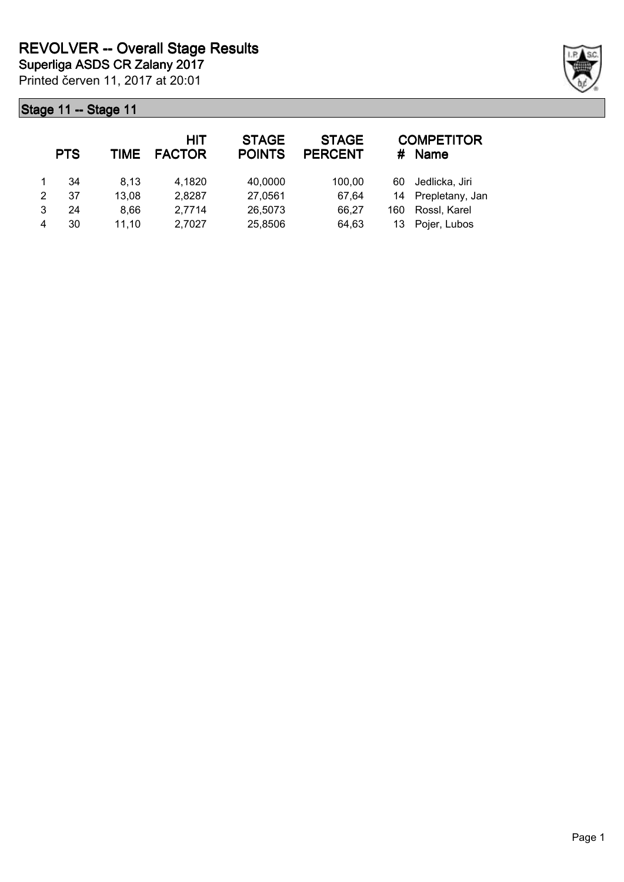# REVOLVER -- Overall Stage Results

**Superliga ASDS CR Zalany 2017**

Printed červen 11, 2017 at 20:01

## Stage 11 -- Stage 11

| | PTS | TIME | HIT FACTOR | STAGE POINTS | STAGE PERCENT | # | COMPETITOR Name |
|---|---|---|---|---|---|---|---|
| 1 | 34 | 8,13 | 4,1820 | 40,0000 | 100,00 | 60 | Jedlicka, Jiri |
| 2 | 37 | 13,08 | 2,8287 | 27,0561 | 67,64 | 14 | Prepletany, Jan |
| 3 | 24 | 8,66 | 2,7714 | 26,5073 | 66,27 | 160 | Rossl, Karel |
| 4 | 30 | 11,10 | 2,7027 | 25,8506 | 64,63 | 13 | Pojer, Lubos |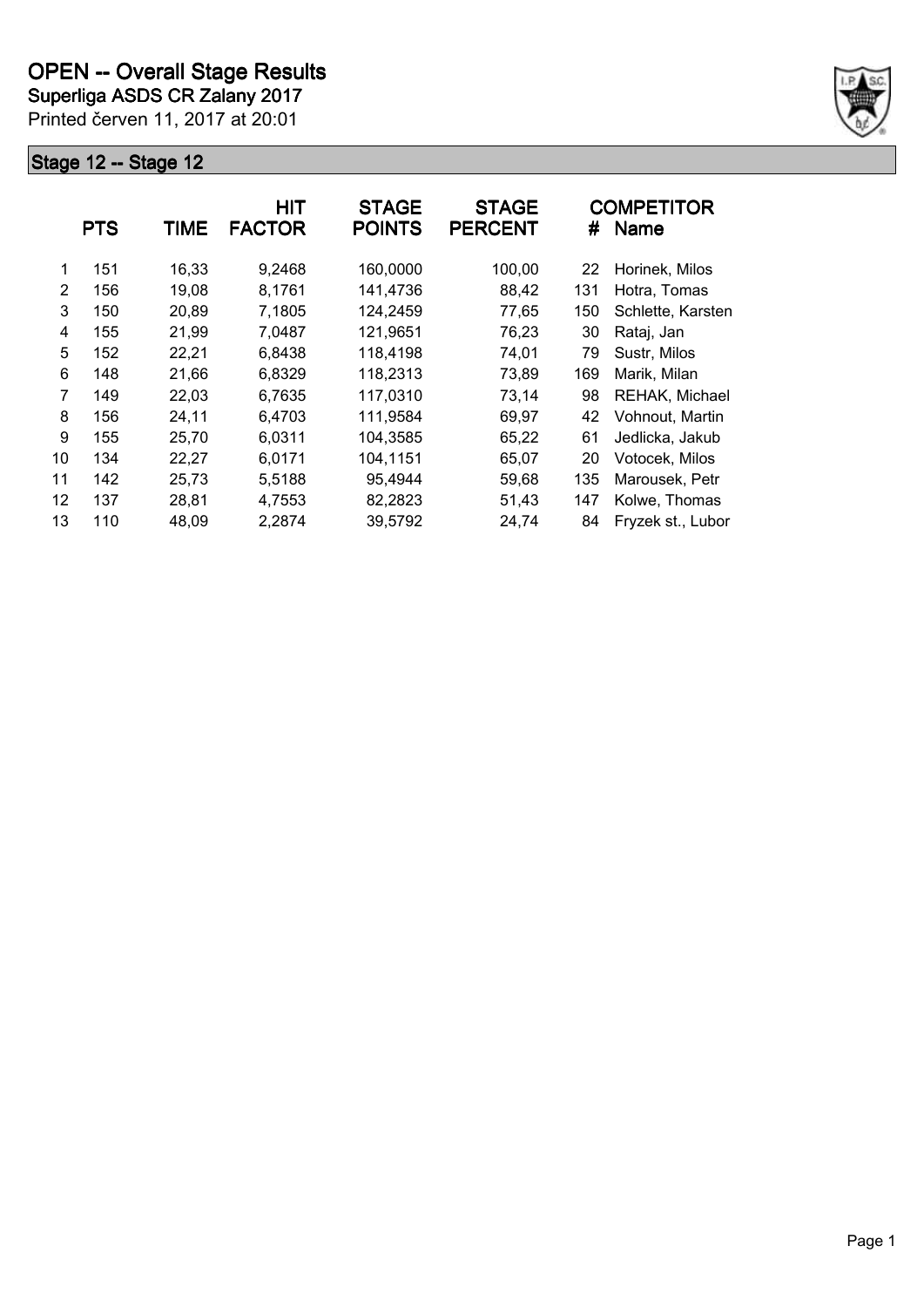# OPEN -- Overall Stage Results

**Superliga ASDS CR Zalany 2017**

Printed červen 11, 2017 at 20:01

## Stage 12 -- Stage 12

| | PTS | TIME | HIT FACTOR | STAGE POINTS | STAGE PERCENT | # | COMPETITOR Name |
|---|---|---|---|---|---|---|---|
| 1 | 151 | 16,33 | 9,2468 | 160,0000 | 100,00 | 22 | Horinek, Milos |
| 2 | 156 | 19,08 | 8,1761 | 141,4736 | 88,42 | 131 | Hotra, Tomas |
| 3 | 150 | 20,89 | 7,1805 | 124,2459 | 77,65 | 150 | Schlette, Karsten |
| 4 | 155 | 21,99 | 7,0487 | 121,9651 | 76,23 | 30 | Rataj, Jan |
| 5 | 152 | 22,21 | 6,8438 | 118,4198 | 74,01 | 79 | Sustr, Milos |
| 6 | 148 | 21,66 | 6,8329 | 118,2313 | 73,89 | 169 | Marik, Milan |
| 7 | 149 | 22,03 | 6,7635 | 117,0310 | 73,14 | 98 | REHAK, Michael |
| 8 | 156 | 24,11 | 6,4703 | 111,9584 | 69,97 | 42 | Vohnout, Martin |
| 9 | 155 | 25,70 | 6,0311 | 104,3585 | 65,22 | 61 | Jedlicka, Jakub |
| 10 | 134 | 22,27 | 6,0171 | 104,1151 | 65,07 | 20 | Votocek, Milos |
| 11 | 142 | 25,73 | 5,5188 | 95,4944 | 59,68 | 135 | Marousek, Petr |
| 12 | 137 | 28,81 | 4,7553 | 82,2823 | 51,43 | 147 | Kolwe, Thomas |
| 13 | 110 | 48,09 | 2,2874 | 39,5792 | 24,74 | 84 | Fryzek st., Lubor |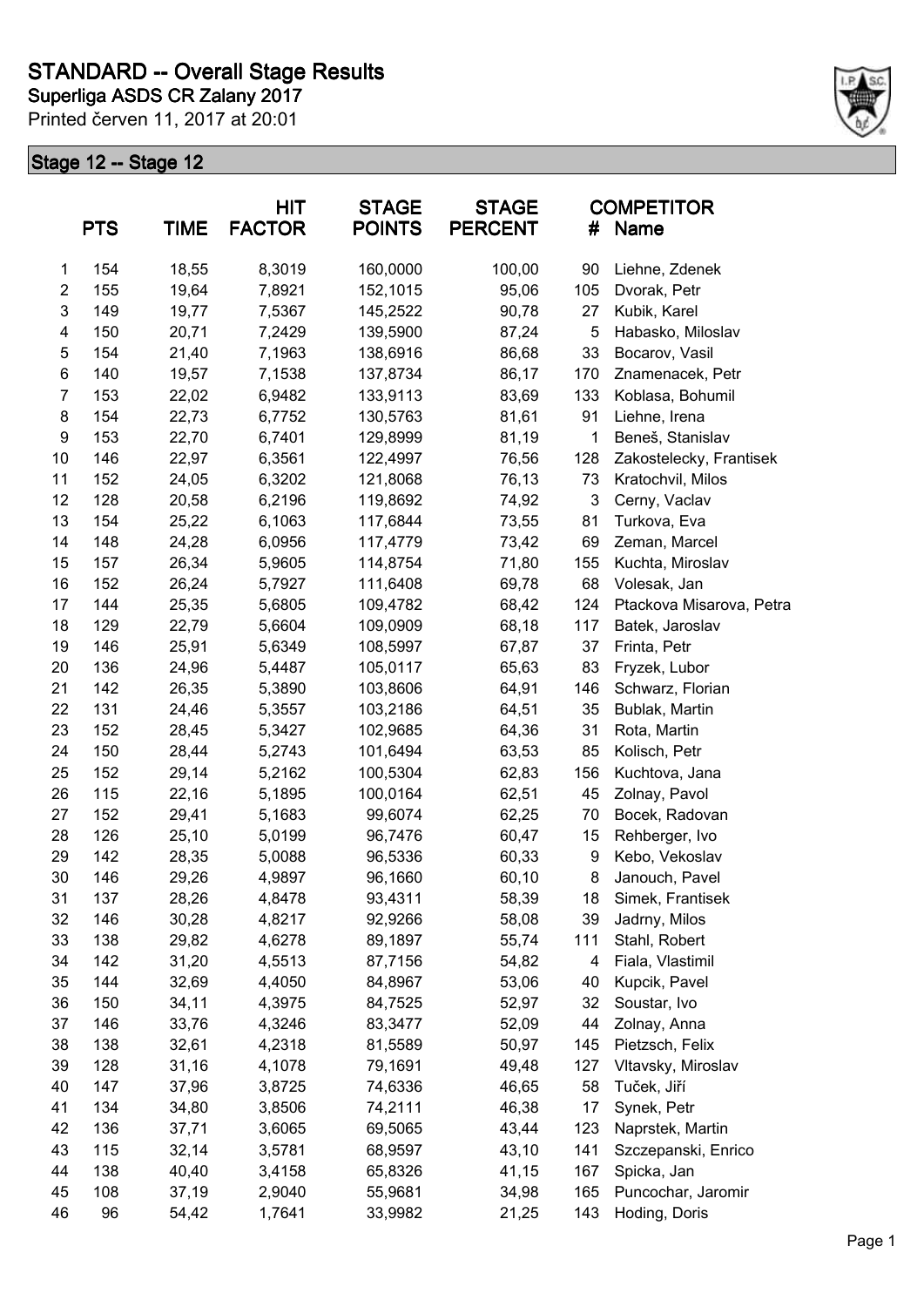# STANDARD -- Overall Stage Results

**Superliga ASDS CR Zalany 2017**

Printed červen 11, 2017 at 20:01

## Stage 12 -- Stage 12

| | PTS | TIME | HIT FACTOR | STAGE POINTS | STAGE PERCENT | # | COMPETITOR Name |
|---|---|---|---|---|---|---|---|
| 1 | 154 | 18,55 | 8,3019 | 160,0000 | 100,00 | 90 | Liehne, Zdenek |
| 2 | 155 | 19,64 | 7,8921 | 152,1015 | 95,06 | 105 | Dvorak, Petr |
| 3 | 149 | 19,77 | 7,5367 | 145,2522 | 90,78 | 27 | Kubik, Karel |
| 4 | 150 | 20,71 | 7,2429 | 139,5900 | 87,24 | 5 | Habasko, Miloslav |
| 5 | 154 | 21,40 | 7,1963 | 138,6916 | 86,68 | 33 | Bocarov, Vasil |
| 6 | 140 | 19,57 | 7,1538 | 137,8734 | 86,17 | 170 | Znamenacek, Petr |
| 7 | 153 | 22,02 | 6,9482 | 133,9113 | 83,69 | 133 | Koblasa, Bohumil |
| 8 | 154 | 22,73 | 6,7752 | 130,5763 | 81,61 | 91 | Liehne, Irena |
| 9 | 153 | 22,70 | 6,7401 | 129,8999 | 81,19 | 1 | Beneš, Stanislav |
| 10 | 146 | 22,97 | 6,3561 | 122,4997 | 76,56 | 128 | Zakostelecky, Frantisek |
| 11 | 152 | 24,05 | 6,3202 | 121,8068 | 76,13 | 73 | Kratochvil, Milos |
| 12 | 128 | 20,58 | 6,2196 | 119,8692 | 74,92 | 3 | Cerny, Vaclav |
| 13 | 154 | 25,22 | 6,1063 | 117,6844 | 73,55 | 81 | Turkova, Eva |
| 14 | 148 | 24,28 | 6,0956 | 117,4779 | 73,42 | 69 | Zeman, Marcel |
| 15 | 157 | 26,34 | 5,9605 | 114,8754 | 71,80 | 155 | Kuchta, Miroslav |
| 16 | 152 | 26,24 | 5,7927 | 111,6408 | 69,78 | 68 | Volesak, Jan |
| 17 | 144 | 25,35 | 5,6805 | 109,4782 | 68,42 | 124 | Ptackova Misarova, Petra |
| 18 | 129 | 22,79 | 5,6604 | 109,0909 | 68,18 | 117 | Batek, Jaroslav |
| 19 | 146 | 25,91 | 5,6349 | 108,5997 | 67,87 | 37 | Frinta, Petr |
| 20 | 136 | 24,96 | 5,4487 | 105,0117 | 65,63 | 83 | Fryzek, Lubor |
| 21 | 142 | 26,35 | 5,3890 | 103,8606 | 64,91 | 146 | Schwarz, Florian |
| 22 | 131 | 24,46 | 5,3557 | 103,2186 | 64,51 | 35 | Bublak, Martin |
| 23 | 152 | 28,45 | 5,3427 | 102,9685 | 64,36 | 31 | Rota, Martin |
| 24 | 150 | 28,44 | 5,2743 | 101,6494 | 63,53 | 85 | Kolisch, Petr |
| 25 | 152 | 29,14 | 5,2162 | 100,5304 | 62,83 | 156 | Kuchtova, Jana |
| 26 | 115 | 22,16 | 5,1895 | 100,0164 | 62,51 | 45 | Zolnay, Pavol |
| 27 | 152 | 29,41 | 5,1683 | 99,6074 | 62,25 | 70 | Bocek, Radovan |
| 28 | 126 | 25,10 | 5,0199 | 96,7476 | 60,47 | 15 | Rehberger, Ivo |
| 29 | 142 | 28,35 | 5,0088 | 96,5336 | 60,33 | 9 | Kebo, Vekoslav |
| 30 | 146 | 29,26 | 4,9897 | 96,1660 | 60,10 | 8 | Janouch, Pavel |
| 31 | 137 | 28,26 | 4,8478 | 93,4311 | 58,39 | 18 | Simek, Frantisek |
| 32 | 146 | 30,28 | 4,8217 | 92,9266 | 58,08 | 39 | Jadrny, Milos |
| 33 | 138 | 29,82 | 4,6278 | 89,1897 | 55,74 | 111 | Stahl, Robert |
| 34 | 142 | 31,20 | 4,5513 | 87,7156 | 54,82 | 4 | Fiala, Vlastimil |
| 35 | 144 | 32,69 | 4,4050 | 84,8967 | 53,06 | 40 | Kupcik, Pavel |
| 36 | 150 | 34,11 | 4,3975 | 84,7525 | 52,97 | 32 | Soustar, Ivo |
| 37 | 146 | 33,76 | 4,3246 | 83,3477 | 52,09 | 44 | Zolnay, Anna |
| 38 | 138 | 32,61 | 4,2318 | 81,5589 | 50,97 | 145 | Pietzsch, Felix |
| 39 | 128 | 31,16 | 4,1078 | 79,1691 | 49,48 | 127 | Vltavsky, Miroslav |
| 40 | 147 | 37,96 | 3,8725 | 74,6336 | 46,65 | 58 | Tuček, Jiří |
| 41 | 134 | 34,80 | 3,8506 | 74,2111 | 46,38 | 17 | Synek, Petr |
| 42 | 136 | 37,71 | 3,6065 | 69,5065 | 43,44 | 123 | Naprstek, Martin |
| 43 | 115 | 32,14 | 3,5781 | 68,9597 | 43,10 | 141 | Szczepanski, Enrico |
| 44 | 138 | 40,40 | 3,4158 | 65,8326 | 41,15 | 167 | Spicka, Jan |
| 45 | 108 | 37,19 | 2,9040 | 55,9681 | 34,98 | 165 | Puncochar, Jaromir |
| 46 | 96 | 54,42 | 1,7641 | 33,9982 | 21,25 | 143 | Hoding, Doris |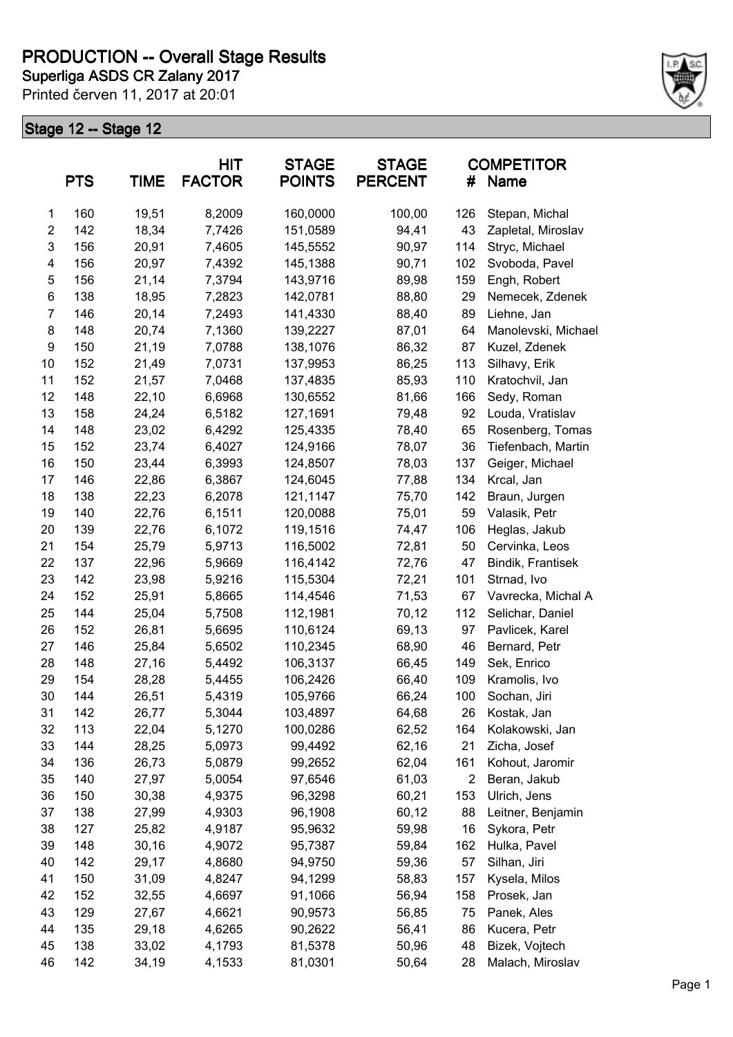# PRODUCTION -- Overall Stage Results

## Superliga ASDS CR Zalany 2017

Printed červen 11, 2017 at 20:01

### Stage 12 -- Stage 12

|  | PTS | TIME | HIT FACTOR | STAGE POINTS | STAGE PERCENT | # | COMPETITOR Name |
|---|---|---|---|---|---|---|---|
| 1 | 160 | 19,51 | 8,2009 | 160,0000 | 100,00 | 126 | Stepan, Michal |
| 2 | 142 | 18,34 | 7,7426 | 151,0589 | 94,41 | 43 | Zapletal, Miroslav |
| 3 | 156 | 20,91 | 7,4605 | 145,5552 | 90,97 | 114 | Stryc, Michael |
| 4 | 156 | 20,97 | 7,4392 | 145,1388 | 90,71 | 102 | Svoboda, Pavel |
| 5 | 156 | 21,14 | 7,3794 | 143,9716 | 89,98 | 159 | Engh, Robert |
| 6 | 138 | 18,95 | 7,2823 | 142,0781 | 88,80 | 29 | Nemecek, Zdenek |
| 7 | 146 | 20,14 | 7,2493 | 141,4330 | 88,40 | 89 | Liehne, Jan |
| 8 | 148 | 20,74 | 7,1360 | 139,2227 | 87,01 | 64 | Manolevski, Michael |
| 9 | 150 | 21,19 | 7,0788 | 138,1076 | 86,32 | 87 | Kuzel, Zdenek |
| 10 | 152 | 21,49 | 7,0731 | 137,9953 | 86,25 | 113 | Silhavy, Erik |
| 11 | 152 | 21,57 | 7,0468 | 137,4835 | 85,93 | 110 | Kratochvil, Jan |
| 12 | 148 | 22,10 | 6,6968 | 130,6552 | 81,66 | 166 | Sedy, Roman |
| 13 | 158 | 24,24 | 6,5182 | 127,1691 | 79,48 | 92 | Louda, Vratislav |
| 14 | 148 | 23,02 | 6,4292 | 125,4335 | 78,40 | 65 | Rosenberg, Tomas |
| 15 | 152 | 23,74 | 6,4027 | 124,9166 | 78,07 | 36 | Tiefenbach, Martin |
| 16 | 150 | 23,44 | 6,3993 | 124,8507 | 78,03 | 137 | Geiger, Michael |
| 17 | 146 | 22,86 | 6,3867 | 124,6045 | 77,88 | 134 | Krcal, Jan |
| 18 | 138 | 22,23 | 6,2078 | 121,1147 | 75,70 | 142 | Braun, Jurgen |
| 19 | 140 | 22,76 | 6,1511 | 120,0088 | 75,01 | 59 | Valasik, Petr |
| 20 | 139 | 22,76 | 6,1072 | 119,1516 | 74,47 | 106 | Heglas, Jakub |
| 21 | 154 | 25,79 | 5,9713 | 116,5002 | 72,81 | 50 | Cervinka, Leos |
| 22 | 137 | 22,96 | 5,9669 | 116,4142 | 72,76 | 47 | Bindik, Frantisek |
| 23 | 142 | 23,98 | 5,9216 | 115,5304 | 72,21 | 101 | Strnad, Ivo |
| 24 | 152 | 25,91 | 5,8665 | 114,4546 | 71,53 | 67 | Vavrecka, Michal A |
| 25 | 144 | 25,04 | 5,7508 | 112,1981 | 70,12 | 112 | Selichar, Daniel |
| 26 | 152 | 26,81 | 5,6695 | 110,6124 | 69,13 | 97 | Pavlicek, Karel |
| 27 | 146 | 25,84 | 5,6502 | 110,2345 | 68,90 | 46 | Bernard, Petr |
| 28 | 148 | 27,16 | 5,4492 | 106,3137 | 66,45 | 149 | Sek, Enrico |
| 29 | 154 | 28,28 | 5,4455 | 106,2426 | 66,40 | 109 | Kramolis, Ivo |
| 30 | 144 | 26,51 | 5,4319 | 105,9766 | 66,24 | 100 | Sochan, Jiri |
| 31 | 142 | 26,77 | 5,3044 | 103,4897 | 64,68 | 26 | Kostak, Jan |
| 32 | 113 | 22,04 | 5,1270 | 100,0286 | 62,52 | 164 | Kolakowski, Jan |
| 33 | 144 | 28,25 | 5,0973 | 99,4492 | 62,16 | 21 | Zicha, Josef |
| 34 | 136 | 26,73 | 5,0879 | 99,2652 | 62,04 | 161 | Kohout, Jaromir |
| 35 | 140 | 27,97 | 5,0054 | 97,6546 | 61,03 | 2 | Beran, Jakub |
| 36 | 150 | 30,38 | 4,9375 | 96,3298 | 60,21 | 153 | Ulrich, Jens |
| 37 | 138 | 27,99 | 4,9303 | 96,1908 | 60,12 | 88 | Leitner, Benjamin |
| 38 | 127 | 25,82 | 4,9187 | 95,9632 | 59,98 | 16 | Sykora, Petr |
| 39 | 148 | 30,16 | 4,9072 | 95,7387 | 59,84 | 162 | Hulka, Pavel |
| 40 | 142 | 29,17 | 4,8680 | 94,9750 | 59,36 | 57 | Silhan, Jiri |
| 41 | 150 | 31,09 | 4,8247 | 94,1299 | 58,83 | 157 | Kysela, Milos |
| 42 | 152 | 32,55 | 4,6697 | 91,1066 | 56,94 | 158 | Prosek, Jan |
| 43 | 129 | 27,67 | 4,6621 | 90,9573 | 56,85 | 75 | Panek, Ales |
| 44 | 135 | 29,18 | 4,6265 | 90,2622 | 56,41 | 86 | Kucera, Petr |
| 45 | 138 | 33,02 | 4,1793 | 81,5378 | 50,96 | 48 | Bizek, Vojtech |
| 46 | 142 | 34,19 | 4,1533 | 81,0301 | 50,64 | 28 | Malach, Miroslav |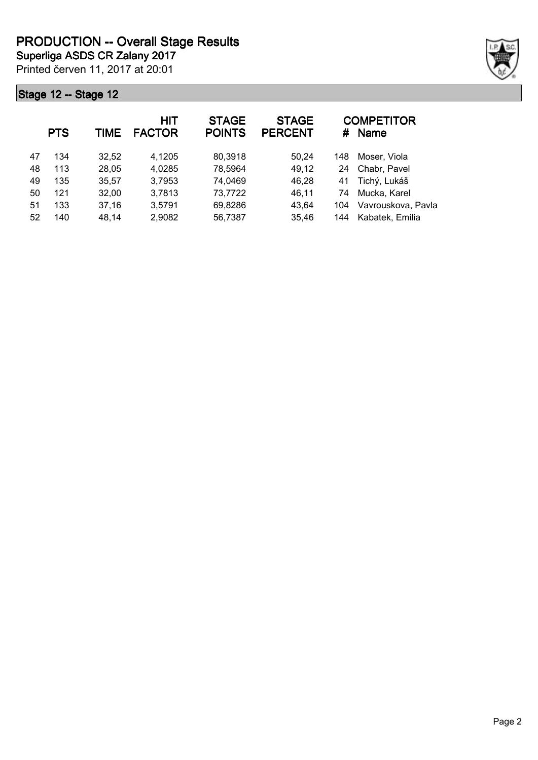# PRODUCTION -- Overall Stage Results

**Superliga ASDS CR Zalany 2017**

Printed červen 11, 2017 at 20:01

## Stage 12 -- Stage 12

| | PTS | TIME | HIT FACTOR | STAGE POINTS | STAGE PERCENT | # | COMPETITOR Name |
|---|---|---|---|---|---|---|---|
| 47 | 134 | 32,52 | 4,1205 | 80,3918 | 50,24 | 148 | Moser, Viola |
| 48 | 113 | 28,05 | 4,0285 | 78,5964 | 49,12 | 24 | Chabr, Pavel |
| 49 | 135 | 35,57 | 3,7953 | 74,0469 | 46,28 | 41 | Tichý, Lukáš |
| 50 | 121 | 32,00 | 3,7813 | 73,7722 | 46,11 | 74 | Mucka, Karel |
| 51 | 133 | 37,16 | 3,5791 | 69,8286 | 43,64 | 104 | Vavrouskova, Pavla |
| 52 | 140 | 48,14 | 2,9082 | 56,7387 | 35,46 | 144 | Kabatek, Emilia |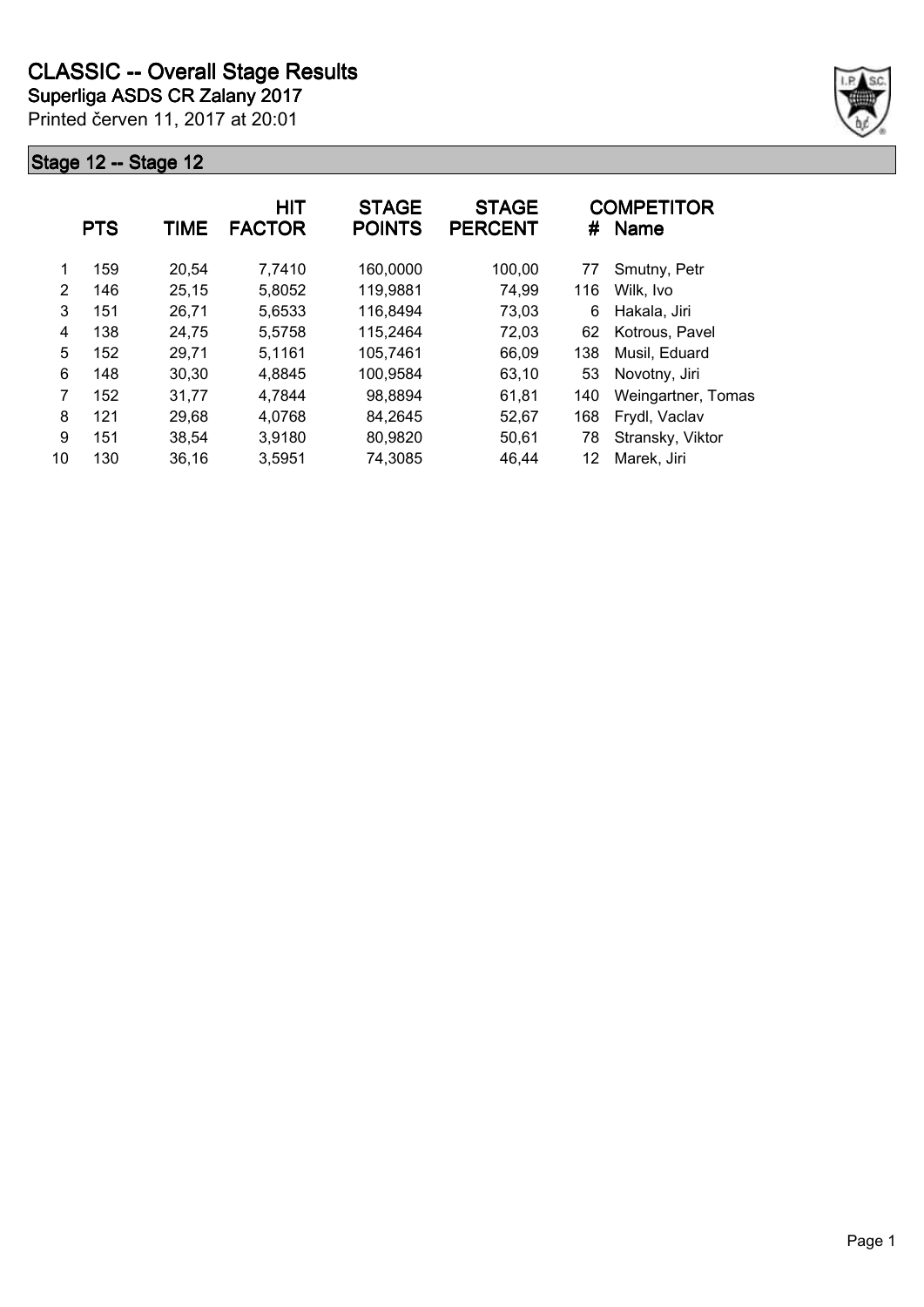# CLASSIC -- Overall Stage Results

**Superliga ASDS CR Zalany 2017**

Printed červen 11, 2017 at 20:01

## Stage 12 -- Stage 12

| | PTS | TIME | HIT FACTOR | STAGE POINTS | STAGE PERCENT | # | COMPETITOR Name |
|---|---|---|---|---|---|---|---|
| 1 | 159 | 20,54 | 7,7410 | 160,0000 | 100,00 | 77 | Smutny, Petr |
| 2 | 146 | 25,15 | 5,8052 | 119,9881 | 74,99 | 116 | Wilk, Ivo |
| 3 | 151 | 26,71 | 5,6533 | 116,8494 | 73,03 | 6 | Hakala, Jiri |
| 4 | 138 | 24,75 | 5,5758 | 115,2464 | 72,03 | 62 | Kotrous, Pavel |
| 5 | 152 | 29,71 | 5,1161 | 105,7461 | 66,09 | 138 | Musil, Eduard |
| 6 | 148 | 30,30 | 4,8845 | 100,9584 | 63,10 | 53 | Novotny, Jiri |
| 7 | 152 | 31,77 | 4,7844 | 98,8894 | 61,81 | 140 | Weingartner, Tomas |
| 8 | 121 | 29,68 | 4,0768 | 84,2645 | 52,67 | 168 | Frydl, Vaclav |
| 9 | 151 | 38,54 | 3,9180 | 80,9820 | 50,61 | 78 | Stransky, Viktor |
| 10 | 130 | 36,16 | 3,5951 | 74,3085 | 46,44 | 12 | Marek, Jiri |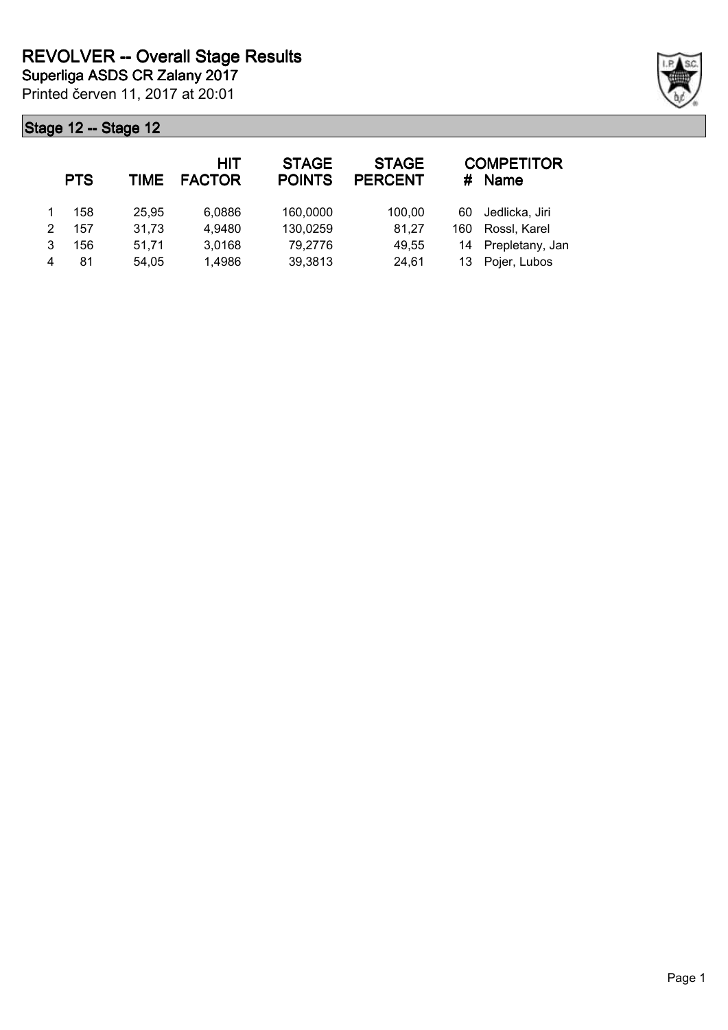# REVOLVER -- Overall Stage Results

**Superliga ASDS CR Zalany 2017**

Printed červen 11, 2017 at 20:01

## Stage 12 -- Stage 12

| | PTS | TIME | HIT FACTOR | STAGE POINTS | STAGE PERCENT | # | COMPETITOR Name |
|---|---|---|---|---|---|---|---|
| 1 | 158 | 25,95 | 6,0886 | 160,0000 | 100,00 | 60 | Jedlicka, Jiri |
| 2 | 157 | 31,73 | 4,9480 | 130,0259 | 81,27 | 160 | Rossl, Karel |
| 3 | 156 | 51,71 | 3,0168 | 79,2776 | 49,55 | 14 | Prepletany, Jan |
| 4 | 81 | 54,05 | 1,4986 | 39,3813 | 24,61 | 13 | Pojer, Lubos |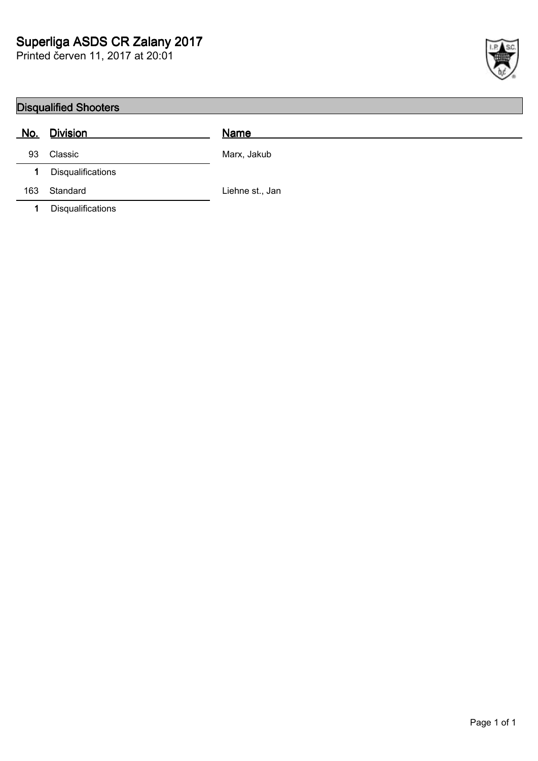# Superliga ASDS CR Zalany 2017

Printed červen 11, 2017 at 20:01

## Disqualified Shooters

| No. | Division | Name |
|---|---|---|
| 93 | Classic | Marx, Jakub |
| **1** | Disqualifications | |
| 163 | Standard | Liehne st., Jan |
| **1** | Disqualifications | |